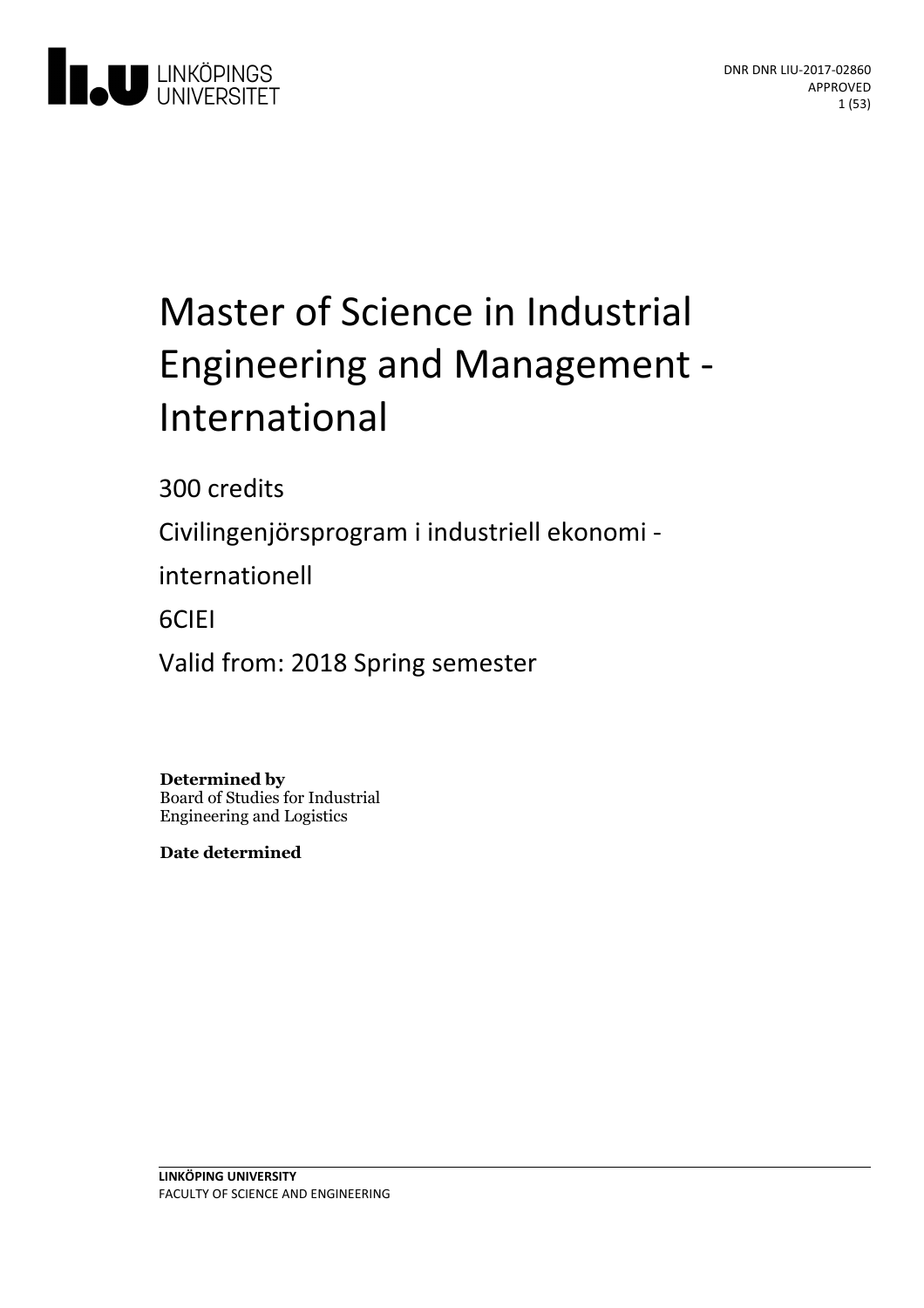DNR DNR LIU-2017-02860
APPROVED

# Master of Science in Industrial Engineering and Management - International

300 credits

Civilingenjörsprogram i industriell ekonomi - internationell

6CIEI

Valid from: 2018 Spring semester

**Determined by**
Board of Studies for Industrial Engineering and Logistics

**Date determined**

**LINKÖPING UNIVERSITY**
FACULTY OF SCIENCE AND ENGINEERING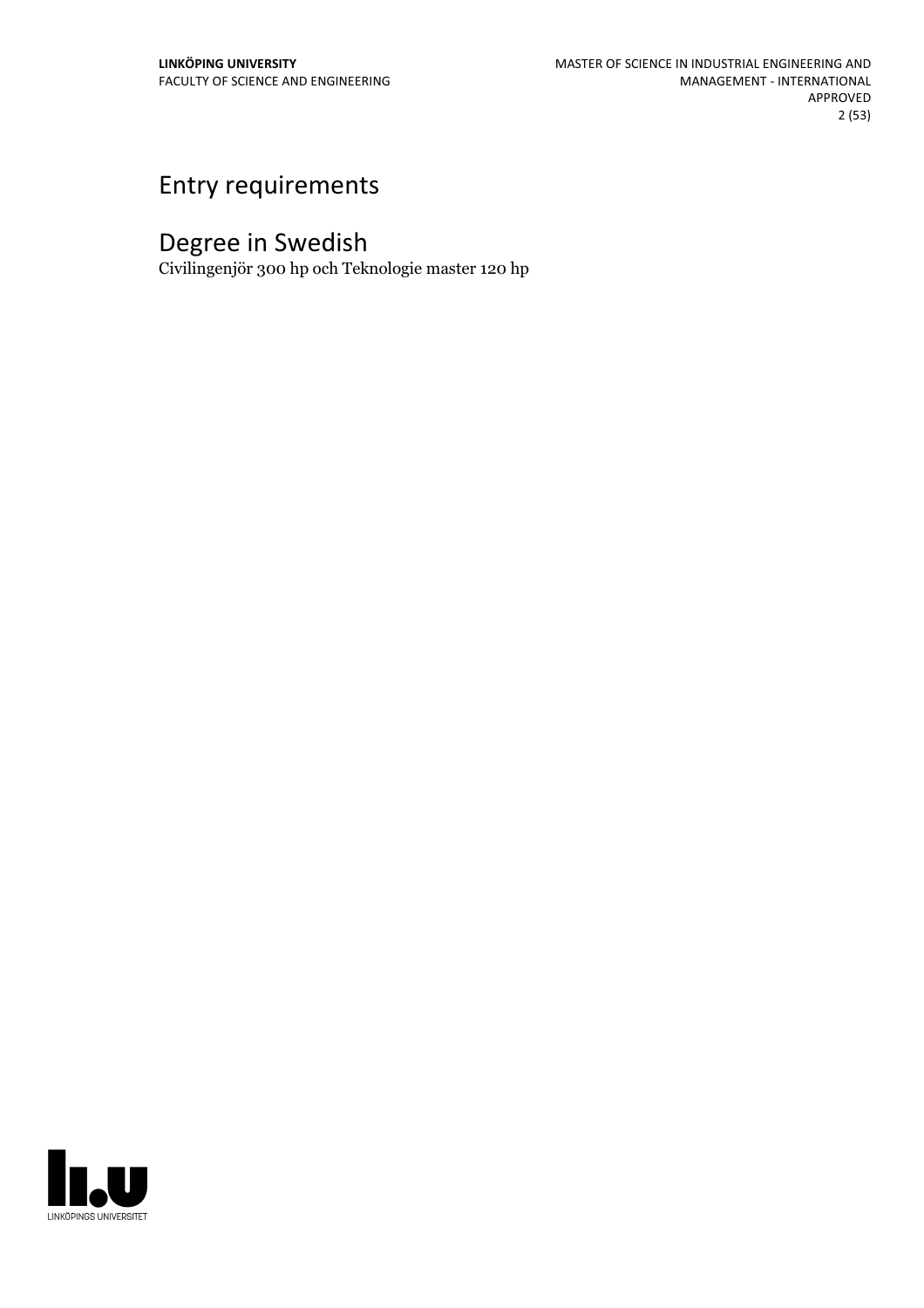# Entry requirements

# Degree in Swedish

Civilingenjör 300 hp och Teknologie master 120 hp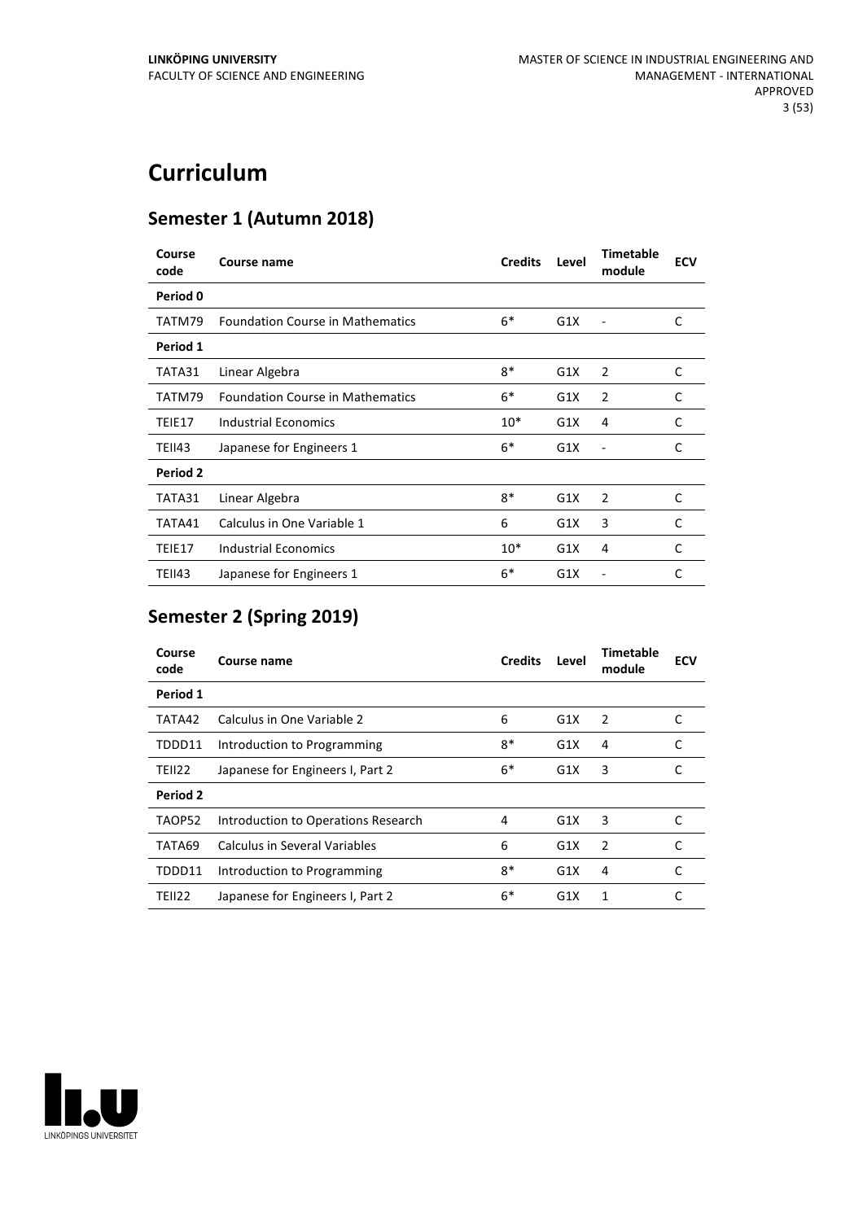# Curriculum

## Semester 1 (Autumn 2018)

| Course code | Course name | Credits | Level | Timetable module | ECV |
|---|---|---|---|---|---|
| **Period 0** | | | | | |
| TATM79 | Foundation Course in Mathematics | 6* | G1X | - | C |
| **Period 1** | | | | | |
| TATA31 | Linear Algebra | 8* | G1X | 2 | C |
| TATM79 | Foundation Course in Mathematics | 6* | G1X | 2 | C |
| TEIE17 | Industrial Economics | 10* | G1X | 4 | C |
| TEII43 | Japanese for Engineers 1 | 6* | G1X | - | C |
| **Period 2** | | | | | |
| TATA31 | Linear Algebra | 8* | G1X | 2 | C |
| TATA41 | Calculus in One Variable 1 | 6 | G1X | 3 | C |
| TEIE17 | Industrial Economics | 10* | G1X | 4 | C |
| TEII43 | Japanese for Engineers 1 | 6* | G1X | - | C |

## Semester 2 (Spring 2019)

| Course code | Course name | Credits | Level | Timetable module | ECV |
|---|---|---|---|---|---|
| **Period 1** | | | | | |
| TATA42 | Calculus in One Variable 2 | 6 | G1X | 2 | C |
| TDDD11 | Introduction to Programming | 8* | G1X | 4 | C |
| TEII22 | Japanese for Engineers I, Part 2 | 6* | G1X | 3 | C |
| **Period 2** | | | | | |
| TAOP52 | Introduction to Operations Research | 4 | G1X | 3 | C |
| TATA69 | Calculus in Several Variables | 6 | G1X | 2 | C |
| TDDD11 | Introduction to Programming | 8* | G1X | 4 | C |
| TEII22 | Japanese for Engineers I, Part 2 | 6* | G1X | 1 | C |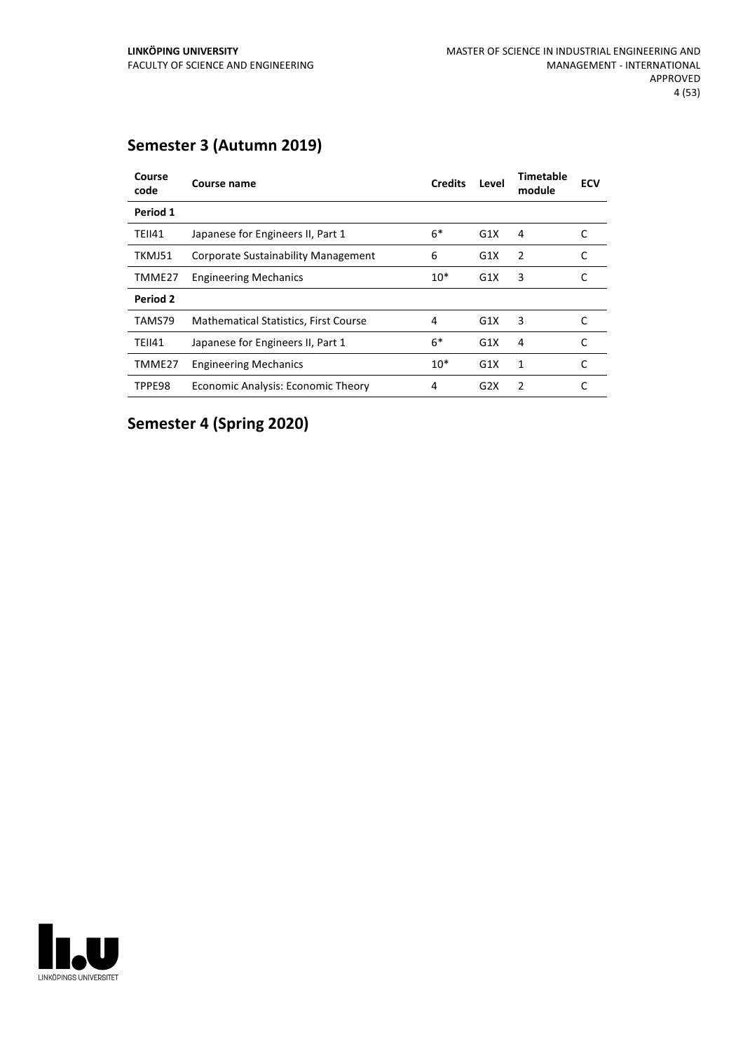## Semester 3 (Autumn 2019)

| Course code | Course name | Credits | Level | Timetable module | ECV |
|---|---|---|---|---|---|
| **Period 1** | | | | | |
| TEII41 | Japanese for Engineers II, Part 1 | 6* | G1X | 4 | C |
| TKMJ51 | Corporate Sustainability Management | 6 | G1X | 2 | C |
| TMME27 | Engineering Mechanics | 10* | G1X | 3 | C |
| **Period 2** | | | | | |
| TAMS79 | Mathematical Statistics, First Course | 4 | G1X | 3 | C |
| TEII41 | Japanese for Engineers II, Part 1 | 6* | G1X | 4 | C |
| TMME27 | Engineering Mechanics | 10* | G1X | 1 | C |
| TPPE98 | Economic Analysis: Economic Theory | 4 | G2X | 2 | C |

## Semester 4 (Spring 2020)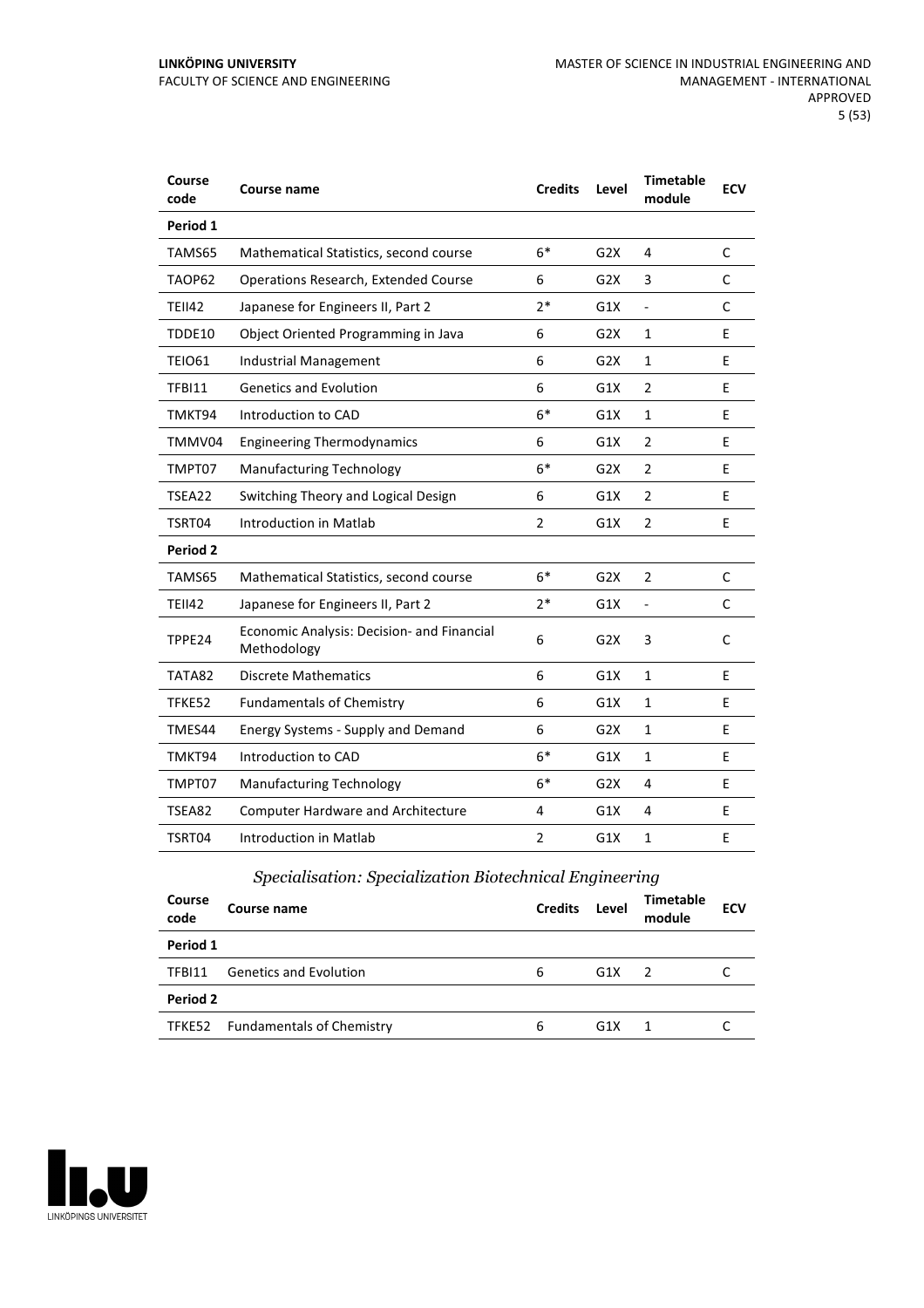| Course code | Course name | Credits | Level | Timetable module | ECV |
|---|---|---|---|---|---|
| **Period 1** | | | | | |
| TAMS65 | Mathematical Statistics, second course | 6* | G2X | 4 | C |
| TAOP62 | Operations Research, Extended Course | 6 | G2X | 3 | C |
| TEII42 | Japanese for Engineers II, Part 2 | 2* | G1X | - | C |
| TDDE10 | Object Oriented Programming in Java | 6 | G2X | 1 | E |
| TEIO61 | Industrial Management | 6 | G2X | 1 | E |
| TFBI11 | Genetics and Evolution | 6 | G1X | 2 | E |
| TMKT94 | Introduction to CAD | 6* | G1X | 1 | E |
| TMMV04 | Engineering Thermodynamics | 6 | G1X | 2 | E |
| TMPT07 | Manufacturing Technology | 6* | G2X | 2 | E |
| TSEA22 | Switching Theory and Logical Design | 6 | G1X | 2 | E |
| TSRT04 | Introduction in Matlab | 2 | G1X | 2 | E |
| **Period 2** | | | | | |
| TAMS65 | Mathematical Statistics, second course | 6* | G2X | 2 | C |
| TEII42 | Japanese for Engineers II, Part 2 | 2* | G1X | - | C |
| TPPE24 | Economic Analysis: Decision- and Financial Methodology | 6 | G2X | 3 | C |
| TATA82 | Discrete Mathematics | 6 | G1X | 1 | E |
| TFKE52 | Fundamentals of Chemistry | 6 | G1X | 1 | E |
| TMES44 | Energy Systems - Supply and Demand | 6 | G2X | 1 | E |
| TMKT94 | Introduction to CAD | 6* | G1X | 1 | E |
| TMPT07 | Manufacturing Technology | 6* | G2X | 4 | E |
| TSEA82 | Computer Hardware and Architecture | 4 | G1X | 4 | E |
| TSRT04 | Introduction in Matlab | 2 | G1X | 1 | E |

### *Specialisation: Specialization Biotechnical Engineering*

| Course code | Course name | Credits | Level | Timetable module | ECV |
|---|---|---|---|---|---|
| **Period 1** | | | | | |
| TFBI11 | Genetics and Evolution | 6 | G1X | 2 | C |
| **Period 2** | | | | | |
| TFKE52 | Fundamentals of Chemistry | 6 | G1X | 1 | C |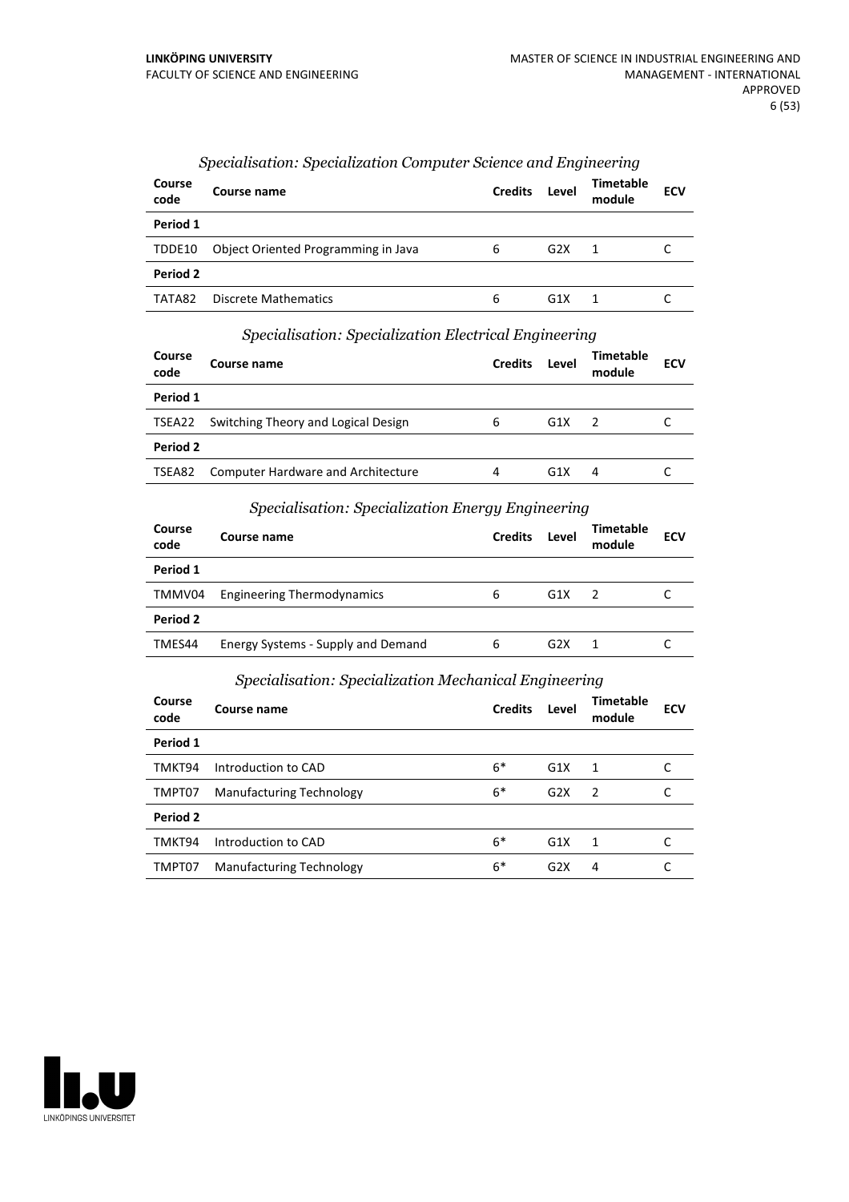*Specialisation: Specialization Computer Science and Engineering*

| Course code | Course name | Credits | Level | Timetable module | ECV |
|---|---|---|---|---|---|
| **Period 1** | | | | | |
| TDDE10 | Object Oriented Programming in Java | 6 | G2X | 1 | C |
| **Period 2** | | | | | |
| TATA82 | Discrete Mathematics | 6 | G1X | 1 | C |

*Specialisation: Specialization Electrical Engineering*

| Course code | Course name | Credits | Level | Timetable module | ECV |
|---|---|---|---|---|---|
| **Period 1** | | | | | |
| TSEA22 | Switching Theory and Logical Design | 6 | G1X | 2 | C |
| **Period 2** | | | | | |
| TSEA82 | Computer Hardware and Architecture | 4 | G1X | 4 | C |

*Specialisation: Specialization Energy Engineering*

| Course code | Course name | Credits | Level | Timetable module | ECV |
|---|---|---|---|---|---|
| **Period 1** | | | | | |
| TMMV04 | Engineering Thermodynamics | 6 | G1X | 2 | C |
| **Period 2** | | | | | |
| TMES44 | Energy Systems - Supply and Demand | 6 | G2X | 1 | C |

*Specialisation: Specialization Mechanical Engineering*

| Course code | Course name | Credits | Level | Timetable module | ECV |
|---|---|---|---|---|---|
| **Period 1** | | | | | |
| TMKT94 | Introduction to CAD | 6* | G1X | 1 | C |
| TMPT07 | Manufacturing Technology | 6* | G2X | 2 | C |
| **Period 2** | | | | | |
| TMKT94 | Introduction to CAD | 6* | G1X | 1 | C |
| TMPT07 | Manufacturing Technology | 6* | G2X | 4 | C |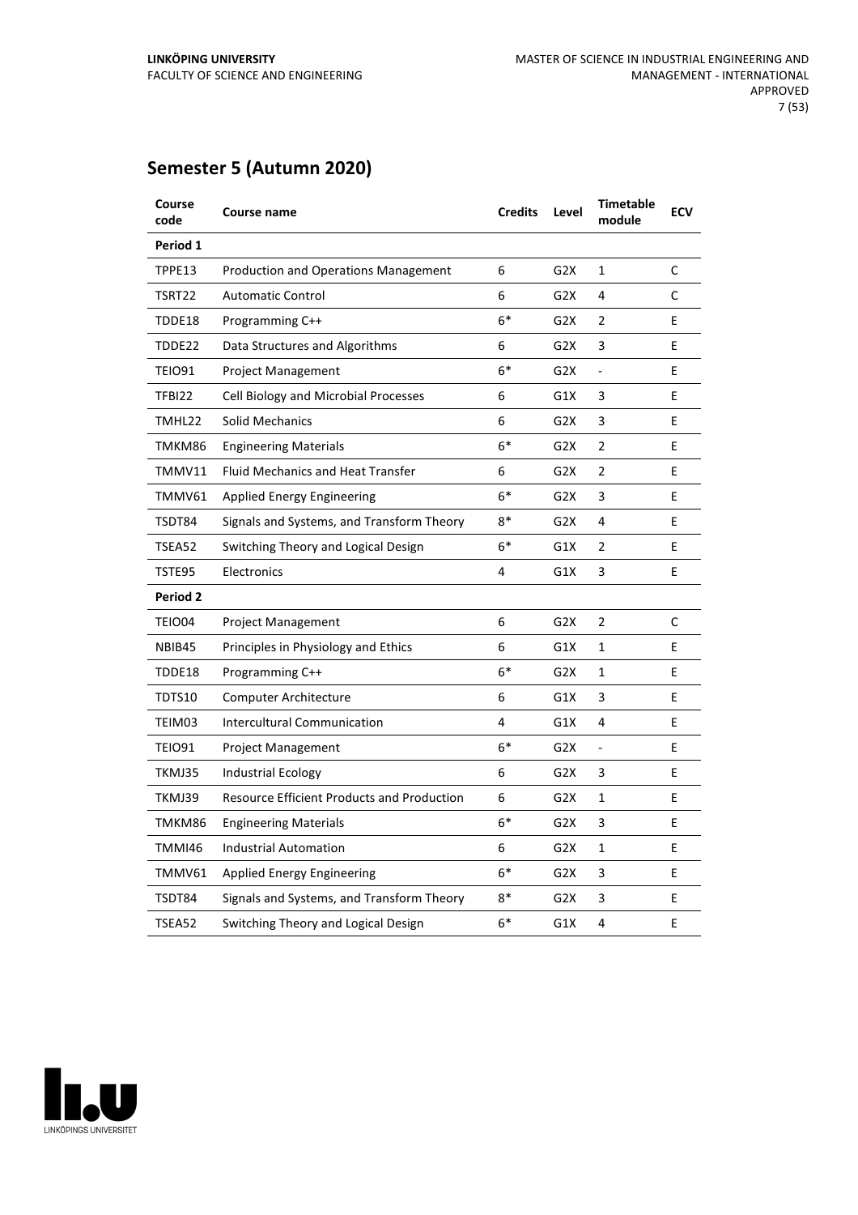## Semester 5 (Autumn 2020)

| Course code | Course name | Credits | Level | Timetable module | ECV |
|---|---|---|---|---|---|
| **Period 1** | | | | | |
| TPPE13 | Production and Operations Management | 6 | G2X | 1 | C |
| TSRT22 | Automatic Control | 6 | G2X | 4 | C |
| TDDE18 | Programming C++ | 6* | G2X | 2 | E |
| TDDE22 | Data Structures and Algorithms | 6 | G2X | 3 | E |
| TEIO91 | Project Management | 6* | G2X | - | E |
| TFBI22 | Cell Biology and Microbial Processes | 6 | G1X | 3 | E |
| TMHL22 | Solid Mechanics | 6 | G2X | 3 | E |
| TMKM86 | Engineering Materials | 6* | G2X | 2 | E |
| TMMV11 | Fluid Mechanics and Heat Transfer | 6 | G2X | 2 | E |
| TMMV61 | Applied Energy Engineering | 6* | G2X | 3 | E |
| TSDT84 | Signals and Systems, and Transform Theory | 8* | G2X | 4 | E |
| TSEA52 | Switching Theory and Logical Design | 6* | G1X | 2 | E |
| TSTE95 | Electronics | 4 | G1X | 3 | E |
| **Period 2** | | | | | |
| TEIO04 | Project Management | 6 | G2X | 2 | C |
| NBIB45 | Principles in Physiology and Ethics | 6 | G1X | 1 | E |
| TDDE18 | Programming C++ | 6* | G2X | 1 | E |
| TDTS10 | Computer Architecture | 6 | G1X | 3 | E |
| TEIM03 | Intercultural Communication | 4 | G1X | 4 | E |
| TEIO91 | Project Management | 6* | G2X | - | E |
| TKMJ35 | Industrial Ecology | 6 | G2X | 3 | E |
| TKMJ39 | Resource Efficient Products and Production | 6 | G2X | 1 | E |
| TMKM86 | Engineering Materials | 6* | G2X | 3 | E |
| TMMI46 | Industrial Automation | 6 | G2X | 1 | E |
| TMMV61 | Applied Energy Engineering | 6* | G2X | 3 | E |
| TSDT84 | Signals and Systems, and Transform Theory | 8* | G2X | 3 | E |
| TSEA52 | Switching Theory and Logical Design | 6* | G1X | 4 | E |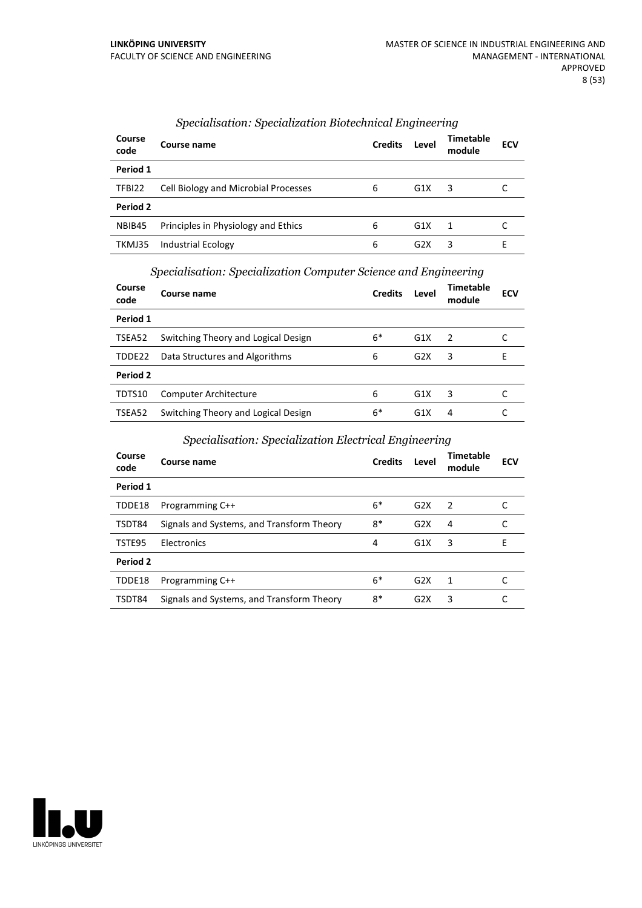### *Specialisation: Specialization Biotechnical Engineering*

| Course code | Course name | Credits | Level | Timetable module | ECV |
|---|---|---|---|---|---|
| **Period 1** | | | | | |
| TFBI22 | Cell Biology and Microbial Processes | 6 | G1X | 3 | C |
| **Period 2** | | | | | |
| NBIB45 | Principles in Physiology and Ethics | 6 | G1X | 1 | C |
| TKMJ35 | Industrial Ecology | 6 | G2X | 3 | E |

### *Specialisation: Specialization Computer Science and Engineering*

| Course code | Course name | Credits | Level | Timetable module | ECV |
|---|---|---|---|---|---|
| **Period 1** | | | | | |
| TSEA52 | Switching Theory and Logical Design | 6* | G1X | 2 | C |
| TDDE22 | Data Structures and Algorithms | 6 | G2X | 3 | E |
| **Period 2** | | | | | |
| TDTS10 | Computer Architecture | 6 | G1X | 3 | C |
| TSEA52 | Switching Theory and Logical Design | 6* | G1X | 4 | C |

### *Specialisation: Specialization Electrical Engineering*

| Course code | Course name | Credits | Level | Timetable module | ECV |
|---|---|---|---|---|---|
| **Period 1** | | | | | |
| TDDE18 | Programming C++ | 6* | G2X | 2 | C |
| TSDT84 | Signals and Systems, and Transform Theory | 8* | G2X | 4 | C |
| TSTE95 | Electronics | 4 | G1X | 3 | E |
| **Period 2** | | | | | |
| TDDE18 | Programming C++ | 6* | G2X | 1 | C |
| TSDT84 | Signals and Systems, and Transform Theory | 8* | G2X | 3 | C |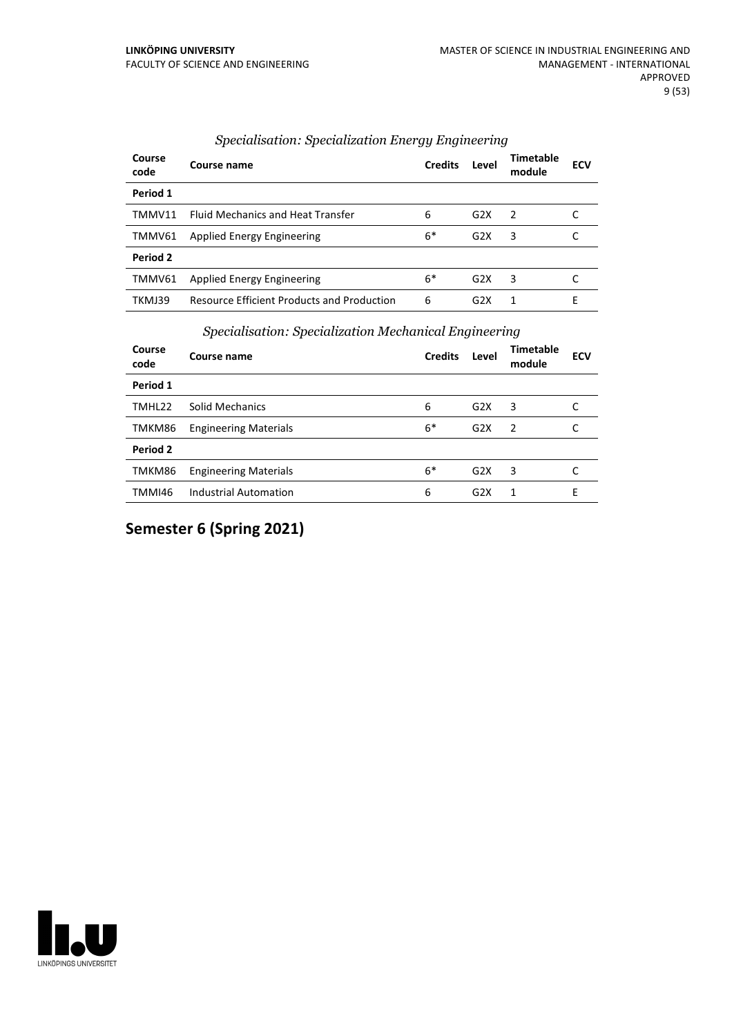*Specialisation: Specialization Energy Engineering*

| Course code | Course name | Credits | Level | Timetable module | ECV |
|---|---|---|---|---|---|
| **Period 1** | | | | | |
| TMMV11 | Fluid Mechanics and Heat Transfer | 6 | G2X | 2 | C |
| TMMV61 | Applied Energy Engineering | 6* | G2X | 3 | C |
| **Period 2** | | | | | |
| TMMV61 | Applied Energy Engineering | 6* | G2X | 3 | C |
| TKMJ39 | Resource Efficient Products and Production | 6 | G2X | 1 | E |

*Specialisation: Specialization Mechanical Engineering*

| Course code | Course name | Credits | Level | Timetable module | ECV |
|---|---|---|---|---|---|
| **Period 1** | | | | | |
| TMHL22 | Solid Mechanics | 6 | G2X | 3 | C |
| TMKM86 | Engineering Materials | 6* | G2X | 2 | C |
| **Period 2** | | | | | |
| TMKM86 | Engineering Materials | 6* | G2X | 3 | C |
| TMMI46 | Industrial Automation | 6 | G2X | 1 | E |

## Semester 6 (Spring 2021)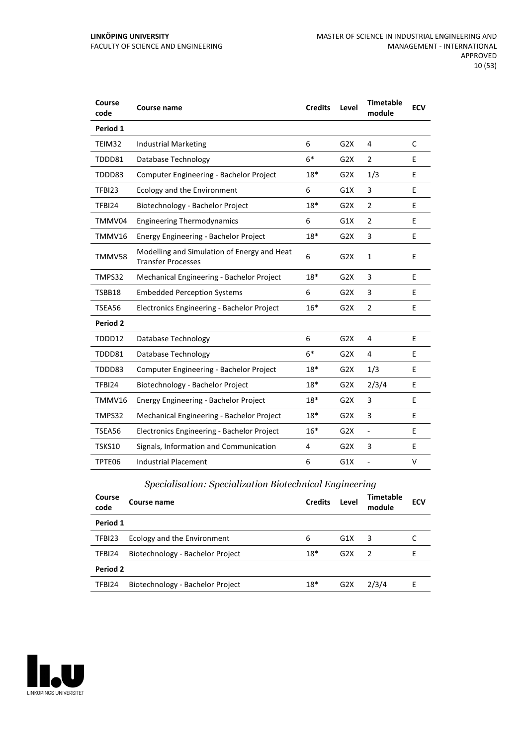| Course code | Course name | Credits | Level | Timetable module | ECV |
|---|---|---|---|---|---|
| **Period 1** | | | | | |
| TEIM32 | Industrial Marketing | 6 | G2X | 4 | C |
| TDDD81 | Database Technology | 6* | G2X | 2 | E |
| TDDD83 | Computer Engineering - Bachelor Project | 18* | G2X | 1/3 | E |
| TFBI23 | Ecology and the Environment | 6 | G1X | 3 | E |
| TFBI24 | Biotechnology - Bachelor Project | 18* | G2X | 2 | E |
| TMMV04 | Engineering Thermodynamics | 6 | G1X | 2 | E |
| TMMV16 | Energy Engineering - Bachelor Project | 18* | G2X | 3 | E |
| TMMV58 | Modelling and Simulation of Energy and Heat Transfer Processes | 6 | G2X | 1 | E |
| TMPS32 | Mechanical Engineering - Bachelor Project | 18* | G2X | 3 | E |
| TSBB18 | Embedded Perception Systems | 6 | G2X | 3 | E |
| TSEA56 | Electronics Engineering - Bachelor Project | 16* | G2X | 2 | E |
| **Period 2** | | | | | |
| TDDD12 | Database Technology | 6 | G2X | 4 | E |
| TDDD81 | Database Technology | 6* | G2X | 4 | E |
| TDDD83 | Computer Engineering - Bachelor Project | 18* | G2X | 1/3 | E |
| TFBI24 | Biotechnology - Bachelor Project | 18* | G2X | 2/3/4 | E |
| TMMV16 | Energy Engineering - Bachelor Project | 18* | G2X | 3 | E |
| TMPS32 | Mechanical Engineering - Bachelor Project | 18* | G2X | 3 | E |
| TSEA56 | Electronics Engineering - Bachelor Project | 16* | G2X | - | E |
| TSKS10 | Signals, Information and Communication | 4 | G2X | 3 | E |
| TPTE06 | Industrial Placement | 6 | G1X | - | V |

### *Specialisation: Specialization Biotechnical Engineering*

| Course code | Course name | Credits | Level | Timetable module | ECV |
|---|---|---|---|---|---|
| **Period 1** | | | | | |
| TFBI23 | Ecology and the Environment | 6 | G1X | 3 | C |
| TFBI24 | Biotechnology - Bachelor Project | 18* | G2X | 2 | E |
| **Period 2** | | | | | |
| TFBI24 | Biotechnology - Bachelor Project | 18* | G2X | 2/3/4 | E |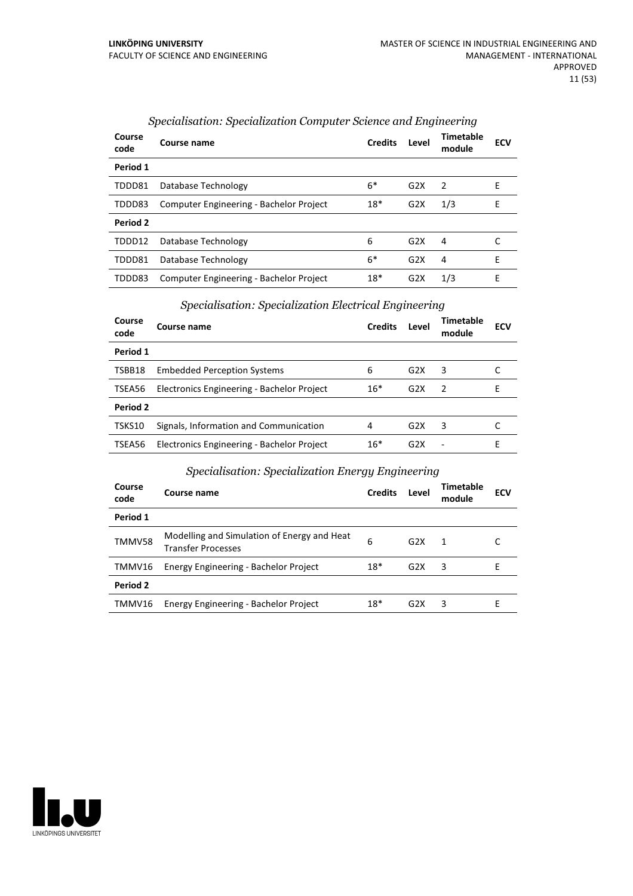*Specialisation: Specialization Computer Science and Engineering*

| Course code | Course name | Credits | Level | Timetable module | ECV |
|---|---|---|---|---|---|
| **Period 1** | | | | | |
| TDDD81 | Database Technology | 6* | G2X | 2 | E |
| TDDD83 | Computer Engineering - Bachelor Project | 18* | G2X | 1/3 | E |
| **Period 2** | | | | | |
| TDDD12 | Database Technology | 6 | G2X | 4 | C |
| TDDD81 | Database Technology | 6* | G2X | 4 | E |
| TDDD83 | Computer Engineering - Bachelor Project | 18* | G2X | 1/3 | E |

*Specialisation: Specialization Electrical Engineering*

| Course code | Course name | Credits | Level | Timetable module | ECV |
|---|---|---|---|---|---|
| **Period 1** | | | | | |
| TSBB18 | Embedded Perception Systems | 6 | G2X | 3 | C |
| TSEA56 | Electronics Engineering - Bachelor Project | 16* | G2X | 2 | E |
| **Period 2** | | | | | |
| TSKS10 | Signals, Information and Communication | 4 | G2X | 3 | C |
| TSEA56 | Electronics Engineering - Bachelor Project | 16* | G2X | - | E |

*Specialisation: Specialization Energy Engineering*

| Course code | Course name | Credits | Level | Timetable module | ECV |
|---|---|---|---|---|---|
| **Period 1** | | | | | |
| TMMV58 | Modelling and Simulation of Energy and Heat Transfer Processes | 6 | G2X | 1 | C |
| TMMV16 | Energy Engineering - Bachelor Project | 18* | G2X | 3 | E |
| **Period 2** | | | | | |
| TMMV16 | Energy Engineering - Bachelor Project | 18* | G2X | 3 | E |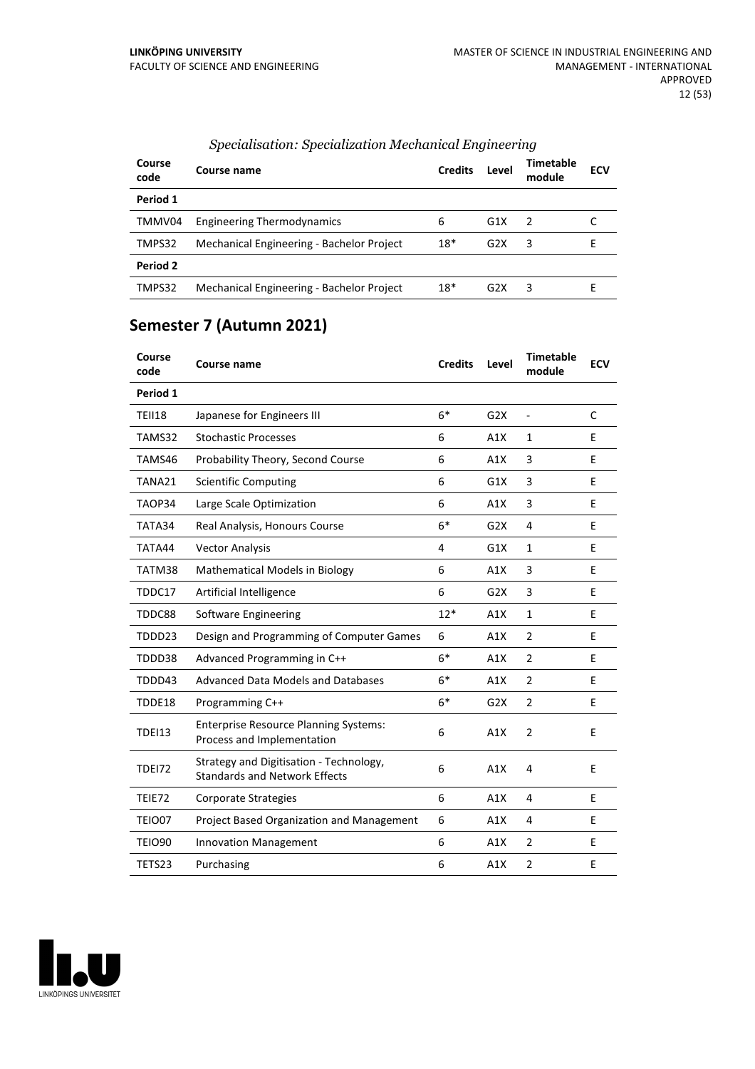### *Specialisation: Specialization Mechanical Engineering*

| Course code | Course name | Credits | Level | Timetable module | ECV |
|---|---|---|---|---|---|
| **Period 1** | | | | | |
| TMMV04 | Engineering Thermodynamics | 6 | G1X | 2 | C |
| TMPS32 | Mechanical Engineering - Bachelor Project | 18* | G2X | 3 | E |
| **Period 2** | | | | | |
| TMPS32 | Mechanical Engineering - Bachelor Project | 18* | G2X | 3 | E |

## Semester 7 (Autumn 2021)

| Course code | Course name | Credits | Level | Timetable module | ECV |
|---|---|---|---|---|---|
| **Period 1** | | | | | |
| TEII18 | Japanese for Engineers III | 6* | G2X | - | C |
| TAMS32 | Stochastic Processes | 6 | A1X | 1 | E |
| TAMS46 | Probability Theory, Second Course | 6 | A1X | 3 | E |
| TANA21 | Scientific Computing | 6 | G1X | 3 | E |
| TAOP34 | Large Scale Optimization | 6 | A1X | 3 | E |
| TATA34 | Real Analysis, Honours Course | 6* | G2X | 4 | E |
| TATA44 | Vector Analysis | 4 | G1X | 1 | E |
| TATM38 | Mathematical Models in Biology | 6 | A1X | 3 | E |
| TDDC17 | Artificial Intelligence | 6 | G2X | 3 | E |
| TDDC88 | Software Engineering | 12* | A1X | 1 | E |
| TDDD23 | Design and Programming of Computer Games | 6 | A1X | 2 | E |
| TDDD38 | Advanced Programming in C++ | 6* | A1X | 2 | E |
| TDDD43 | Advanced Data Models and Databases | 6* | A1X | 2 | E |
| TDDE18 | Programming C++ | 6* | G2X | 2 | E |
| TDEI13 | Enterprise Resource Planning Systems: Process and Implementation | 6 | A1X | 2 | E |
| TDEI72 | Strategy and Digitisation - Technology, Standards and Network Effects | 6 | A1X | 4 | E |
| TEIE72 | Corporate Strategies | 6 | A1X | 4 | E |
| TEIO07 | Project Based Organization and Management | 6 | A1X | 4 | E |
| TEIO90 | Innovation Management | 6 | A1X | 2 | E |
| TETS23 | Purchasing | 6 | A1X | 2 | E |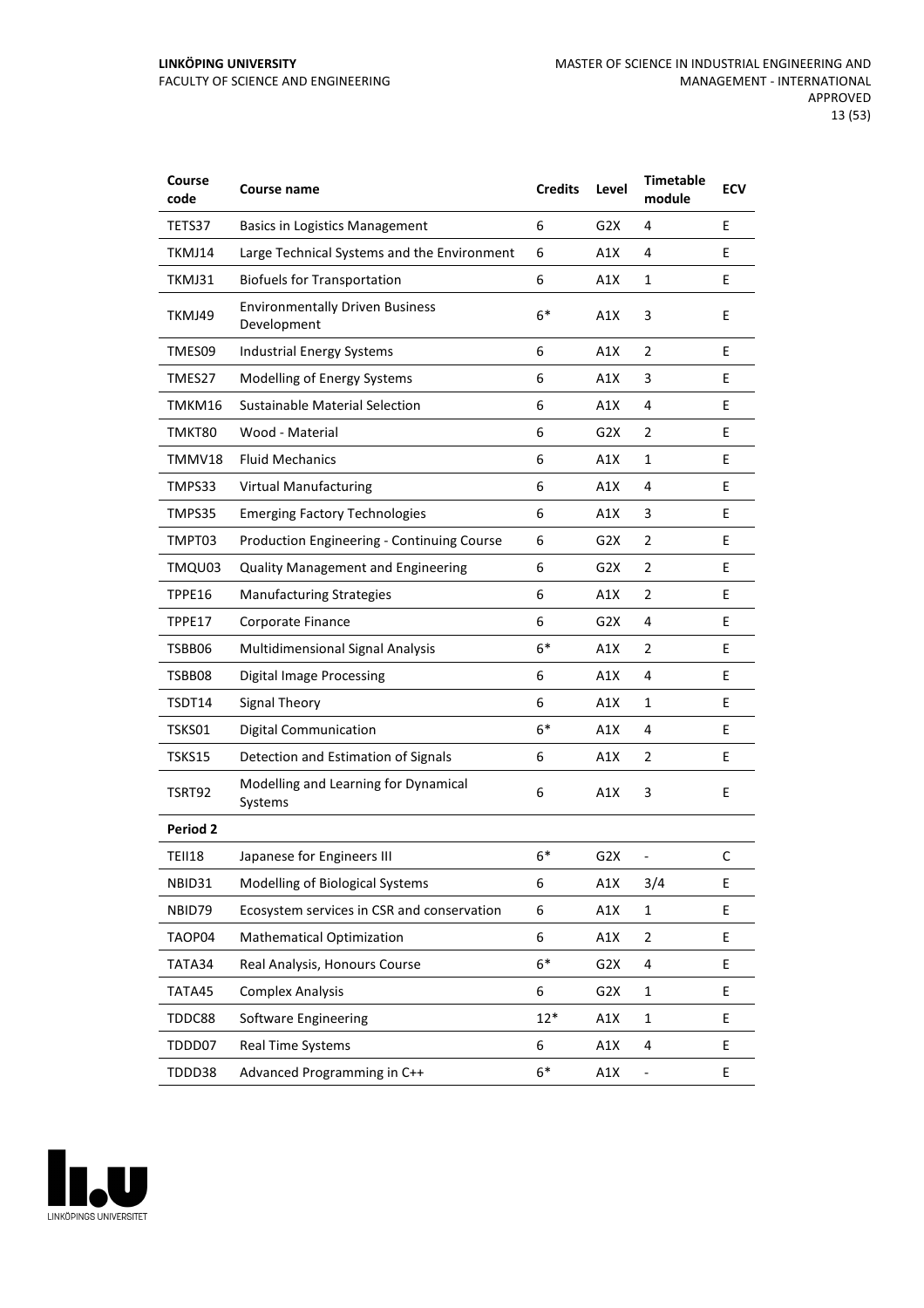| Course code | Course name | Credits | Level | Timetable module | ECV |
|---|---|---|---|---|---|
| TETS37 | Basics in Logistics Management | 6 | G2X | 4 | E |
| TKMJ14 | Large Technical Systems and the Environment | 6 | A1X | 4 | E |
| TKMJ31 | Biofuels for Transportation | 6 | A1X | 1 | E |
| TKMJ49 | Environmentally Driven Business Development | 6* | A1X | 3 | E |
| TMES09 | Industrial Energy Systems | 6 | A1X | 2 | E |
| TMES27 | Modelling of Energy Systems | 6 | A1X | 3 | E |
| TMKM16 | Sustainable Material Selection | 6 | A1X | 4 | E |
| TMKT80 | Wood - Material | 6 | G2X | 2 | E |
| TMMV18 | Fluid Mechanics | 6 | A1X | 1 | E |
| TMPS33 | Virtual Manufacturing | 6 | A1X | 4 | E |
| TMPS35 | Emerging Factory Technologies | 6 | A1X | 3 | E |
| TMPT03 | Production Engineering - Continuing Course | 6 | G2X | 2 | E |
| TMQU03 | Quality Management and Engineering | 6 | G2X | 2 | E |
| TPPE16 | Manufacturing Strategies | 6 | A1X | 2 | E |
| TPPE17 | Corporate Finance | 6 | G2X | 4 | E |
| TSBB06 | Multidimensional Signal Analysis | 6* | A1X | 2 | E |
| TSBB08 | Digital Image Processing | 6 | A1X | 4 | E |
| TSDT14 | Signal Theory | 6 | A1X | 1 | E |
| TSKS01 | Digital Communication | 6* | A1X | 4 | E |
| TSKS15 | Detection and Estimation of Signals | 6 | A1X | 2 | E |
| TSRT92 | Modelling and Learning for Dynamical Systems | 6 | A1X | 3 | E |
| **Period 2** | | | | | |
| TEII18 | Japanese for Engineers III | 6* | G2X | - | C |
| NBID31 | Modelling of Biological Systems | 6 | A1X | 3/4 | E |
| NBID79 | Ecosystem services in CSR and conservation | 6 | A1X | 1 | E |
| TAOP04 | Mathematical Optimization | 6 | A1X | 2 | E |
| TATA34 | Real Analysis, Honours Course | 6* | G2X | 4 | E |
| TATA45 | Complex Analysis | 6 | G2X | 1 | E |
| TDDC88 | Software Engineering | 12* | A1X | 1 | E |
| TDDD07 | Real Time Systems | 6 | A1X | 4 | E |
| TDDD38 | Advanced Programming in C++ | 6* | A1X | - | E |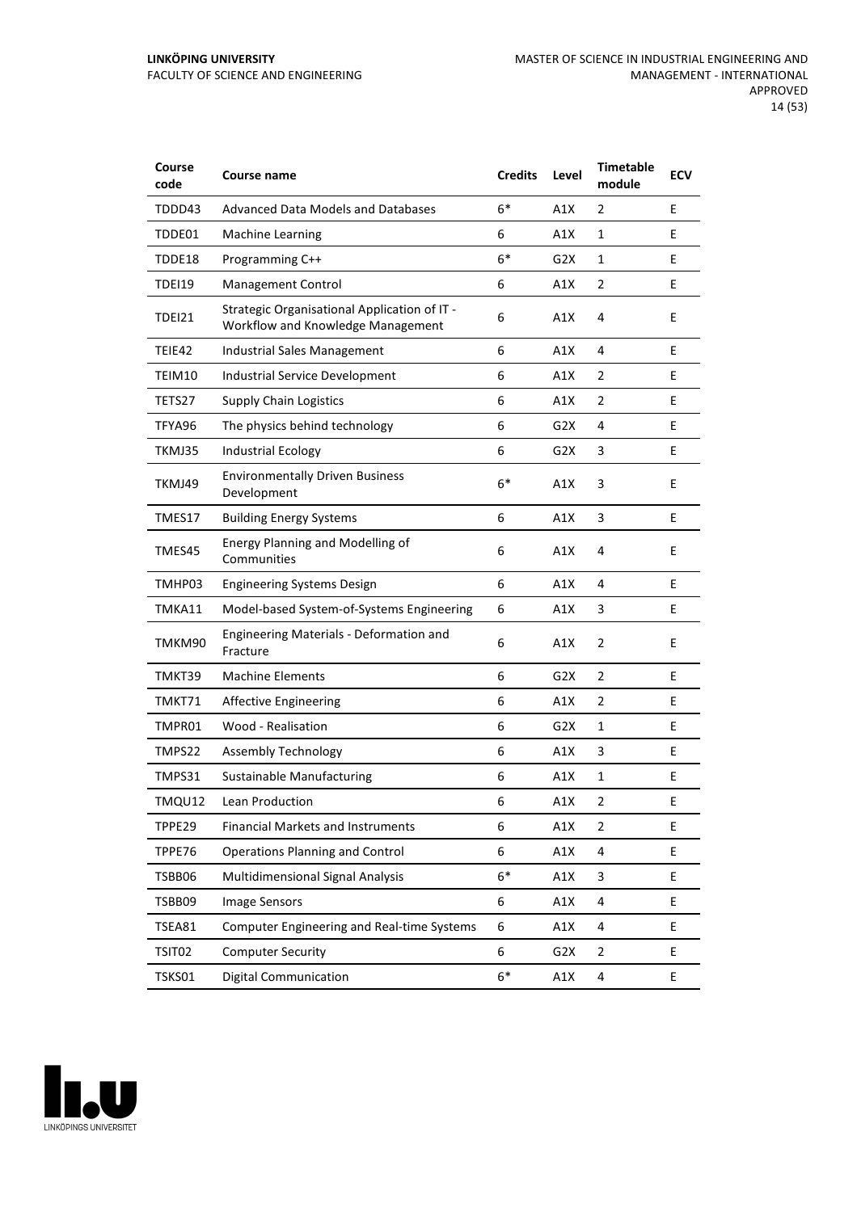| Course code | Course name | Credits | Level | Timetable module | ECV |
|---|---|---|---|---|---|
| TDDD43 | Advanced Data Models and Databases | 6* | A1X | 2 | E |
| TDDE01 | Machine Learning | 6 | A1X | 1 | E |
| TDDE18 | Programming C++ | 6* | G2X | 1 | E |
| TDEI19 | Management Control | 6 | A1X | 2 | E |
| TDEI21 | Strategic Organisational Application of IT - Workflow and Knowledge Management | 6 | A1X | 4 | E |
| TEIE42 | Industrial Sales Management | 6 | A1X | 4 | E |
| TEIM10 | Industrial Service Development | 6 | A1X | 2 | E |
| TETS27 | Supply Chain Logistics | 6 | A1X | 2 | E |
| TFYA96 | The physics behind technology | 6 | G2X | 4 | E |
| TKMJ35 | Industrial Ecology | 6 | G2X | 3 | E |
| TKMJ49 | Environmentally Driven Business Development | 6* | A1X | 3 | E |
| TMES17 | Building Energy Systems | 6 | A1X | 3 | E |
| TMES45 | Energy Planning and Modelling of Communities | 6 | A1X | 4 | E |
| TMHP03 | Engineering Systems Design | 6 | A1X | 4 | E |
| TMKA11 | Model-based System-of-Systems Engineering | 6 | A1X | 3 | E |
| TMKM90 | Engineering Materials - Deformation and Fracture | 6 | A1X | 2 | E |
| TMKT39 | Machine Elements | 6 | G2X | 2 | E |
| TMKT71 | Affective Engineering | 6 | A1X | 2 | E |
| TMPR01 | Wood - Realisation | 6 | G2X | 1 | E |
| TMPS22 | Assembly Technology | 6 | A1X | 3 | E |
| TMPS31 | Sustainable Manufacturing | 6 | A1X | 1 | E |
| TMQU12 | Lean Production | 6 | A1X | 2 | E |
| TPPE29 | Financial Markets and Instruments | 6 | A1X | 2 | E |
| TPPE76 | Operations Planning and Control | 6 | A1X | 4 | E |
| TSBB06 | Multidimensional Signal Analysis | 6* | A1X | 3 | E |
| TSBB09 | Image Sensors | 6 | A1X | 4 | E |
| TSEA81 | Computer Engineering and Real-time Systems | 6 | A1X | 4 | E |
| TSIT02 | Computer Security | 6 | G2X | 2 | E |
| TSKS01 | Digital Communication | 6* | A1X | 4 | E |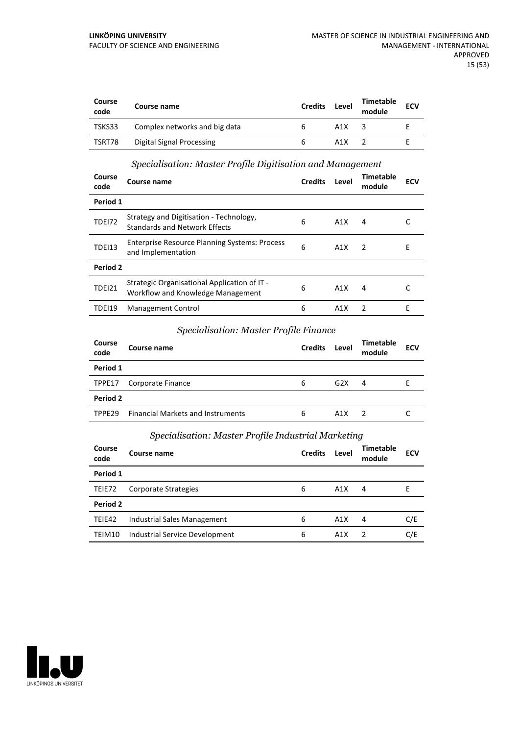| Course code | Course name | Credits | Level | Timetable module | ECV |
|---|---|---|---|---|---|
| TSKS33 | Complex networks and big data | 6 | A1X | 3 | E |
| TSRT78 | Digital Signal Processing | 6 | A1X | 2 | E |

### *Specialisation: Master Profile Digitisation and Management*

| Course code | Course name | Credits | Level | Timetable module | ECV |
|---|---|---|---|---|---|
| **Period 1** | | | | | |
| TDEI72 | Strategy and Digitisation - Technology, Standards and Network Effects | 6 | A1X | 4 | C |
| TDEI13 | Enterprise Resource Planning Systems: Process and Implementation | 6 | A1X | 2 | E |
| **Period 2** | | | | | |
| TDEI21 | Strategic Organisational Application of IT - Workflow and Knowledge Management | 6 | A1X | 4 | C |
| TDEI19 | Management Control | 6 | A1X | 2 | E |

### *Specialisation: Master Profile Finance*

| Course code | Course name | Credits | Level | Timetable module | ECV |
|---|---|---|---|---|---|
| **Period 1** | | | | | |
| TPPE17 | Corporate Finance | 6 | G2X | 4 | E |
| **Period 2** | | | | | |
| TPPE29 | Financial Markets and Instruments | 6 | A1X | 2 | C |

### *Specialisation: Master Profile Industrial Marketing*

| Course code | Course name | Credits | Level | Timetable module | ECV |
|---|---|---|---|---|---|
| **Period 1** | | | | | |
| TEIE72 | Corporate Strategies | 6 | A1X | 4 | E |
| **Period 2** | | | | | |
| TEIE42 | Industrial Sales Management | 6 | A1X | 4 | C/E |
| TEIM10 | Industrial Service Development | 6 | A1X | 2 | C/E |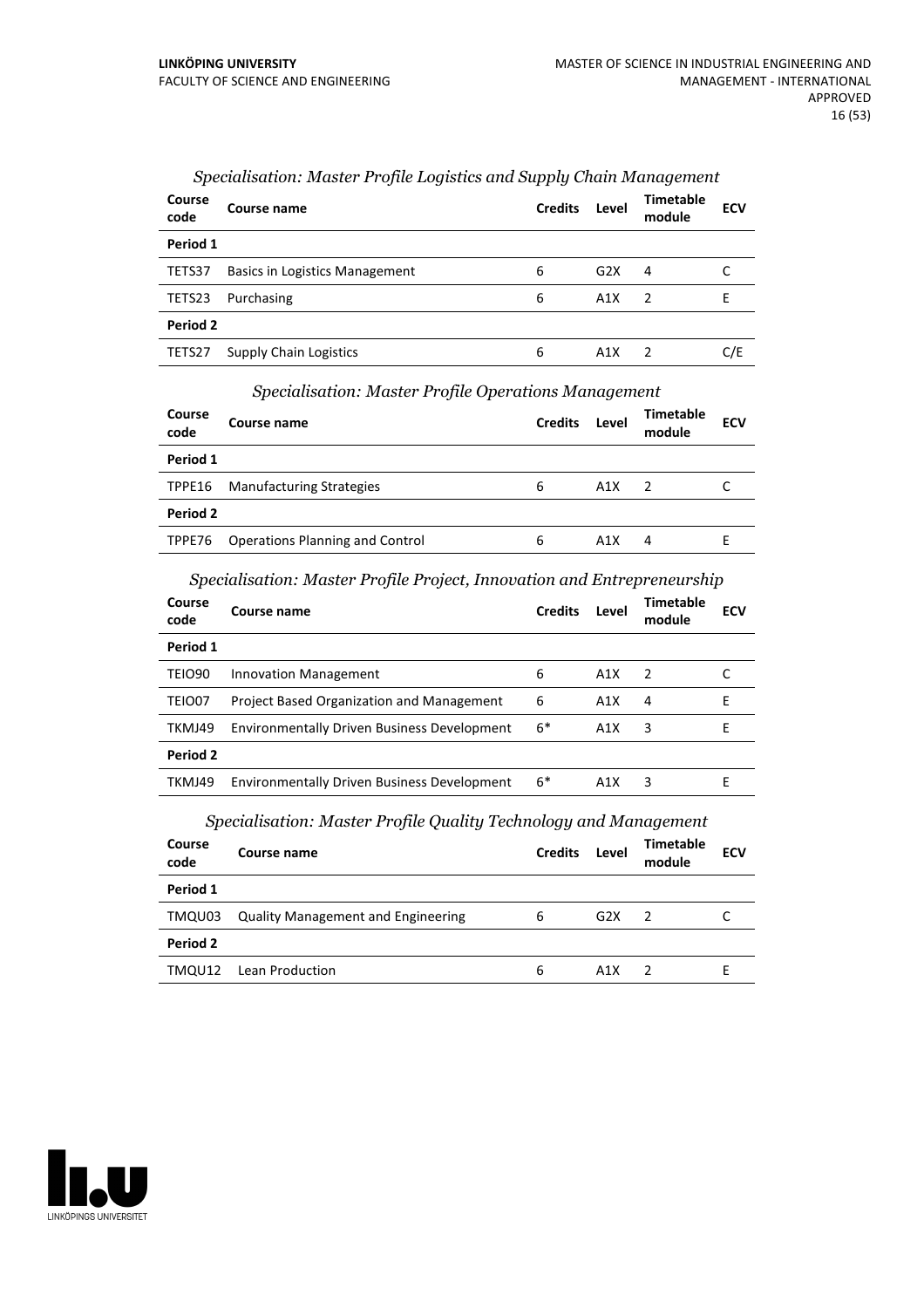*Specialisation: Master Profile Logistics and Supply Chain Management*

| Course code | Course name | Credits | Level | Timetable module | ECV |
|---|---|---|---|---|---|
| **Period 1** | | | | | |
| TETS37 | Basics in Logistics Management | 6 | G2X | 4 | C |
| TETS23 | Purchasing | 6 | A1X | 2 | E |
| **Period 2** | | | | | |
| TETS27 | Supply Chain Logistics | 6 | A1X | 2 | C/E |

*Specialisation: Master Profile Operations Management*

| Course code | Course name | Credits | Level | Timetable module | ECV |
|---|---|---|---|---|---|
| **Period 1** | | | | | |
| TPPE16 | Manufacturing Strategies | 6 | A1X | 2 | C |
| **Period 2** | | | | | |
| TPPE76 | Operations Planning and Control | 6 | A1X | 4 | E |

*Specialisation: Master Profile Project, Innovation and Entrepreneurship*

| Course code | Course name | Credits | Level | Timetable module | ECV |
|---|---|---|---|---|---|
| **Period 1** | | | | | |
| TEIO90 | Innovation Management | 6 | A1X | 2 | C |
| TEIO07 | Project Based Organization and Management | 6 | A1X | 4 | E |
| TKMJ49 | Environmentally Driven Business Development | 6* | A1X | 3 | E |
| **Period 2** | | | | | |
| TKMJ49 | Environmentally Driven Business Development | 6* | A1X | 3 | E |

*Specialisation: Master Profile Quality Technology and Management*

| Course code | Course name | Credits | Level | Timetable module | ECV |
|---|---|---|---|---|---|
| **Period 1** | | | | | |
| TMQU03 | Quality Management and Engineering | 6 | G2X | 2 | C |
| **Period 2** | | | | | |
| TMQU12 | Lean Production | 6 | A1X | 2 | E |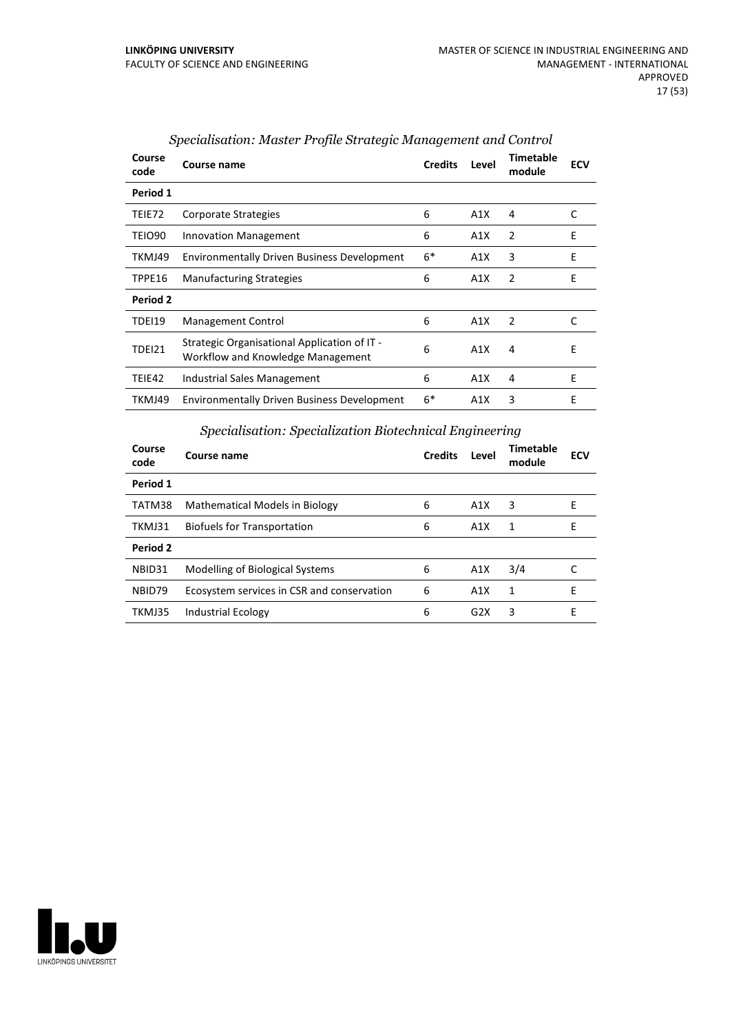### *Specialisation: Master Profile Strategic Management and Control*

| Course code | Course name | Credits | Level | Timetable module | ECV |
|---|---|---|---|---|---|
| **Period 1** | | | | | |
| TEIE72 | Corporate Strategies | 6 | A1X | 4 | C |
| TEIO90 | Innovation Management | 6 | A1X | 2 | E |
| TKMJ49 | Environmentally Driven Business Development | 6* | A1X | 3 | E |
| TPPE16 | Manufacturing Strategies | 6 | A1X | 2 | E |
| **Period 2** | | | | | |
| TDEI19 | Management Control | 6 | A1X | 2 | C |
| TDEI21 | Strategic Organisational Application of IT - Workflow and Knowledge Management | 6 | A1X | 4 | E |
| TEIE42 | Industrial Sales Management | 6 | A1X | 4 | E |
| TKMJ49 | Environmentally Driven Business Development | 6* | A1X | 3 | E |

### *Specialisation: Specialization Biotechnical Engineering*

| Course code | Course name | Credits | Level | Timetable module | ECV |
|---|---|---|---|---|---|
| **Period 1** | | | | | |
| TATM38 | Mathematical Models in Biology | 6 | A1X | 3 | E |
| TKMJ31 | Biofuels for Transportation | 6 | A1X | 1 | E |
| **Period 2** | | | | | |
| NBID31 | Modelling of Biological Systems | 6 | A1X | 3/4 | C |
| NBID79 | Ecosystem services in CSR and conservation | 6 | A1X | 1 | E |
| TKMJ35 | Industrial Ecology | 6 | G2X | 3 | E |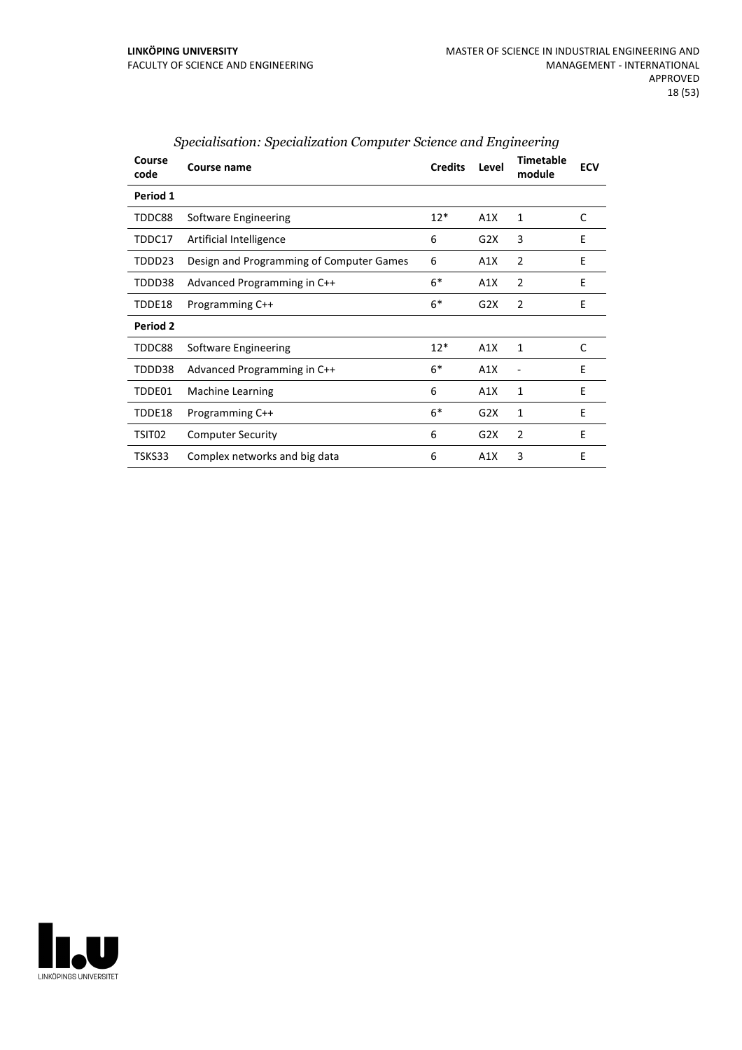*Specialisation: Specialization Computer Science and Engineering*

| Course code | Course name | Credits | Level | Timetable module | ECV |
|---|---|---|---|---|---|
| **Period 1** | | | | | |
| TDDC88 | Software Engineering | 12* | A1X | 1 | C |
| TDDC17 | Artificial Intelligence | 6 | G2X | 3 | E |
| TDDD23 | Design and Programming of Computer Games | 6 | A1X | 2 | E |
| TDDD38 | Advanced Programming in C++ | 6* | A1X | 2 | E |
| TDDE18 | Programming C++ | 6* | G2X | 2 | E |
| **Period 2** | | | | | |
| TDDC88 | Software Engineering | 12* | A1X | 1 | C |
| TDDD38 | Advanced Programming in C++ | 6* | A1X | - | E |
| TDDE01 | Machine Learning | 6 | A1X | 1 | E |
| TDDE18 | Programming C++ | 6* | G2X | 1 | E |
| TSIT02 | Computer Security | 6 | G2X | 2 | E |
| TSKS33 | Complex networks and big data | 6 | A1X | 3 | E |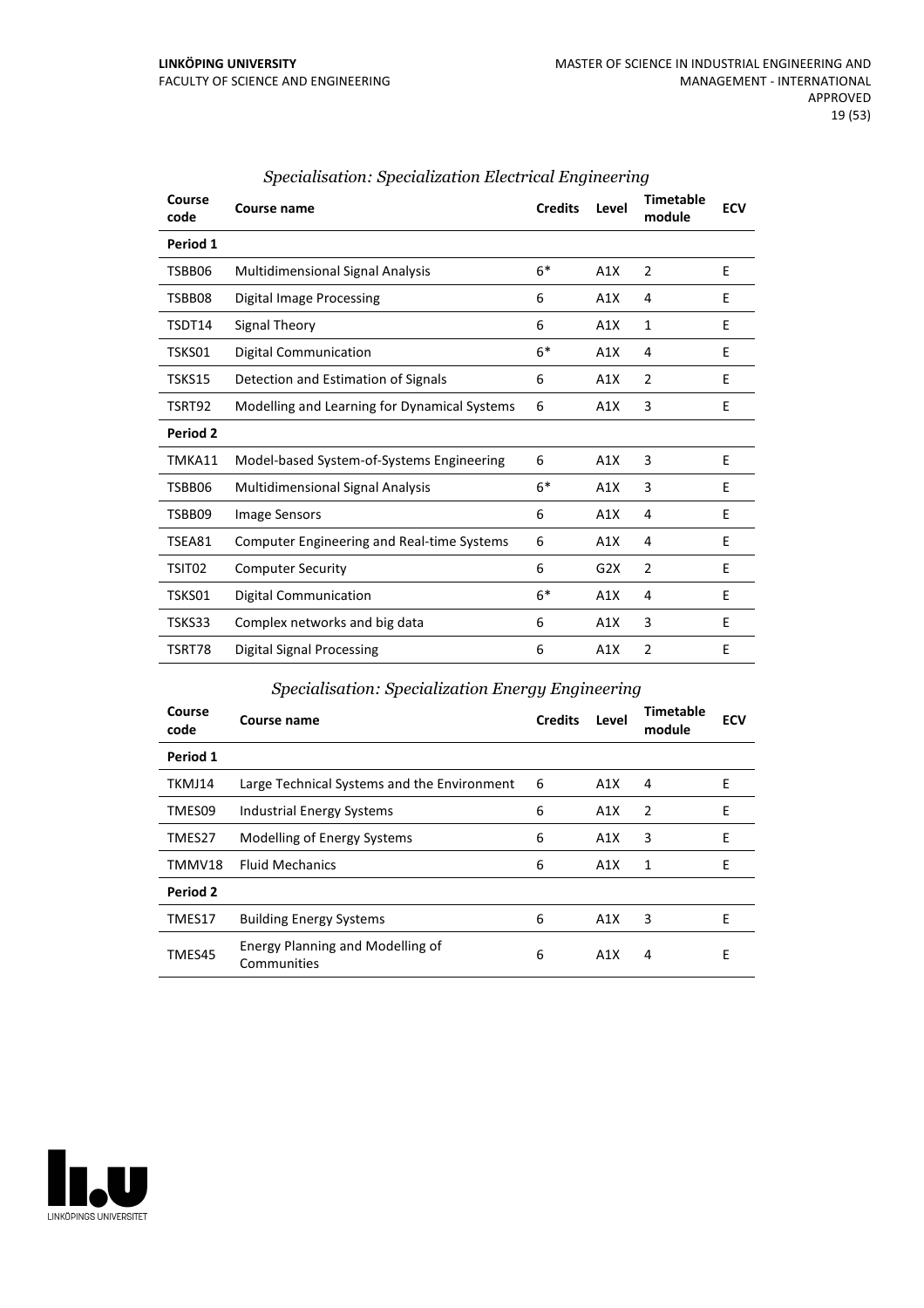### *Specialisation: Specialization Electrical Engineering*

| Course code | Course name | Credits | Level | Timetable module | ECV |
|---|---|---|---|---|---|
| **Period 1** | | | | | |
| TSBB06 | Multidimensional Signal Analysis | 6* | A1X | 2 | E |
| TSBB08 | Digital Image Processing | 6 | A1X | 4 | E |
| TSDT14 | Signal Theory | 6 | A1X | 1 | E |
| TSKS01 | Digital Communication | 6* | A1X | 4 | E |
| TSKS15 | Detection and Estimation of Signals | 6 | A1X | 2 | E |
| TSRT92 | Modelling and Learning for Dynamical Systems | 6 | A1X | 3 | E |
| **Period 2** | | | | | |
| TMKA11 | Model-based System-of-Systems Engineering | 6 | A1X | 3 | E |
| TSBB06 | Multidimensional Signal Analysis | 6* | A1X | 3 | E |
| TSBB09 | Image Sensors | 6 | A1X | 4 | E |
| TSEA81 | Computer Engineering and Real-time Systems | 6 | A1X | 4 | E |
| TSIT02 | Computer Security | 6 | G2X | 2 | E |
| TSKS01 | Digital Communication | 6* | A1X | 4 | E |
| TSKS33 | Complex networks and big data | 6 | A1X | 3 | E |
| TSRT78 | Digital Signal Processing | 6 | A1X | 2 | E |

### *Specialisation: Specialization Energy Engineering*

| Course code | Course name | Credits | Level | Timetable module | ECV |
|---|---|---|---|---|---|
| **Period 1** | | | | | |
| TKMJ14 | Large Technical Systems and the Environment | 6 | A1X | 4 | E |
| TMES09 | Industrial Energy Systems | 6 | A1X | 2 | E |
| TMES27 | Modelling of Energy Systems | 6 | A1X | 3 | E |
| TMMV18 | Fluid Mechanics | 6 | A1X | 1 | E |
| **Period 2** | | | | | |
| TMES17 | Building Energy Systems | 6 | A1X | 3 | E |
| TMES45 | Energy Planning and Modelling of Communities | 6 | A1X | 4 | E |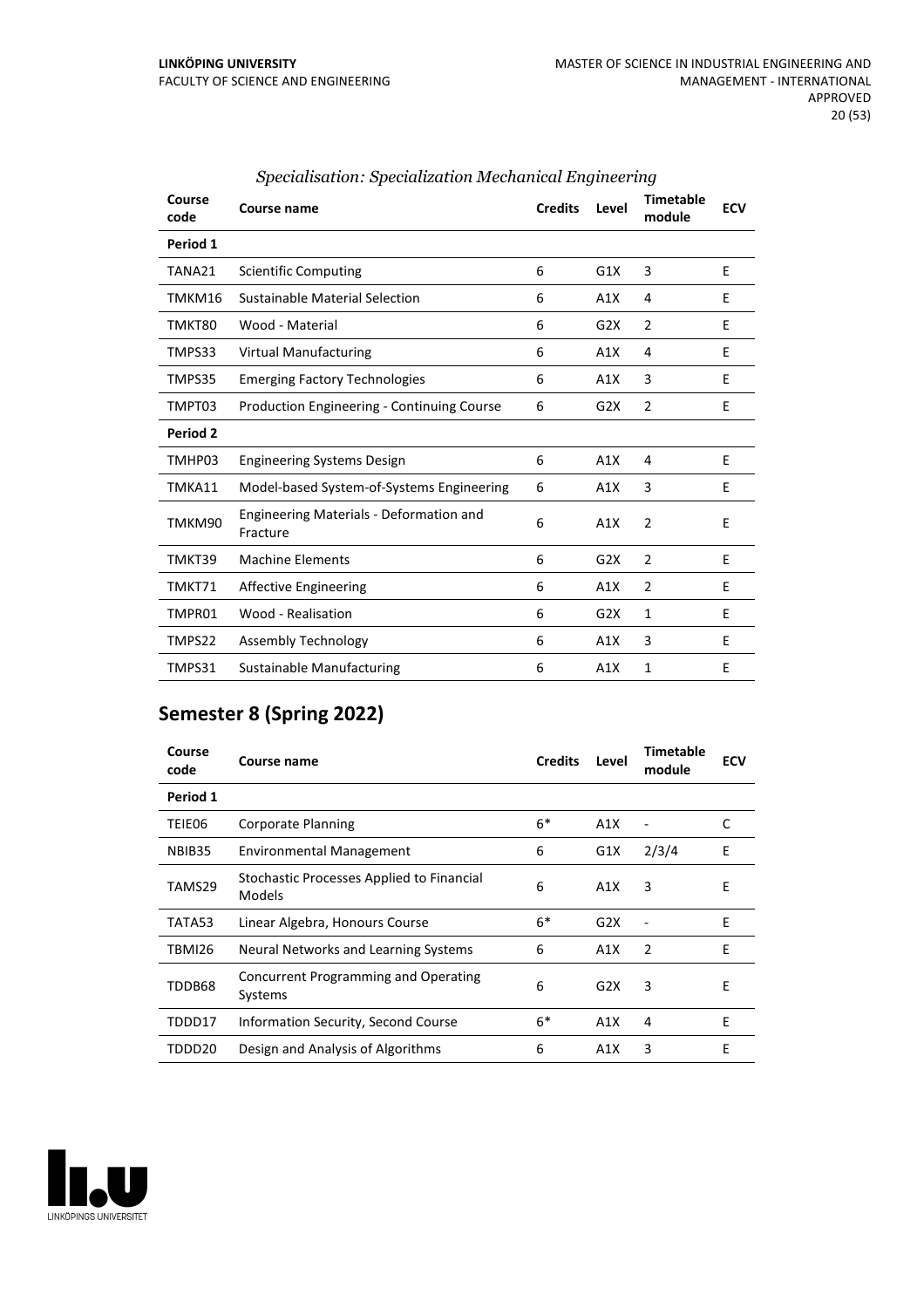*Specialisation: Specialization Mechanical Engineering*

| Course code | Course name | Credits | Level | Timetable module | ECV |
|---|---|---|---|---|---|
| **Period 1** | | | | | |
| TANA21 | Scientific Computing | 6 | G1X | 3 | E |
| TMKM16 | Sustainable Material Selection | 6 | A1X | 4 | E |
| TMKT80 | Wood - Material | 6 | G2X | 2 | E |
| TMPS33 | Virtual Manufacturing | 6 | A1X | 4 | E |
| TMPS35 | Emerging Factory Technologies | 6 | A1X | 3 | E |
| TMPT03 | Production Engineering - Continuing Course | 6 | G2X | 2 | E |
| **Period 2** | | | | | |
| TMHP03 | Engineering Systems Design | 6 | A1X | 4 | E |
| TMKA11 | Model-based System-of-Systems Engineering | 6 | A1X | 3 | E |
| TMKM90 | Engineering Materials - Deformation and Fracture | 6 | A1X | 2 | E |
| TMKT39 | Machine Elements | 6 | G2X | 2 | E |
| TMKT71 | Affective Engineering | 6 | A1X | 2 | E |
| TMPR01 | Wood - Realisation | 6 | G2X | 1 | E |
| TMPS22 | Assembly Technology | 6 | A1X | 3 | E |
| TMPS31 | Sustainable Manufacturing | 6 | A1X | 1 | E |

## Semester 8 (Spring 2022)

| Course code | Course name | Credits | Level | Timetable module | ECV |
|---|---|---|---|---|---|
| **Period 1** | | | | | |
| TEIE06 | Corporate Planning | 6* | A1X | - | C |
| NBIB35 | Environmental Management | 6 | G1X | 2/3/4 | E |
| TAMS29 | Stochastic Processes Applied to Financial Models | 6 | A1X | 3 | E |
| TATA53 | Linear Algebra, Honours Course | 6* | G2X | - | E |
| TBMI26 | Neural Networks and Learning Systems | 6 | A1X | 2 | E |
| TDDB68 | Concurrent Programming and Operating Systems | 6 | G2X | 3 | E |
| TDDD17 | Information Security, Second Course | 6* | A1X | 4 | E |
| TDDD20 | Design and Analysis of Algorithms | 6 | A1X | 3 | E |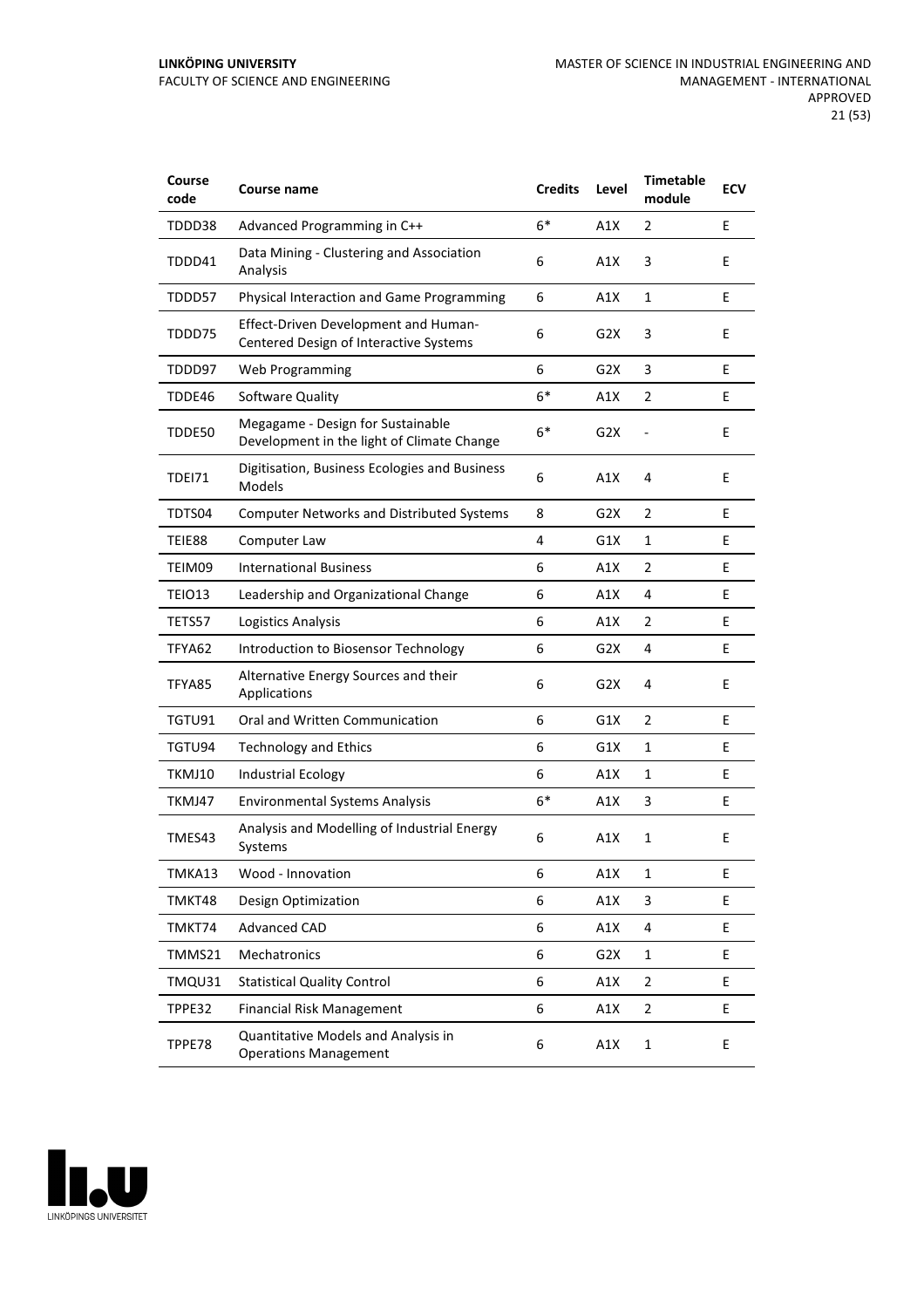| Course code | Course name | Credits | Level | Timetable module | ECV |
|---|---|---|---|---|---|
| TDDD38 | Advanced Programming in C++ | 6* | A1X | 2 | E |
| TDDD41 | Data Mining - Clustering and Association Analysis | 6 | A1X | 3 | E |
| TDDD57 | Physical Interaction and Game Programming | 6 | A1X | 1 | E |
| TDDD75 | Effect-Driven Development and Human-Centered Design of Interactive Systems | 6 | G2X | 3 | E |
| TDDD97 | Web Programming | 6 | G2X | 3 | E |
| TDDE46 | Software Quality | 6* | A1X | 2 | E |
| TDDE50 | Megagame - Design for Sustainable Development in the light of Climate Change | 6* | G2X | - | E |
| TDEI71 | Digitisation, Business Ecologies and Business Models | 6 | A1X | 4 | E |
| TDTS04 | Computer Networks and Distributed Systems | 8 | G2X | 2 | E |
| TEIE88 | Computer Law | 4 | G1X | 1 | E |
| TEIM09 | International Business | 6 | A1X | 2 | E |
| TEIO13 | Leadership and Organizational Change | 6 | A1X | 4 | E |
| TETS57 | Logistics Analysis | 6 | A1X | 2 | E |
| TFYA62 | Introduction to Biosensor Technology | 6 | G2X | 4 | E |
| TFYA85 | Alternative Energy Sources and their Applications | 6 | G2X | 4 | E |
| TGTU91 | Oral and Written Communication | 6 | G1X | 2 | E |
| TGTU94 | Technology and Ethics | 6 | G1X | 1 | E |
| TKMJ10 | Industrial Ecology | 6 | A1X | 1 | E |
| TKMJ47 | Environmental Systems Analysis | 6* | A1X | 3 | E |
| TMES43 | Analysis and Modelling of Industrial Energy Systems | 6 | A1X | 1 | E |
| TMKA13 | Wood - Innovation | 6 | A1X | 1 | E |
| TMKT48 | Design Optimization | 6 | A1X | 3 | E |
| TMKT74 | Advanced CAD | 6 | A1X | 4 | E |
| TMMS21 | Mechatronics | 6 | G2X | 1 | E |
| TMQU31 | Statistical Quality Control | 6 | A1X | 2 | E |
| TPPE32 | Financial Risk Management | 6 | A1X | 2 | E |
| TPPE78 | Quantitative Models and Analysis in Operations Management | 6 | A1X | 1 | E |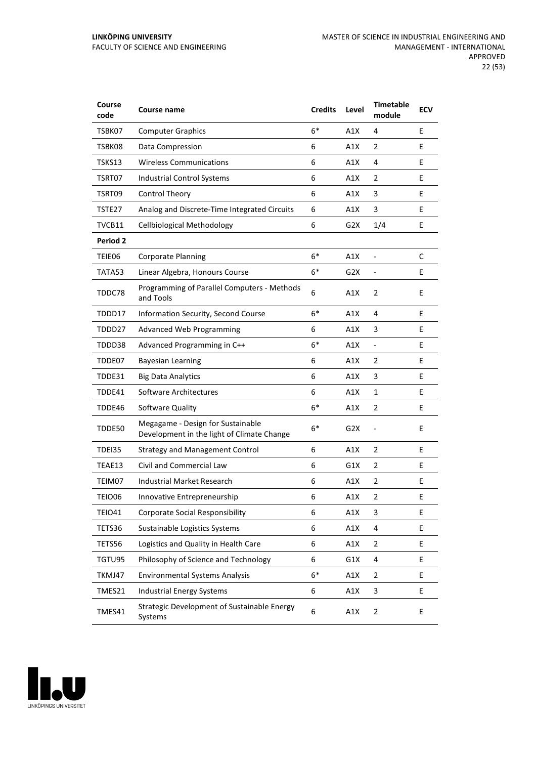| Course code | Course name | Credits | Level | Timetable module | ECV |
|---|---|---|---|---|---|
| TSBK07 | Computer Graphics | 6* | A1X | 4 | E |
| TSBK08 | Data Compression | 6 | A1X | 2 | E |
| TSKS13 | Wireless Communications | 6 | A1X | 4 | E |
| TSRT07 | Industrial Control Systems | 6 | A1X | 2 | E |
| TSRT09 | Control Theory | 6 | A1X | 3 | E |
| TSTE27 | Analog and Discrete-Time Integrated Circuits | 6 | A1X | 3 | E |
| TVCB11 | Cellbiological Methodology | 6 | G2X | 1/4 | E |
| **Period 2** | | | | | |
| TEIE06 | Corporate Planning | 6* | A1X | - | C |
| TATA53 | Linear Algebra, Honours Course | 6* | G2X | - | E |
| TDDC78 | Programming of Parallel Computers - Methods and Tools | 6 | A1X | 2 | E |
| TDDD17 | Information Security, Second Course | 6* | A1X | 4 | E |
| TDDD27 | Advanced Web Programming | 6 | A1X | 3 | E |
| TDDD38 | Advanced Programming in C++ | 6* | A1X | - | E |
| TDDE07 | Bayesian Learning | 6 | A1X | 2 | E |
| TDDE31 | Big Data Analytics | 6 | A1X | 3 | E |
| TDDE41 | Software Architectures | 6 | A1X | 1 | E |
| TDDE46 | Software Quality | 6* | A1X | 2 | E |
| TDDE50 | Megagame - Design for Sustainable Development in the light of Climate Change | 6* | G2X | - | E |
| TDEI35 | Strategy and Management Control | 6 | A1X | 2 | E |
| TEAE13 | Civil and Commercial Law | 6 | G1X | 2 | E |
| TEIM07 | Industrial Market Research | 6 | A1X | 2 | E |
| TEIO06 | Innovative Entrepreneurship | 6 | A1X | 2 | E |
| TEIO41 | Corporate Social Responsibility | 6 | A1X | 3 | E |
| TETS36 | Sustainable Logistics Systems | 6 | A1X | 4 | E |
| TETS56 | Logistics and Quality in Health Care | 6 | A1X | 2 | E |
| TGTU95 | Philosophy of Science and Technology | 6 | G1X | 4 | E |
| TKMJ47 | Environmental Systems Analysis | 6* | A1X | 2 | E |
| TMES21 | Industrial Energy Systems | 6 | A1X | 3 | E |
| TMES41 | Strategic Development of Sustainable Energy Systems | 6 | A1X | 2 | E |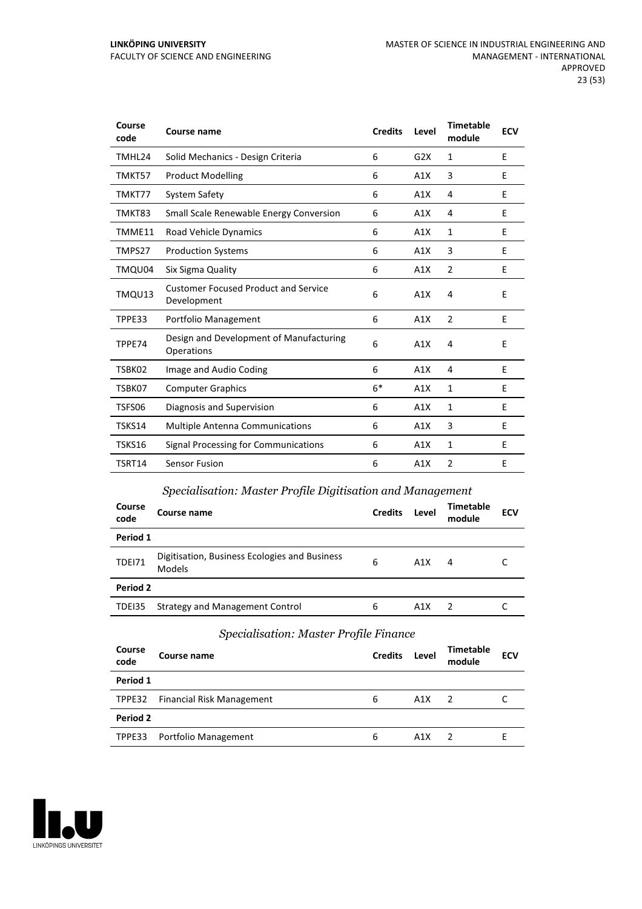| Course code | Course name | Credits | Level | Timetable module | ECV |
|---|---|---|---|---|---|
| TMHL24 | Solid Mechanics - Design Criteria | 6 | G2X | 1 | E |
| TMKT57 | Product Modelling | 6 | A1X | 3 | E |
| TMKT77 | System Safety | 6 | A1X | 4 | E |
| TMKT83 | Small Scale Renewable Energy Conversion | 6 | A1X | 4 | E |
| TMME11 | Road Vehicle Dynamics | 6 | A1X | 1 | E |
| TMPS27 | Production Systems | 6 | A1X | 3 | E |
| TMQU04 | Six Sigma Quality | 6 | A1X | 2 | E |
| TMQU13 | Customer Focused Product and Service Development | 6 | A1X | 4 | E |
| TPPE33 | Portfolio Management | 6 | A1X | 2 | E |
| TPPE74 | Design and Development of Manufacturing Operations | 6 | A1X | 4 | E |
| TSBK02 | Image and Audio Coding | 6 | A1X | 4 | E |
| TSBK07 | Computer Graphics | 6* | A1X | 1 | E |
| TSFS06 | Diagnosis and Supervision | 6 | A1X | 1 | E |
| TSKS14 | Multiple Antenna Communications | 6 | A1X | 3 | E |
| TSKS16 | Signal Processing for Communications | 6 | A1X | 1 | E |
| TSRT14 | Sensor Fusion | 6 | A1X | 2 | E |

### *Specialisation: Master Profile Digitisation and Management*

| Course code | Course name | Credits | Level | Timetable module | ECV |
|---|---|---|---|---|---|
| **Period 1** | | | | | |
| TDEI71 | Digitisation, Business Ecologies and Business Models | 6 | A1X | 4 | C |
| **Period 2** | | | | | |
| TDEI35 | Strategy and Management Control | 6 | A1X | 2 | C |

### *Specialisation: Master Profile Finance*

| Course code | Course name | Credits | Level | Timetable module | ECV |
|---|---|---|---|---|---|
| **Period 1** | | | | | |
| TPPE32 | Financial Risk Management | 6 | A1X | 2 | C |
| **Period 2** | | | | | |
| TPPE33 | Portfolio Management | 6 | A1X | 2 | E |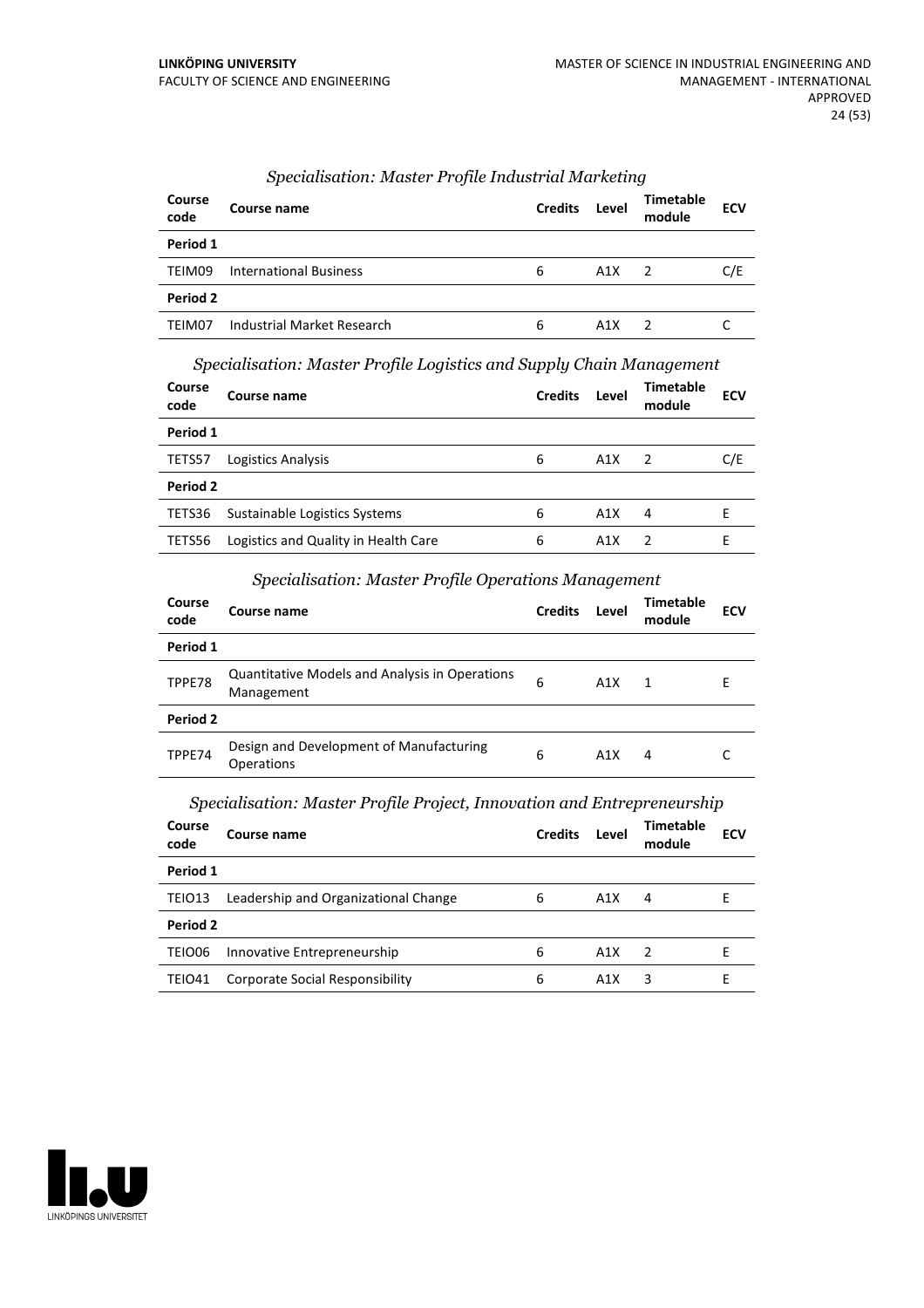*Specialisation: Master Profile Industrial Marketing*

| Course code | Course name | Credits | Level | Timetable module | ECV |
|---|---|---|---|---|---|
| **Period 1** | | | | | |
| TEIM09 | International Business | 6 | A1X | 2 | C/E |
| **Period 2** | | | | | |
| TEIM07 | Industrial Market Research | 6 | A1X | 2 | C |

*Specialisation: Master Profile Logistics and Supply Chain Management*

| Course code | Course name | Credits | Level | Timetable module | ECV |
|---|---|---|---|---|---|
| **Period 1** | | | | | |
| TETS57 | Logistics Analysis | 6 | A1X | 2 | C/E |
| **Period 2** | | | | | |
| TETS36 | Sustainable Logistics Systems | 6 | A1X | 4 | E |
| TETS56 | Logistics and Quality in Health Care | 6 | A1X | 2 | E |

*Specialisation: Master Profile Operations Management*

| Course code | Course name | Credits | Level | Timetable module | ECV |
|---|---|---|---|---|---|
| **Period 1** | | | | | |
| TPPE78 | Quantitative Models and Analysis in Operations Management | 6 | A1X | 1 | E |
| **Period 2** | | | | | |
| TPPE74 | Design and Development of Manufacturing Operations | 6 | A1X | 4 | C |

*Specialisation: Master Profile Project, Innovation and Entrepreneurship*

| Course code | Course name | Credits | Level | Timetable module | ECV |
|---|---|---|---|---|---|
| **Period 1** | | | | | |
| TEIO13 | Leadership and Organizational Change | 6 | A1X | 4 | E |
| **Period 2** | | | | | |
| TEIO06 | Innovative Entrepreneurship | 6 | A1X | 2 | E |
| TEIO41 | Corporate Social Responsibility | 6 | A1X | 3 | E |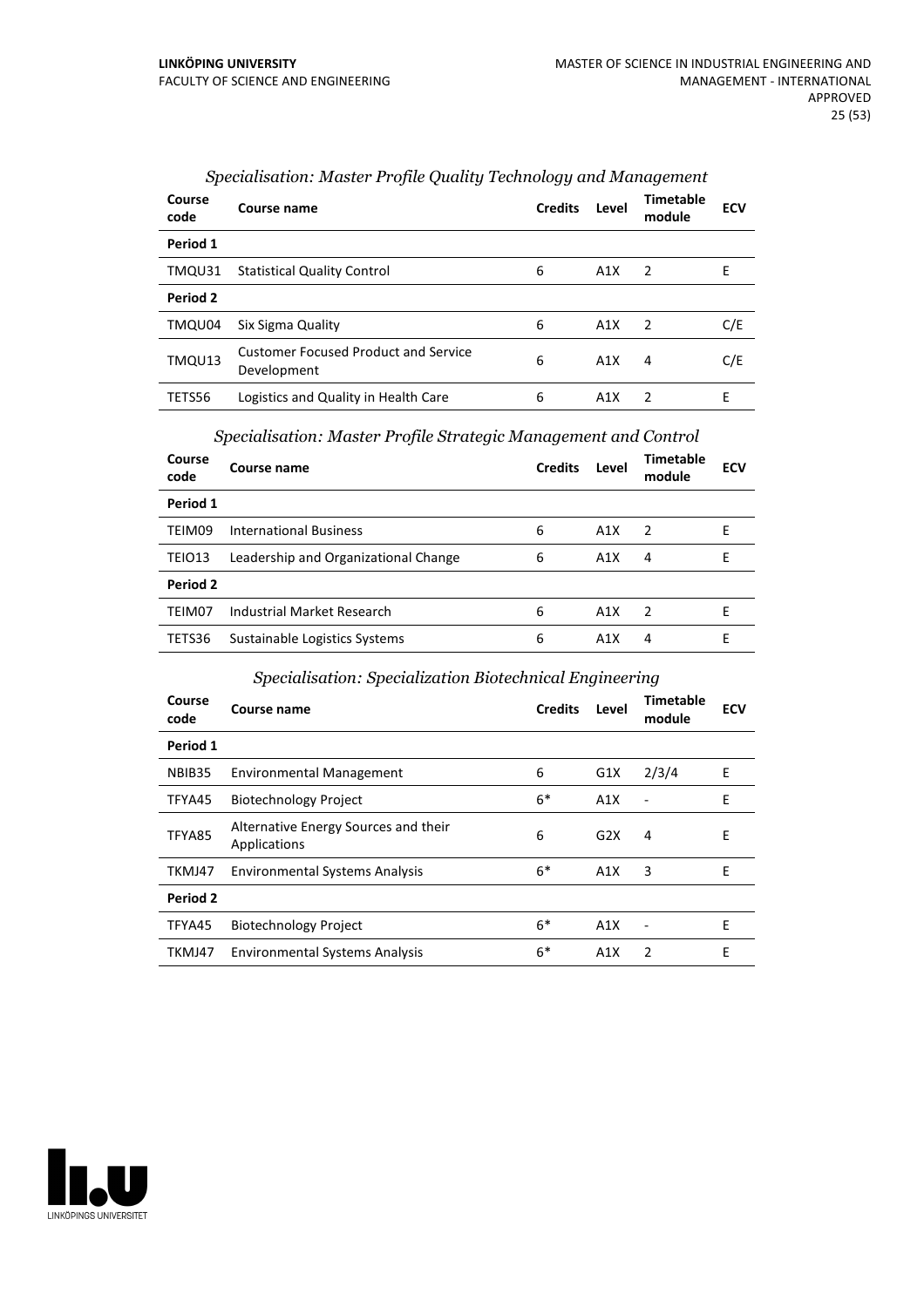### *Specialisation: Master Profile Quality Technology and Management*

| Course code | Course name | Credits | Level | Timetable module | ECV |
|---|---|---|---|---|---|
| **Period 1** | | | | | |
| TMQU31 | Statistical Quality Control | 6 | A1X | 2 | E |
| **Period 2** | | | | | |
| TMQU04 | Six Sigma Quality | 6 | A1X | 2 | C/E |
| TMQU13 | Customer Focused Product and Service Development | 6 | A1X | 4 | C/E |
| TETS56 | Logistics and Quality in Health Care | 6 | A1X | 2 | E |

### *Specialisation: Master Profile Strategic Management and Control*

| Course code | Course name | Credits | Level | Timetable module | ECV |
|---|---|---|---|---|---|
| **Period 1** | | | | | |
| TEIM09 | International Business | 6 | A1X | 2 | E |
| TEIO13 | Leadership and Organizational Change | 6 | A1X | 4 | E |
| **Period 2** | | | | | |
| TEIM07 | Industrial Market Research | 6 | A1X | 2 | E |
| TETS36 | Sustainable Logistics Systems | 6 | A1X | 4 | E |

### *Specialisation: Specialization Biotechnical Engineering*

| Course code | Course name | Credits | Level | Timetable module | ECV |
|---|---|---|---|---|---|
| **Period 1** | | | | | |
| NBIB35 | Environmental Management | 6 | G1X | 2/3/4 | E |
| TFYA45 | Biotechnology Project | 6* | A1X | - | E |
| TFYA85 | Alternative Energy Sources and their Applications | 6 | G2X | 4 | E |
| TKMJ47 | Environmental Systems Analysis | 6* | A1X | 3 | E |
| **Period 2** | | | | | |
| TFYA45 | Biotechnology Project | 6* | A1X | - | E |
| TKMJ47 | Environmental Systems Analysis | 6* | A1X | 2 | E |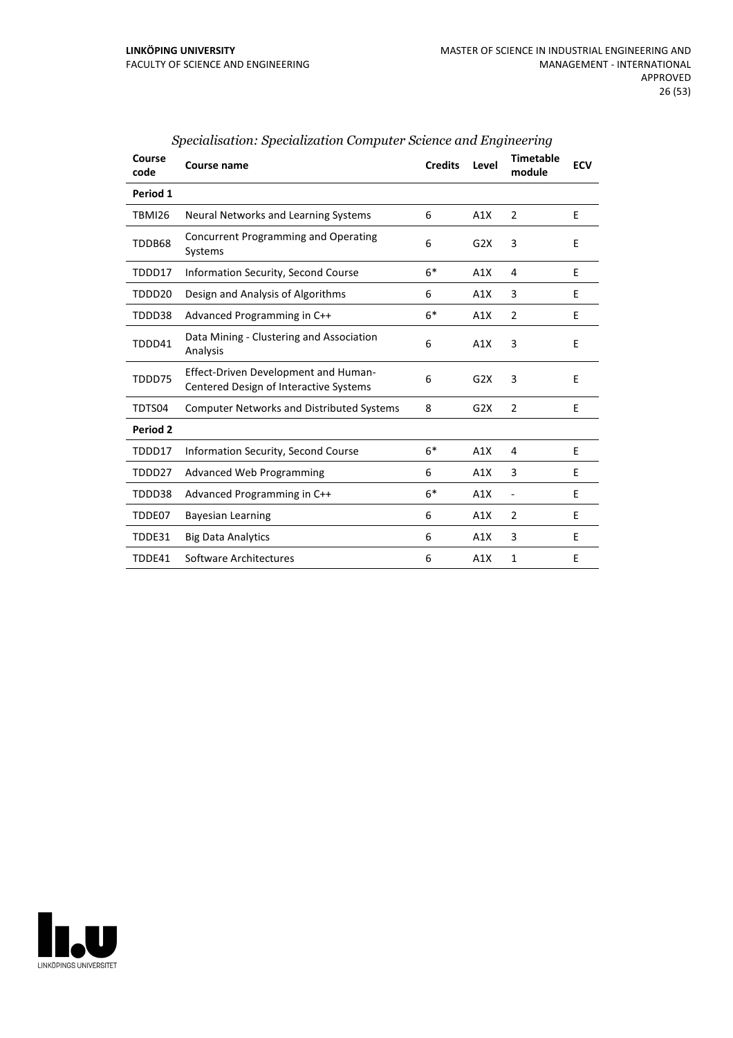### *Specialisation: Specialization Computer Science and Engineering*

| Course code | Course name | Credits | Level | Timetable module | ECV |
|---|---|---|---|---|---|
| **Period 1** | | | | | |
| TBMI26 | Neural Networks and Learning Systems | 6 | A1X | 2 | E |
| TDDB68 | Concurrent Programming and Operating Systems | 6 | G2X | 3 | E |
| TDDD17 | Information Security, Second Course | 6* | A1X | 4 | E |
| TDDD20 | Design and Analysis of Algorithms | 6 | A1X | 3 | E |
| TDDD38 | Advanced Programming in C++ | 6* | A1X | 2 | E |
| TDDD41 | Data Mining - Clustering and Association Analysis | 6 | A1X | 3 | E |
| TDDD75 | Effect-Driven Development and Human-Centered Design of Interactive Systems | 6 | G2X | 3 | E |
| TDTS04 | Computer Networks and Distributed Systems | 8 | G2X | 2 | E |
| **Period 2** | | | | | |
| TDDD17 | Information Security, Second Course | 6* | A1X | 4 | E |
| TDDD27 | Advanced Web Programming | 6 | A1X | 3 | E |
| TDDD38 | Advanced Programming in C++ | 6* | A1X | - | E |
| TDDE07 | Bayesian Learning | 6 | A1X | 2 | E |
| TDDE31 | Big Data Analytics | 6 | A1X | 3 | E |
| TDDE41 | Software Architectures | 6 | A1X | 1 | E |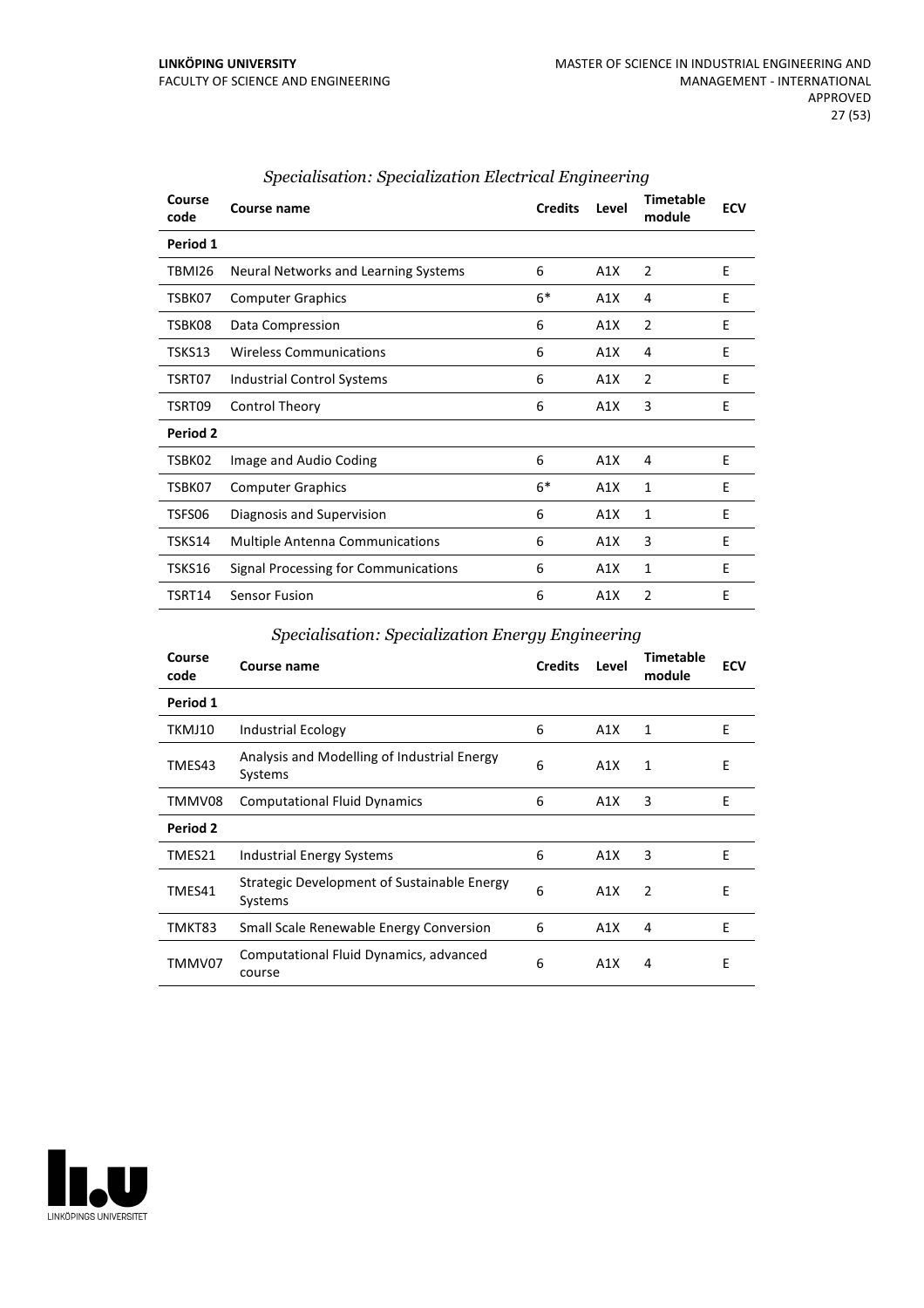### *Specialisation: Specialization Electrical Engineering*

| Course code | Course name | Credits | Level | Timetable module | ECV |
|---|---|---|---|---|---|
| **Period 1** | | | | | |
| TBMI26 | Neural Networks and Learning Systems | 6 | A1X | 2 | E |
| TSBK07 | Computer Graphics | 6* | A1X | 4 | E |
| TSBK08 | Data Compression | 6 | A1X | 2 | E |
| TSKS13 | Wireless Communications | 6 | A1X | 4 | E |
| TSRT07 | Industrial Control Systems | 6 | A1X | 2 | E |
| TSRT09 | Control Theory | 6 | A1X | 3 | E |
| **Period 2** | | | | | |
| TSBK02 | Image and Audio Coding | 6 | A1X | 4 | E |
| TSBK07 | Computer Graphics | 6* | A1X | 1 | E |
| TSFS06 | Diagnosis and Supervision | 6 | A1X | 1 | E |
| TSKS14 | Multiple Antenna Communications | 6 | A1X | 3 | E |
| TSKS16 | Signal Processing for Communications | 6 | A1X | 1 | E |
| TSRT14 | Sensor Fusion | 6 | A1X | 2 | E |

### *Specialisation: Specialization Energy Engineering*

| Course code | Course name | Credits | Level | Timetable module | ECV |
|---|---|---|---|---|---|
| **Period 1** | | | | | |
| TKMJ10 | Industrial Ecology | 6 | A1X | 1 | E |
| TMES43 | Analysis and Modelling of Industrial Energy Systems | 6 | A1X | 1 | E |
| TMMV08 | Computational Fluid Dynamics | 6 | A1X | 3 | E |
| **Period 2** | | | | | |
| TMES21 | Industrial Energy Systems | 6 | A1X | 3 | E |
| TMES41 | Strategic Development of Sustainable Energy Systems | 6 | A1X | 2 | E |
| TMKT83 | Small Scale Renewable Energy Conversion | 6 | A1X | 4 | E |
| TMMV07 | Computational Fluid Dynamics, advanced course | 6 | A1X | 4 | E |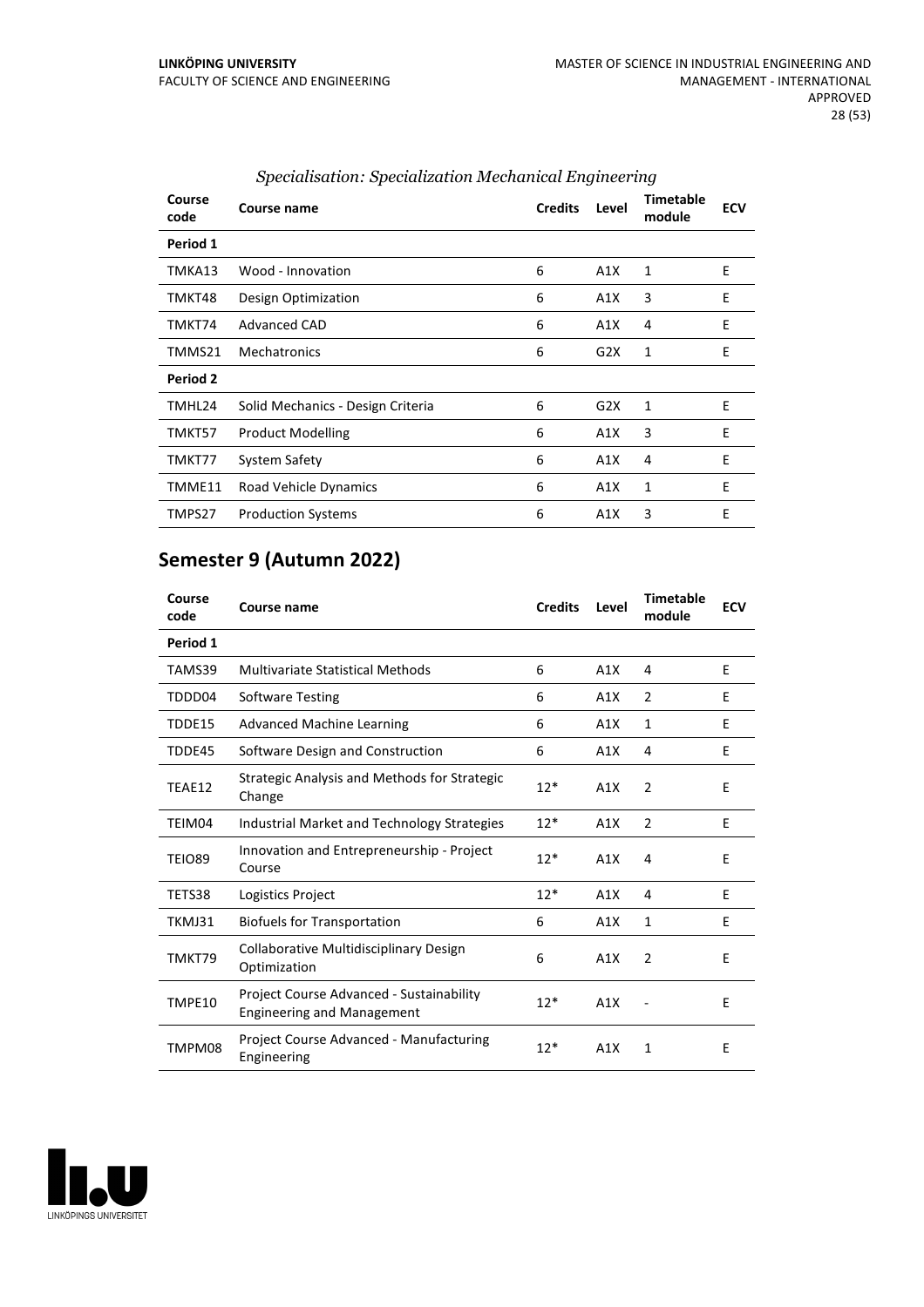*Specialisation: Specialization Mechanical Engineering*

| Course code | Course name | Credits | Level | Timetable module | ECV |
|---|---|---|---|---|---|
| **Period 1** | | | | | |
| TMKA13 | Wood - Innovation | 6 | A1X | 1 | E |
| TMKT48 | Design Optimization | 6 | A1X | 3 | E |
| TMKT74 | Advanced CAD | 6 | A1X | 4 | E |
| TMMS21 | Mechatronics | 6 | G2X | 1 | E |
| **Period 2** | | | | | |
| TMHL24 | Solid Mechanics - Design Criteria | 6 | G2X | 1 | E |
| TMKT57 | Product Modelling | 6 | A1X | 3 | E |
| TMKT77 | System Safety | 6 | A1X | 4 | E |
| TMME11 | Road Vehicle Dynamics | 6 | A1X | 1 | E |
| TMPS27 | Production Systems | 6 | A1X | 3 | E |

## Semester 9 (Autumn 2022)

| Course code | Course name | Credits | Level | Timetable module | ECV |
|---|---|---|---|---|---|
| **Period 1** | | | | | |
| TAMS39 | Multivariate Statistical Methods | 6 | A1X | 4 | E |
| TDDD04 | Software Testing | 6 | A1X | 2 | E |
| TDDE15 | Advanced Machine Learning | 6 | A1X | 1 | E |
| TDDE45 | Software Design and Construction | 6 | A1X | 4 | E |
| TEAE12 | Strategic Analysis and Methods for Strategic Change | 12* | A1X | 2 | E |
| TEIM04 | Industrial Market and Technology Strategies | 12* | A1X | 2 | E |
| TEIO89 | Innovation and Entrepreneurship - Project Course | 12* | A1X | 4 | E |
| TETS38 | Logistics Project | 12* | A1X | 4 | E |
| TKMJ31 | Biofuels for Transportation | 6 | A1X | 1 | E |
| TMKT79 | Collaborative Multidisciplinary Design Optimization | 6 | A1X | 2 | E |
| TMPE10 | Project Course Advanced - Sustainability Engineering and Management | 12* | A1X | - | E |
| TMPM08 | Project Course Advanced - Manufacturing Engineering | 12* | A1X | 1 | E |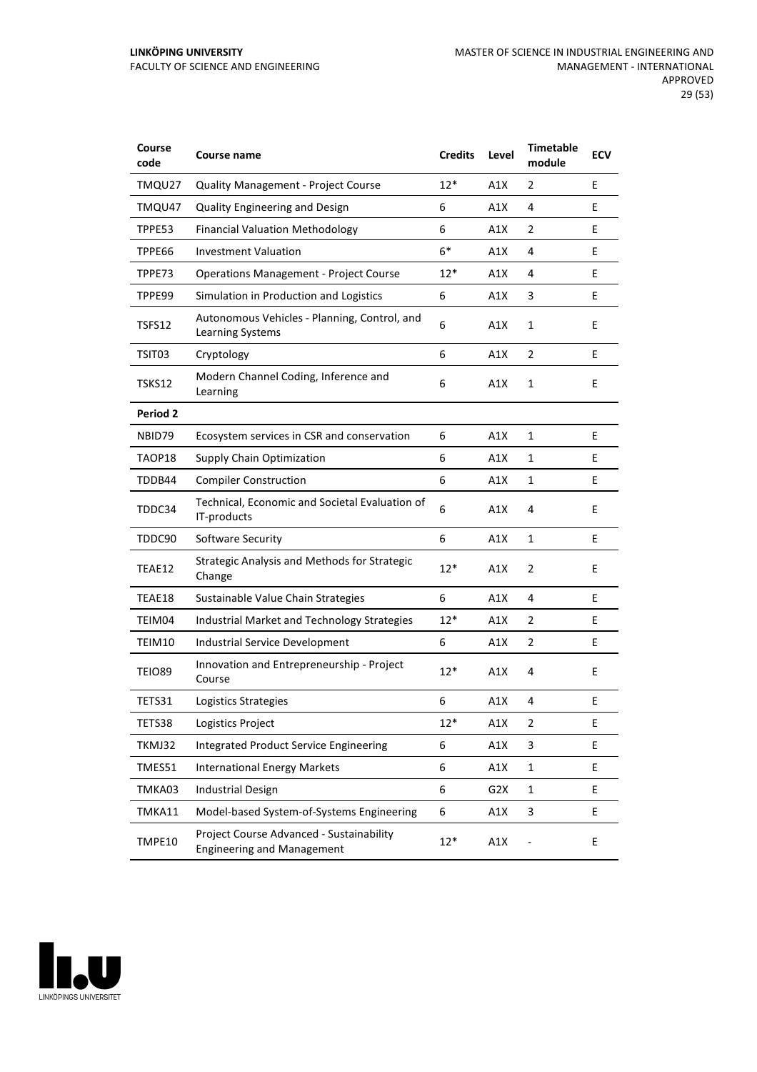| Course code | Course name | Credits | Level | Timetable module | ECV |
|---|---|---|---|---|---|
| TMQU27 | Quality Management - Project Course | 12* | A1X | 2 | E |
| TMQU47 | Quality Engineering and Design | 6 | A1X | 4 | E |
| TPPE53 | Financial Valuation Methodology | 6 | A1X | 2 | E |
| TPPE66 | Investment Valuation | 6* | A1X | 4 | E |
| TPPE73 | Operations Management - Project Course | 12* | A1X | 4 | E |
| TPPE99 | Simulation in Production and Logistics | 6 | A1X | 3 | E |
| TSFS12 | Autonomous Vehicles - Planning, Control, and Learning Systems | 6 | A1X | 1 | E |
| TSIT03 | Cryptology | 6 | A1X | 2 | E |
| TSKS12 | Modern Channel Coding, Inference and Learning | 6 | A1X | 1 | E |
| **Period 2** | | | | | |
| NBID79 | Ecosystem services in CSR and conservation | 6 | A1X | 1 | E |
| TAOP18 | Supply Chain Optimization | 6 | A1X | 1 | E |
| TDDB44 | Compiler Construction | 6 | A1X | 1 | E |
| TDDC34 | Technical, Economic and Societal Evaluation of IT-products | 6 | A1X | 4 | E |
| TDDC90 | Software Security | 6 | A1X | 1 | E |
| TEAE12 | Strategic Analysis and Methods for Strategic Change | 12* | A1X | 2 | E |
| TEAE18 | Sustainable Value Chain Strategies | 6 | A1X | 4 | E |
| TEIM04 | Industrial Market and Technology Strategies | 12* | A1X | 2 | E |
| TEIM10 | Industrial Service Development | 6 | A1X | 2 | E |
| TEIO89 | Innovation and Entrepreneurship - Project Course | 12* | A1X | 4 | E |
| TETS31 | Logistics Strategies | 6 | A1X | 4 | E |
| TETS38 | Logistics Project | 12* | A1X | 2 | E |
| TKMJ32 | Integrated Product Service Engineering | 6 | A1X | 3 | E |
| TMES51 | International Energy Markets | 6 | A1X | 1 | E |
| TMKA03 | Industrial Design | 6 | G2X | 1 | E |
| TMKA11 | Model-based System-of-Systems Engineering | 6 | A1X | 3 | E |
| TMPE10 | Project Course Advanced - Sustainability Engineering and Management | 12* | A1X | - | E |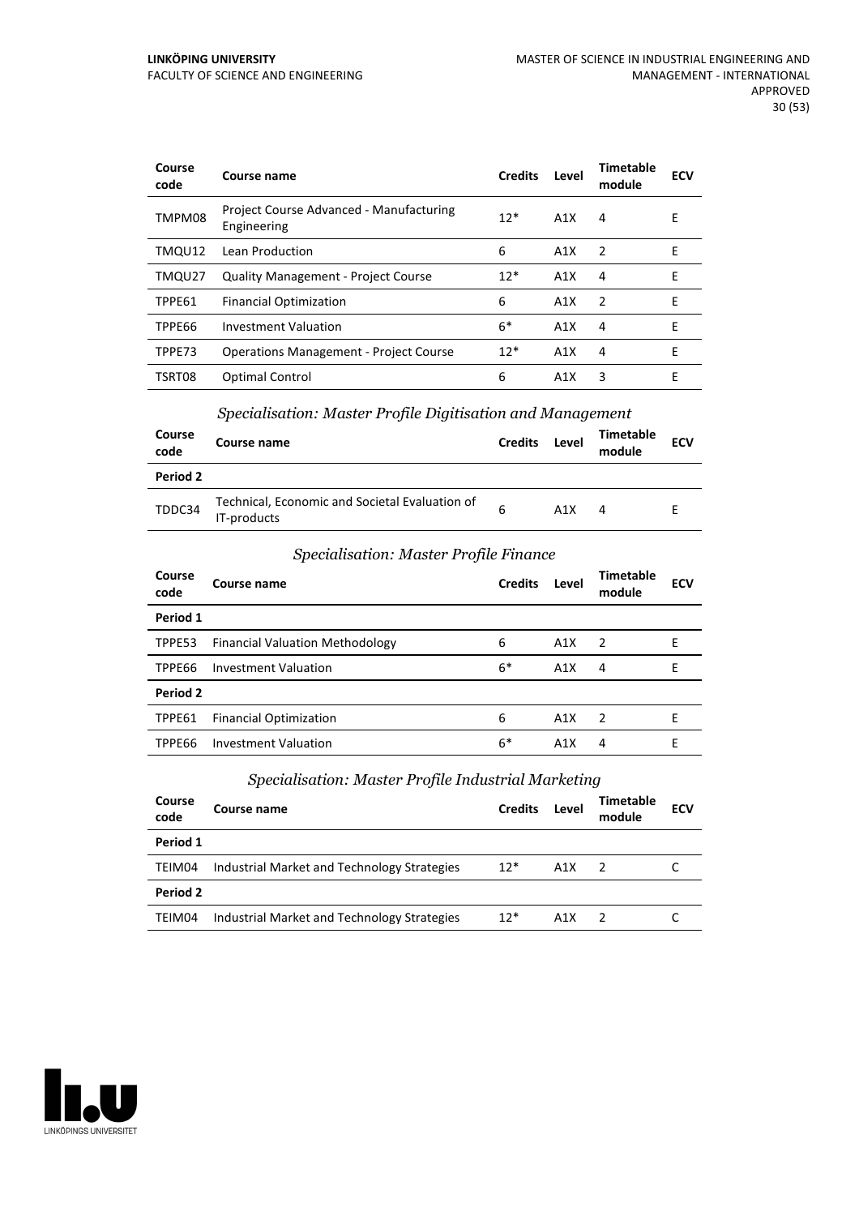| Course code | Course name | Credits | Level | Timetable module | ECV |
|---|---|---|---|---|---|
| TMPM08 | Project Course Advanced - Manufacturing Engineering | 12* | A1X | 4 | E |
| TMQU12 | Lean Production | 6 | A1X | 2 | E |
| TMQU27 | Quality Management - Project Course | 12* | A1X | 4 | E |
| TPPE61 | Financial Optimization | 6 | A1X | 2 | E |
| TPPE66 | Investment Valuation | 6* | A1X | 4 | E |
| TPPE73 | Operations Management - Project Course | 12* | A1X | 4 | E |
| TSRT08 | Optimal Control | 6 | A1X | 3 | E |

### *Specialisation: Master Profile Digitisation and Management*

| Course code | Course name | Credits | Level | Timetable module | ECV |
|---|---|---|---|---|---|
| **Period 2** | | | | | |
| TDDC34 | Technical, Economic and Societal Evaluation of IT-products | 6 | A1X | 4 | E |

### *Specialisation: Master Profile Finance*

| Course code | Course name | Credits | Level | Timetable module | ECV |
|---|---|---|---|---|---|
| **Period 1** | | | | | |
| TPPE53 | Financial Valuation Methodology | 6 | A1X | 2 | E |
| TPPE66 | Investment Valuation | 6* | A1X | 4 | E |
| **Period 2** | | | | | |
| TPPE61 | Financial Optimization | 6 | A1X | 2 | E |
| TPPE66 | Investment Valuation | 6* | A1X | 4 | E |

### *Specialisation: Master Profile Industrial Marketing*

| Course code | Course name | Credits | Level | Timetable module | ECV |
|---|---|---|---|---|---|
| **Period 1** | | | | | |
| TEIM04 | Industrial Market and Technology Strategies | 12* | A1X | 2 | C |
| **Period 2** | | | | | |
| TEIM04 | Industrial Market and Technology Strategies | 12* | A1X | 2 | C |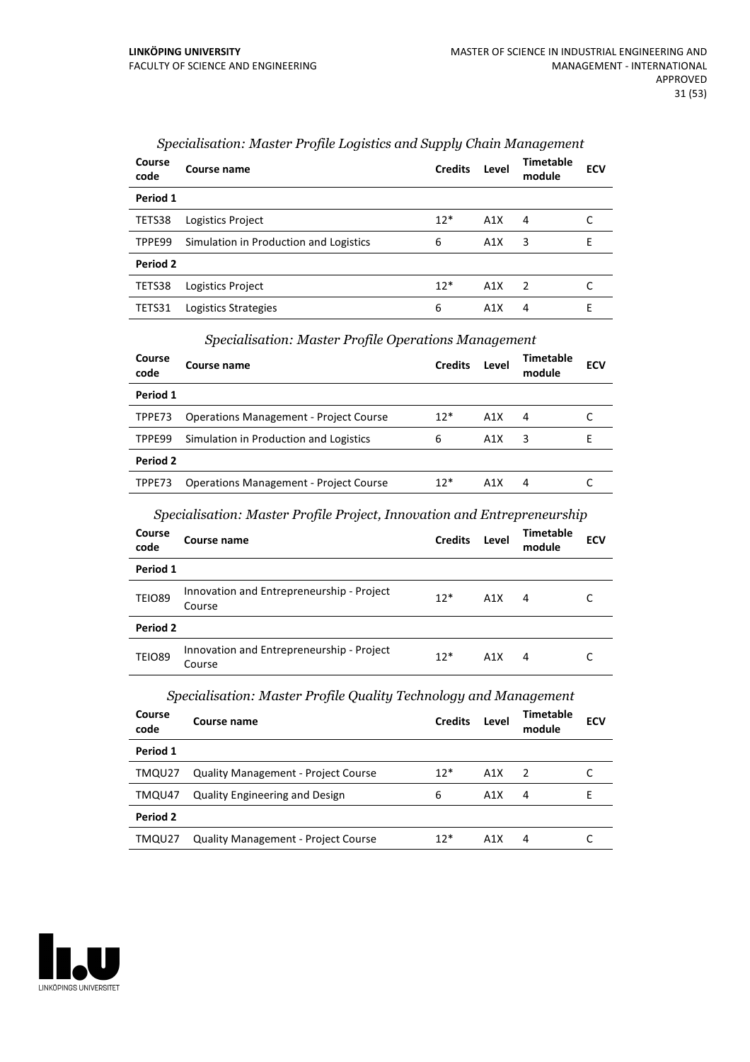*Specialisation: Master Profile Logistics and Supply Chain Management*

| Course code | Course name | Credits | Level | Timetable module | ECV |
|---|---|---|---|---|---|
| **Period 1** | | | | | |
| TETS38 | Logistics Project | 12* | A1X | 4 | C |
| TPPE99 | Simulation in Production and Logistics | 6 | A1X | 3 | E |
| **Period 2** | | | | | |
| TETS38 | Logistics Project | 12* | A1X | 2 | C |
| TETS31 | Logistics Strategies | 6 | A1X | 4 | E |

*Specialisation: Master Profile Operations Management*

| Course code | Course name | Credits | Level | Timetable module | ECV |
|---|---|---|---|---|---|
| **Period 1** | | | | | |
| TPPE73 | Operations Management - Project Course | 12* | A1X | 4 | C |
| TPPE99 | Simulation in Production and Logistics | 6 | A1X | 3 | E |
| **Period 2** | | | | | |
| TPPE73 | Operations Management - Project Course | 12* | A1X | 4 | C |

*Specialisation: Master Profile Project, Innovation and Entrepreneurship*

| Course code | Course name | Credits | Level | Timetable module | ECV |
|---|---|---|---|---|---|
| **Period 1** | | | | | |
| TEIO89 | Innovation and Entrepreneurship - Project Course | 12* | A1X | 4 | C |
| **Period 2** | | | | | |
| TEIO89 | Innovation and Entrepreneurship - Project Course | 12* | A1X | 4 | C |

*Specialisation: Master Profile Quality Technology and Management*

| Course code | Course name | Credits | Level | Timetable module | ECV |
|---|---|---|---|---|---|
| **Period 1** | | | | | |
| TMQU27 | Quality Management - Project Course | 12* | A1X | 2 | C |
| TMQU47 | Quality Engineering and Design | 6 | A1X | 4 | E |
| **Period 2** | | | | | |
| TMQU27 | Quality Management - Project Course | 12* | A1X | 4 | C |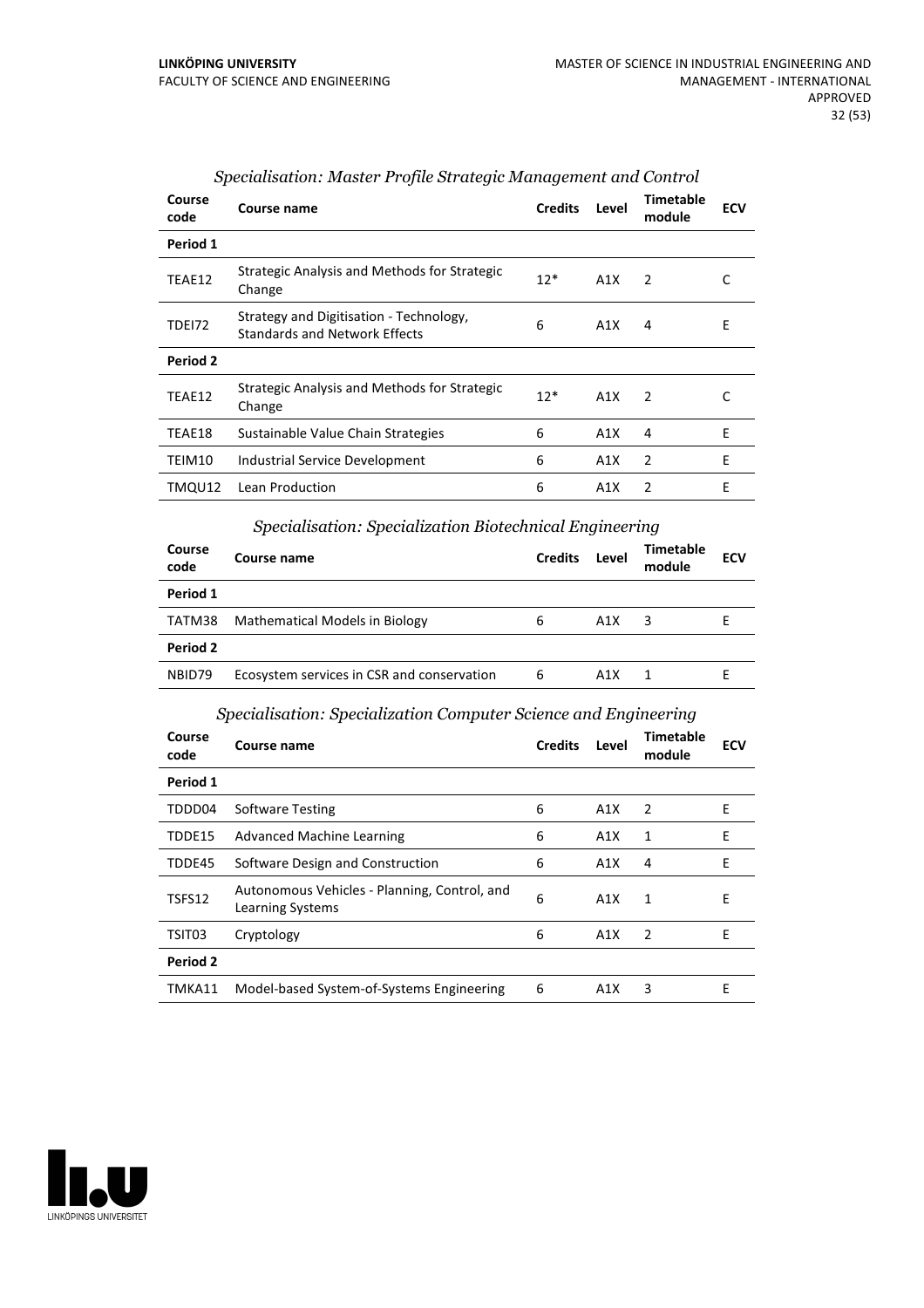### *Specialisation: Master Profile Strategic Management and Control*

| Course code | Course name | Credits | Level | Timetable module | ECV |
|---|---|---|---|---|---|
| **Period 1** | | | | | |
| TEAE12 | Strategic Analysis and Methods for Strategic Change | 12* | A1X | 2 | C |
| TDEI72 | Strategy and Digitisation - Technology, Standards and Network Effects | 6 | A1X | 4 | E |
| **Period 2** | | | | | |
| TEAE12 | Strategic Analysis and Methods for Strategic Change | 12* | A1X | 2 | C |
| TEAE18 | Sustainable Value Chain Strategies | 6 | A1X | 4 | E |
| TEIM10 | Industrial Service Development | 6 | A1X | 2 | E |
| TMQU12 | Lean Production | 6 | A1X | 2 | E |

### *Specialisation: Specialization Biotechnical Engineering*

| Course code | Course name | Credits | Level | Timetable module | ECV |
|---|---|---|---|---|---|
| **Period 1** | | | | | |
| TATM38 | Mathematical Models in Biology | 6 | A1X | 3 | E |
| **Period 2** | | | | | |
| NBID79 | Ecosystem services in CSR and conservation | 6 | A1X | 1 | E |

### *Specialisation: Specialization Computer Science and Engineering*

| Course code | Course name | Credits | Level | Timetable module | ECV |
|---|---|---|---|---|---|
| **Period 1** | | | | | |
| TDDD04 | Software Testing | 6 | A1X | 2 | E |
| TDDE15 | Advanced Machine Learning | 6 | A1X | 1 | E |
| TDDE45 | Software Design and Construction | 6 | A1X | 4 | E |
| TSFS12 | Autonomous Vehicles - Planning, Control, and Learning Systems | 6 | A1X | 1 | E |
| TSIT03 | Cryptology | 6 | A1X | 2 | E |
| **Period 2** | | | | | |
| TMKA11 | Model-based System-of-Systems Engineering | 6 | A1X | 3 | E |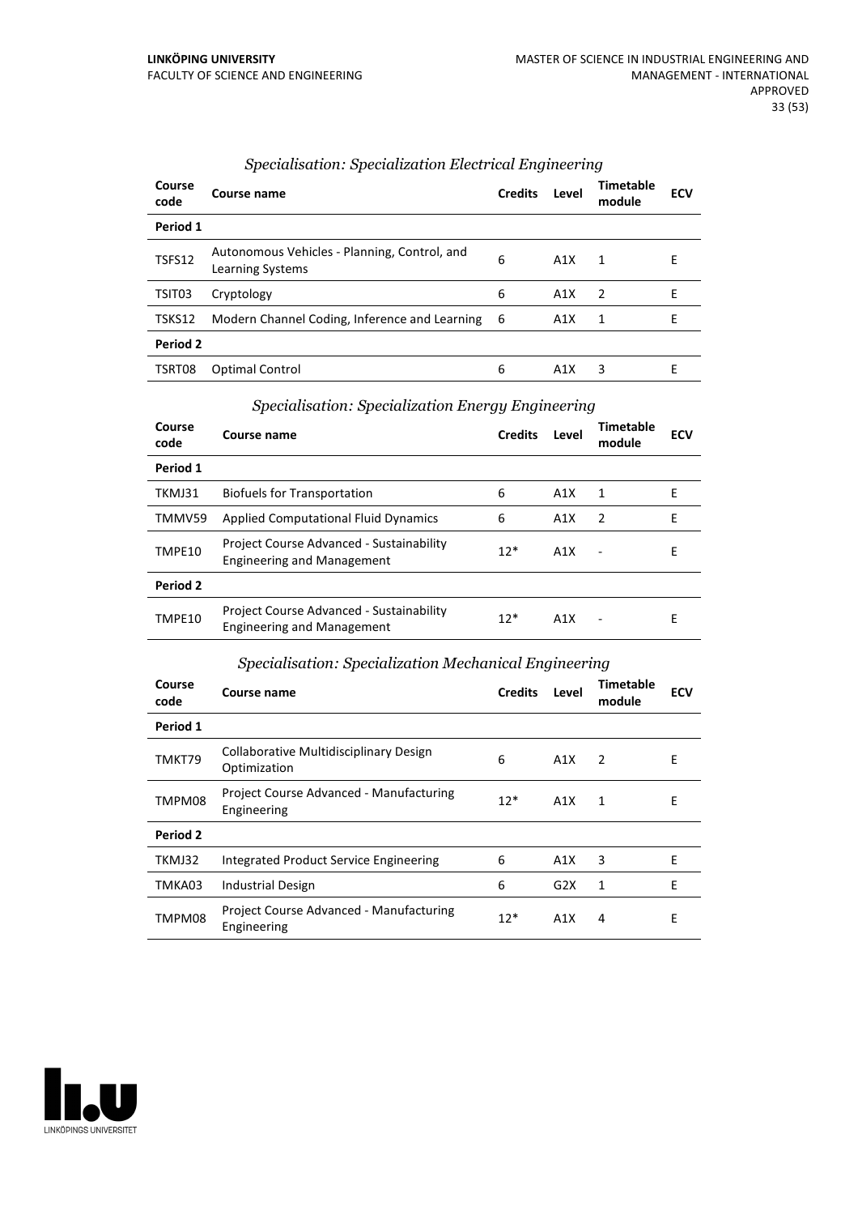*Specialisation: Specialization Electrical Engineering*

| Course code | Course name | Credits | Level | Timetable module | ECV |
|---|---|---|---|---|---|
| **Period 1** | | | | | |
| TSFS12 | Autonomous Vehicles - Planning, Control, and Learning Systems | 6 | A1X | 1 | E |
| TSIT03 | Cryptology | 6 | A1X | 2 | E |
| TSKS12 | Modern Channel Coding, Inference and Learning | 6 | A1X | 1 | E |
| **Period 2** | | | | | |
| TSRT08 | Optimal Control | 6 | A1X | 3 | E |

*Specialisation: Specialization Energy Engineering*

| Course code | Course name | Credits | Level | Timetable module | ECV |
|---|---|---|---|---|---|
| **Period 1** | | | | | |
| TKMJ31 | Biofuels for Transportation | 6 | A1X | 1 | E |
| TMMV59 | Applied Computational Fluid Dynamics | 6 | A1X | 2 | E |
| TMPE10 | Project Course Advanced - Sustainability Engineering and Management | 12* | A1X | - | E |
| **Period 2** | | | | | |
| TMPE10 | Project Course Advanced - Sustainability Engineering and Management | 12* | A1X | - | E |

*Specialisation: Specialization Mechanical Engineering*

| Course code | Course name | Credits | Level | Timetable module | ECV |
|---|---|---|---|---|---|
| **Period 1** | | | | | |
| TMKT79 | Collaborative Multidisciplinary Design Optimization | 6 | A1X | 2 | E |
| TMPM08 | Project Course Advanced - Manufacturing Engineering | 12* | A1X | 1 | E |
| **Period 2** | | | | | |
| TKMJ32 | Integrated Product Service Engineering | 6 | A1X | 3 | E |
| TMKA03 | Industrial Design | 6 | G2X | 1 | E |
| TMPM08 | Project Course Advanced - Manufacturing Engineering | 12* | A1X | 4 | E |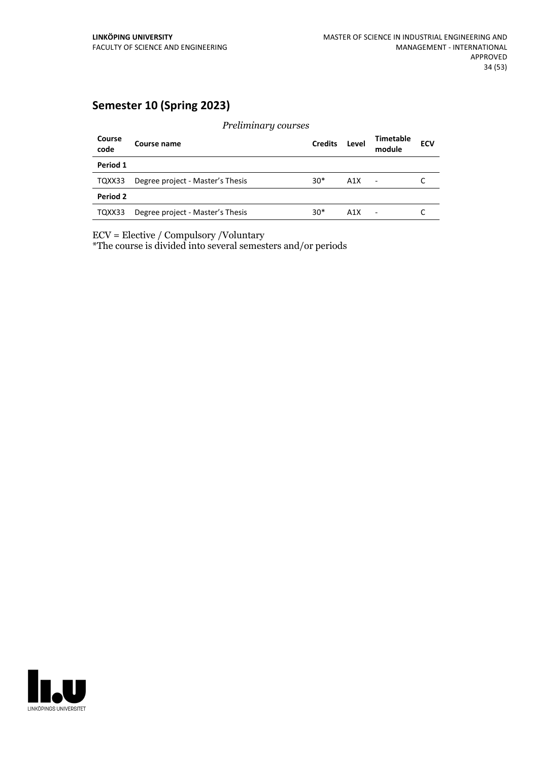## Semester 10 (Spring 2023)

*Preliminary courses*

| Course code | Course name | Credits | Level | Timetable module | ECV |
|---|---|---|---|---|---|
| **Period 1** | | | | | |
| TQXX33 | Degree project - Master's Thesis | 30* | A1X | - | C |
| **Period 2** | | | | | |
| TQXX33 | Degree project - Master's Thesis | 30* | A1X | - | C |

ECV = Elective / Compulsory /Voluntary
*The course is divided into several semesters and/or periods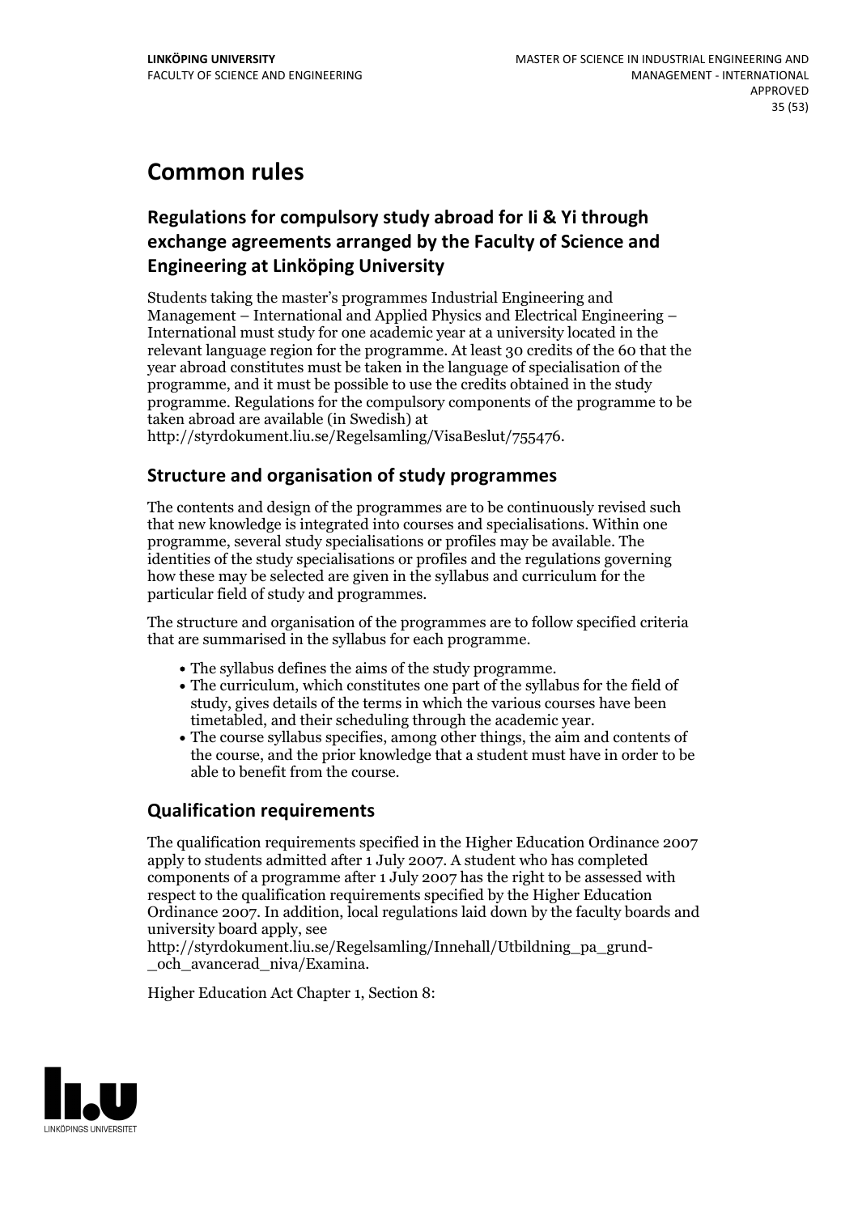# Common rules

## Regulations for compulsory study abroad for Ii & Yi through exchange agreements arranged by the Faculty of Science and Engineering at Linköping University

Students taking the master's programmes Industrial Engineering and Management – International and Applied Physics and Electrical Engineering – International must study for one academic year at a university located in the relevant language region for the programme. At least 30 credits of the 60 that the year abroad constitutes must be taken in the language of specialisation of the programme, and it must be possible to use the credits obtained in the study programme. Regulations for the compulsory components of the programme to be taken abroad are available (in Swedish) at http://styrdokument.liu.se/Regelsamling/VisaBeslut/755476.

## Structure and organisation of study programmes

The contents and design of the programmes are to be continuously revised such that new knowledge is integrated into courses and specialisations. Within one programme, several study specialisations or profiles may be available. The identities of the study specialisations or profiles and the regulations governing how these may be selected are given in the syllabus and curriculum for the particular field of study and programmes.

The structure and organisation of the programmes are to follow specified criteria that are summarised in the syllabus for each programme.

- The syllabus defines the aims of the study programme.
- The curriculum, which constitutes one part of the syllabus for the field of study, gives details of the terms in which the various courses have been timetabled, and their scheduling through the academic year.
- The course syllabus specifies, among other things, the aim and contents of the course, and the prior knowledge that a student must have in order to be able to benefit from the course.

## Qualification requirements

The qualification requirements specified in the Higher Education Ordinance 2007 apply to students admitted after 1 July 2007. A student who has completed components of a programme after 1 July 2007 has the right to be assessed with respect to the qualification requirements specified by the Higher Education Ordinance 2007. In addition, local regulations laid down by the faculty boards and university board apply, see http://styrdokument.liu.se/Regelsamling/Innehall/Utbildning_pa_grund-_och_avancerad_niva/Examina.

Higher Education Act Chapter 1, Section 8: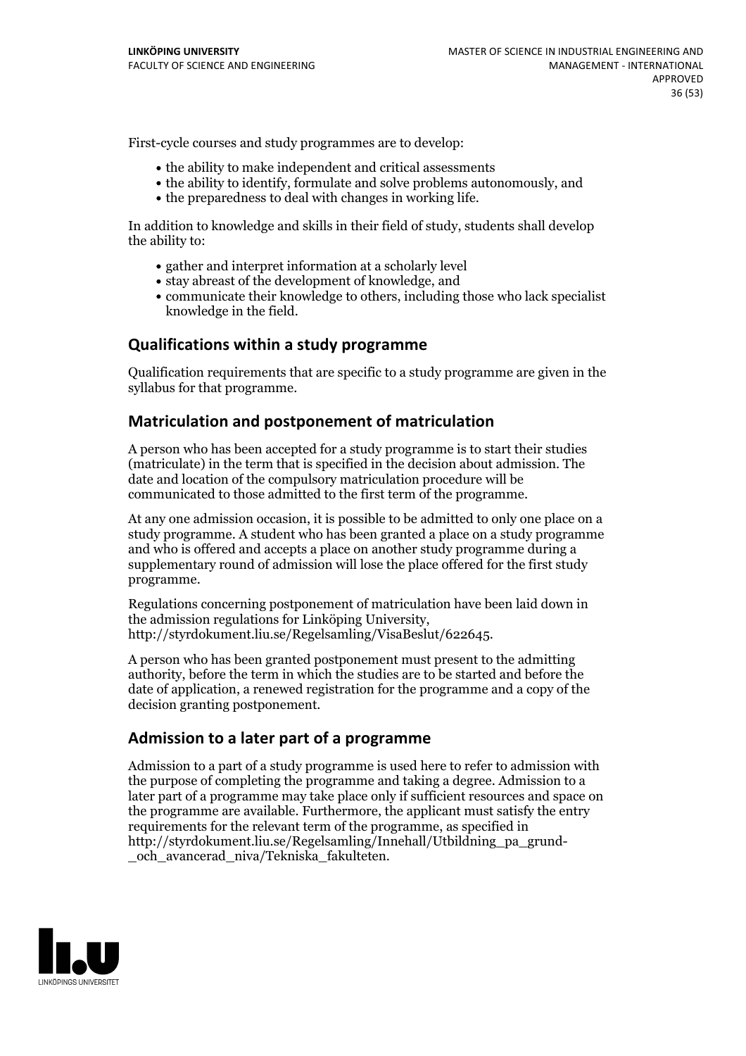First-cycle courses and study programmes are to develop:

- the ability to make independent and critical assessments
- the ability to identify, formulate and solve problems autonomously, and
- the preparedness to deal with changes in working life.

In addition to knowledge and skills in their field of study, students shall develop the ability to:

- gather and interpret information at a scholarly level
- stay abreast of the development of knowledge, and
- communicate their knowledge to others, including those who lack specialist knowledge in the field.

## Qualifications within a study programme

Qualification requirements that are specific to a study programme are given in the syllabus for that programme.

## Matriculation and postponement of matriculation

A person who has been accepted for a study programme is to start their studies (matriculate) in the term that is specified in the decision about admission. The date and location of the compulsory matriculation procedure will be communicated to those admitted to the first term of the programme.

At any one admission occasion, it is possible to be admitted to only one place on a study programme. A student who has been granted a place on a study programme and who is offered and accepts a place on another study programme during a supplementary round of admission will lose the place offered for the first study programme.

Regulations concerning postponement of matriculation have been laid down in the admission regulations for Linköping University, http://styrdokument.liu.se/Regelsamling/VisaBeslut/622645.

A person who has been granted postponement must present to the admitting authority, before the term in which the studies are to be started and before the date of application, a renewed registration for the programme and a copy of the decision granting postponement.

## Admission to a later part of a programme

Admission to a part of a study programme is used here to refer to admission with the purpose of completing the programme and taking a degree. Admission to a later part of a programme may take place only if sufficient resources and space on the programme are available. Furthermore, the applicant must satisfy the entry requirements for the relevant term of the programme, as specified in http://styrdokument.liu.se/Regelsamling/Innehall/Utbildning_pa_grund-_och_avancerad_niva/Tekniska_fakulteten.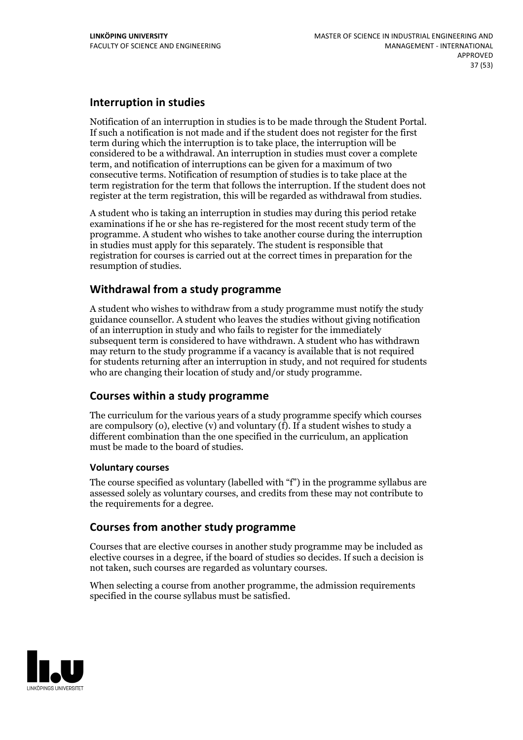## Interruption in studies

Notification of an interruption in studies is to be made through the Student Portal. If such a notification is not made and if the student does not register for the first term during which the interruption is to take place, the interruption will be considered to be a withdrawal. An interruption in studies must cover a complete term, and notification of interruptions can be given for a maximum of two consecutive terms. Notification of resumption of studies is to take place at the term registration for the term that follows the interruption. If the student does not register at the term registration, this will be regarded as withdrawal from studies.

A student who is taking an interruption in studies may during this period retake examinations if he or she has re-registered for the most recent study term of the programme. A student who wishes to take another course during the interruption in studies must apply for this separately. The student is responsible that registration for courses is carried out at the correct times in preparation for the resumption of studies.

## Withdrawal from a study programme

A student who wishes to withdraw from a study programme must notify the study guidance counsellor. A student who leaves the studies without giving notification of an interruption in study and who fails to register for the immediately subsequent term is considered to have withdrawn. A student who has withdrawn may return to the study programme if a vacancy is available that is not required for students returning after an interruption in study, and not required for students who are changing their location of study and/or study programme.

## Courses within a study programme

The curriculum for the various years of a study programme specify which courses are compulsory (o), elective (v) and voluntary (f). If a student wishes to study a different combination than the one specified in the curriculum, an application must be made to the board of studies.

### Voluntary courses

The course specified as voluntary (labelled with "f") in the programme syllabus are assessed solely as voluntary courses, and credits from these may not contribute to the requirements for a degree.

## Courses from another study programme

Courses that are elective courses in another study programme may be included as elective courses in a degree, if the board of studies so decides. If such a decision is not taken, such courses are regarded as voluntary courses.

When selecting a course from another programme, the admission requirements specified in the course syllabus must be satisfied.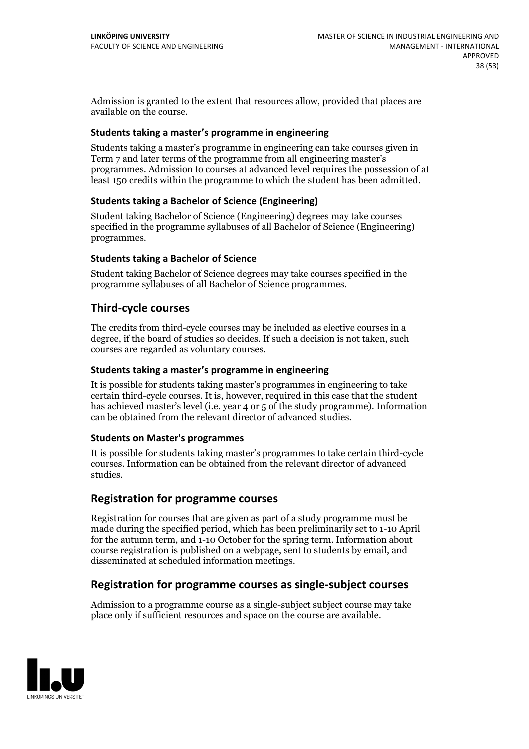Admission is granted to the extent that resources allow, provided that places are available on the course.

### Students taking a master's programme in engineering

Students taking a master's programme in engineering can take courses given in Term 7 and later terms of the programme from all engineering master's programmes. Admission to courses at advanced level requires the possession of at least 150 credits within the programme to which the student has been admitted.

### Students taking a Bachelor of Science (Engineering)

Student taking Bachelor of Science (Engineering) degrees may take courses specified in the programme syllabuses of all Bachelor of Science (Engineering) programmes.

### Students taking a Bachelor of Science

Student taking Bachelor of Science degrees may take courses specified in the programme syllabuses of all Bachelor of Science programmes.

## Third-cycle courses

The credits from third-cycle courses may be included as elective courses in a degree, if the board of studies so decides. If such a decision is not taken, such courses are regarded as voluntary courses.

### Students taking a master's programme in engineering

It is possible for students taking master's programmes in engineering to take certain third-cycle courses. It is, however, required in this case that the student has achieved master's level (i.e. year 4 or 5 of the study programme). Information can be obtained from the relevant director of advanced studies.

### Students on Master's programmes

It is possible for students taking master's programmes to take certain third-cycle courses. Information can be obtained from the relevant director of advanced studies.

## Registration for programme courses

Registration for courses that are given as part of a study programme must be made during the specified period, which has been preliminarily set to 1-10 April for the autumn term, and 1-10 October for the spring term. Information about course registration is published on a webpage, sent to students by email, and disseminated at scheduled information meetings.

## Registration for programme courses as single-subject courses

Admission to a programme course as a single-subject subject course may take place only if sufficient resources and space on the course are available.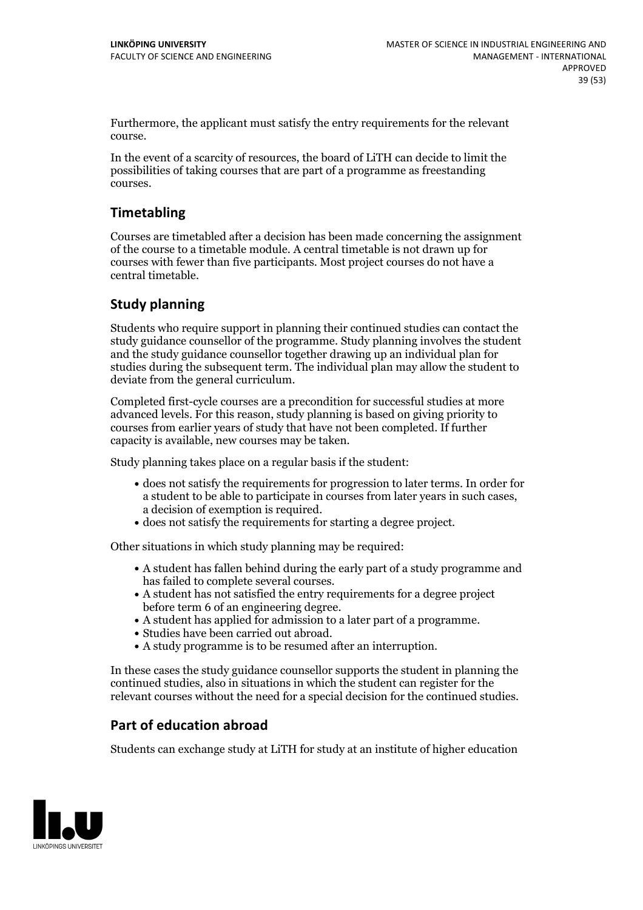Furthermore, the applicant must satisfy the entry requirements for the relevant course.

In the event of a scarcity of resources, the board of LiTH can decide to limit the possibilities of taking courses that are part of a programme as freestanding courses.

## Timetabling

Courses are timetabled after a decision has been made concerning the assignment of the course to a timetable module. A central timetable is not drawn up for courses with fewer than five participants. Most project courses do not have a central timetable.

## Study planning

Students who require support in planning their continued studies can contact the study guidance counsellor of the programme. Study planning involves the student and the study guidance counsellor together drawing up an individual plan for studies during the subsequent term. The individual plan may allow the student to deviate from the general curriculum.

Completed first-cycle courses are a precondition for successful studies at more advanced levels. For this reason, study planning is based on giving priority to courses from earlier years of study that have not been completed. If further capacity is available, new courses may be taken.

Study planning takes place on a regular basis if the student:

- does not satisfy the requirements for progression to later terms. In order for a student to be able to participate in courses from later years in such cases, a decision of exemption is required.
- does not satisfy the requirements for starting a degree project.

Other situations in which study planning may be required:

- A student has fallen behind during the early part of a study programme and has failed to complete several courses.
- A student has not satisfied the entry requirements for a degree project before term 6 of an engineering degree.
- A student has applied for admission to a later part of a programme.
- Studies have been carried out abroad.
- A study programme is to be resumed after an interruption.

In these cases the study guidance counsellor supports the student in planning the continued studies, also in situations in which the student can register for the relevant courses without the need for a special decision for the continued studies.

## Part of education abroad

Students can exchange study at LiTH for study at an institute of higher education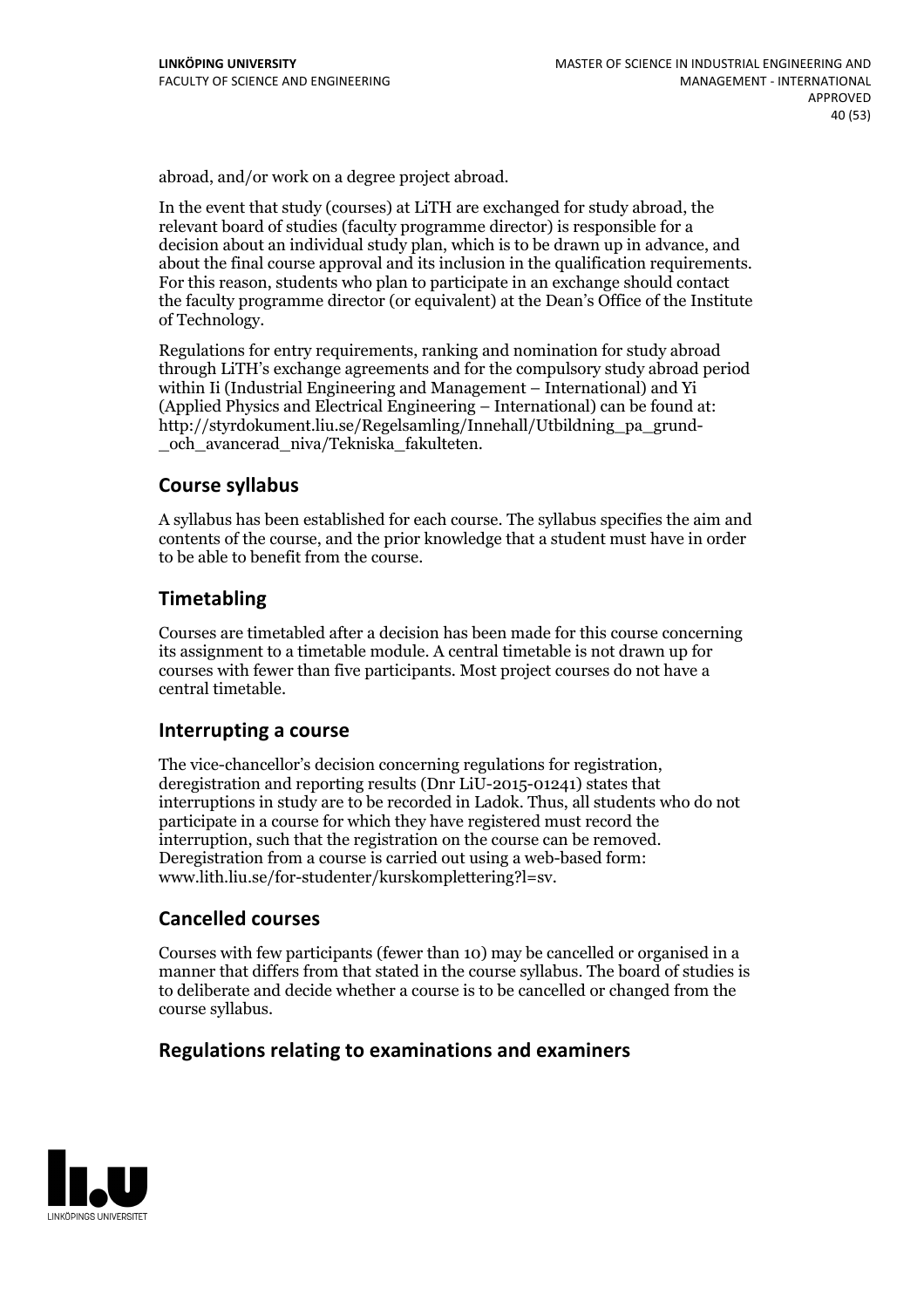abroad, and/or work on a degree project abroad.

In the event that study (courses) at LiTH are exchanged for study abroad, the relevant board of studies (faculty programme director) is responsible for a decision about an individual study plan, which is to be drawn up in advance, and about the final course approval and its inclusion in the qualification requirements. For this reason, students who plan to participate in an exchange should contact the faculty programme director (or equivalent) at the Dean's Office of the Institute of Technology.

Regulations for entry requirements, ranking and nomination for study abroad through LiTH's exchange agreements and for the compulsory study abroad period within Ii (Industrial Engineering and Management – International) and Yi (Applied Physics and Electrical Engineering – International) can be found at: http://styrdokument.liu.se/Regelsamling/Innehall/Utbildning_pa_grund-_och_avancerad_niva/Tekniska_fakulteten.

## Course syllabus

A syllabus has been established for each course. The syllabus specifies the aim and contents of the course, and the prior knowledge that a student must have in order to be able to benefit from the course.

## Timetabling

Courses are timetabled after a decision has been made for this course concerning its assignment to a timetable module. A central timetable is not drawn up for courses with fewer than five participants. Most project courses do not have a central timetable.

## Interrupting a course

The vice-chancellor's decision concerning regulations for registration, deregistration and reporting results (Dnr LiU-2015-01241) states that interruptions in study are to be recorded in Ladok. Thus, all students who do not participate in a course for which they have registered must record the interruption, such that the registration on the course can be removed. Deregistration from a course is carried out using a web-based form: www.lith.liu.se/for-studenter/kurskomplettering?l=sv.

## Cancelled courses

Courses with few participants (fewer than 10) may be cancelled or organised in a manner that differs from that stated in the course syllabus. The board of studies is to deliberate and decide whether a course is to be cancelled or changed from the course syllabus.

## Regulations relating to examinations and examiners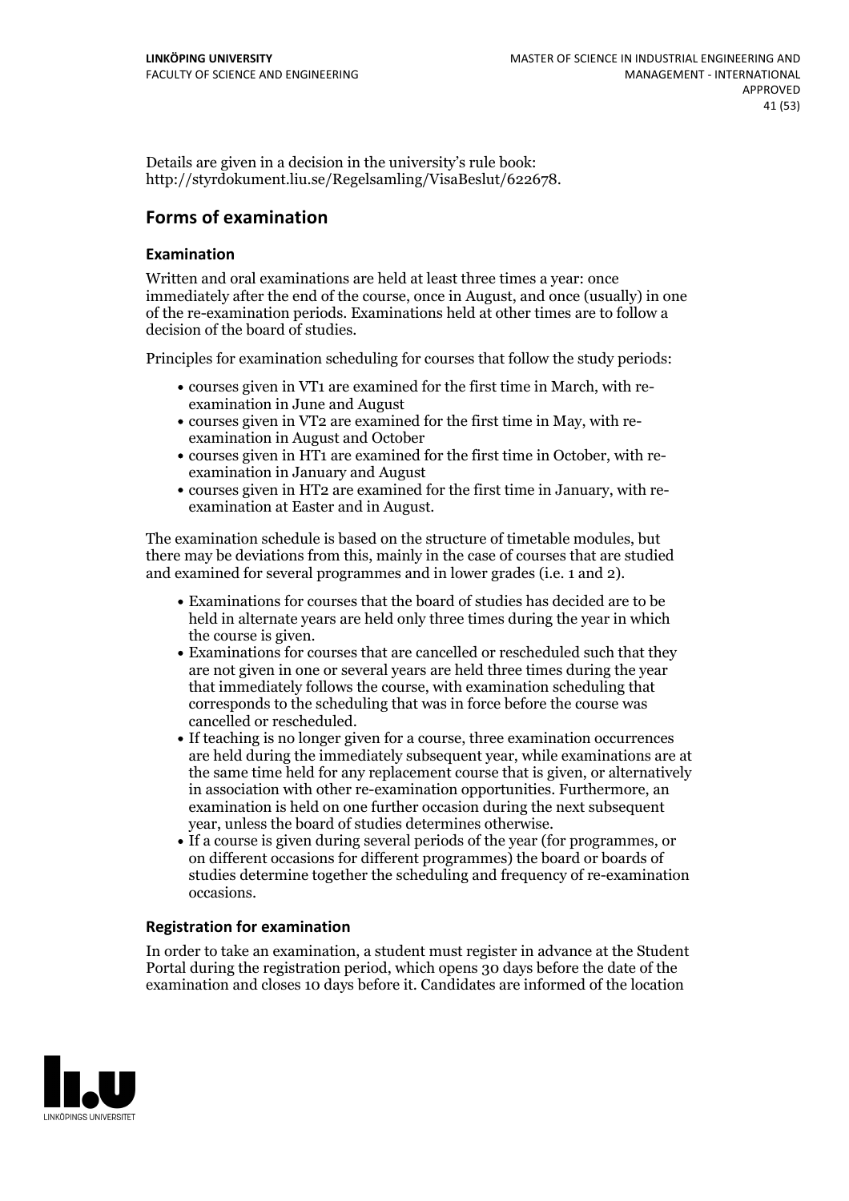Details are given in a decision in the university's rule book: http://styrdokument.liu.se/Regelsamling/VisaBeslut/622678.

## Forms of examination

### Examination

Written and oral examinations are held at least three times a year: once immediately after the end of the course, once in August, and once (usually) in one of the re-examination periods. Examinations held at other times are to follow a decision of the board of studies.

Principles for examination scheduling for courses that follow the study periods:

- courses given in VT1 are examined for the first time in March, with re-examination in June and August
- courses given in VT2 are examined for the first time in May, with re-examination in August and October
- courses given in HT1 are examined for the first time in October, with re-examination in January and August
- courses given in HT2 are examined for the first time in January, with re-examination at Easter and in August.

The examination schedule is based on the structure of timetable modules, but there may be deviations from this, mainly in the case of courses that are studied and examined for several programmes and in lower grades (i.e. 1 and 2).

- Examinations for courses that the board of studies has decided are to be held in alternate years are held only three times during the year in which the course is given.
- Examinations for courses that are cancelled or rescheduled such that they are not given in one or several years are held three times during the year that immediately follows the course, with examination scheduling that corresponds to the scheduling that was in force before the course was cancelled or rescheduled.
- If teaching is no longer given for a course, three examination occurrences are held during the immediately subsequent year, while examinations are at the same time held for any replacement course that is given, or alternatively in association with other re-examination opportunities. Furthermore, an examination is held on one further occasion during the next subsequent year, unless the board of studies determines otherwise.
- If a course is given during several periods of the year (for programmes, or on different occasions for different programmes) the board or boards of studies determine together the scheduling and frequency of re-examination occasions.

### Registration for examination

In order to take an examination, a student must register in advance at the Student Portal during the registration period, which opens 30 days before the date of the examination and closes 10 days before it. Candidates are informed of the location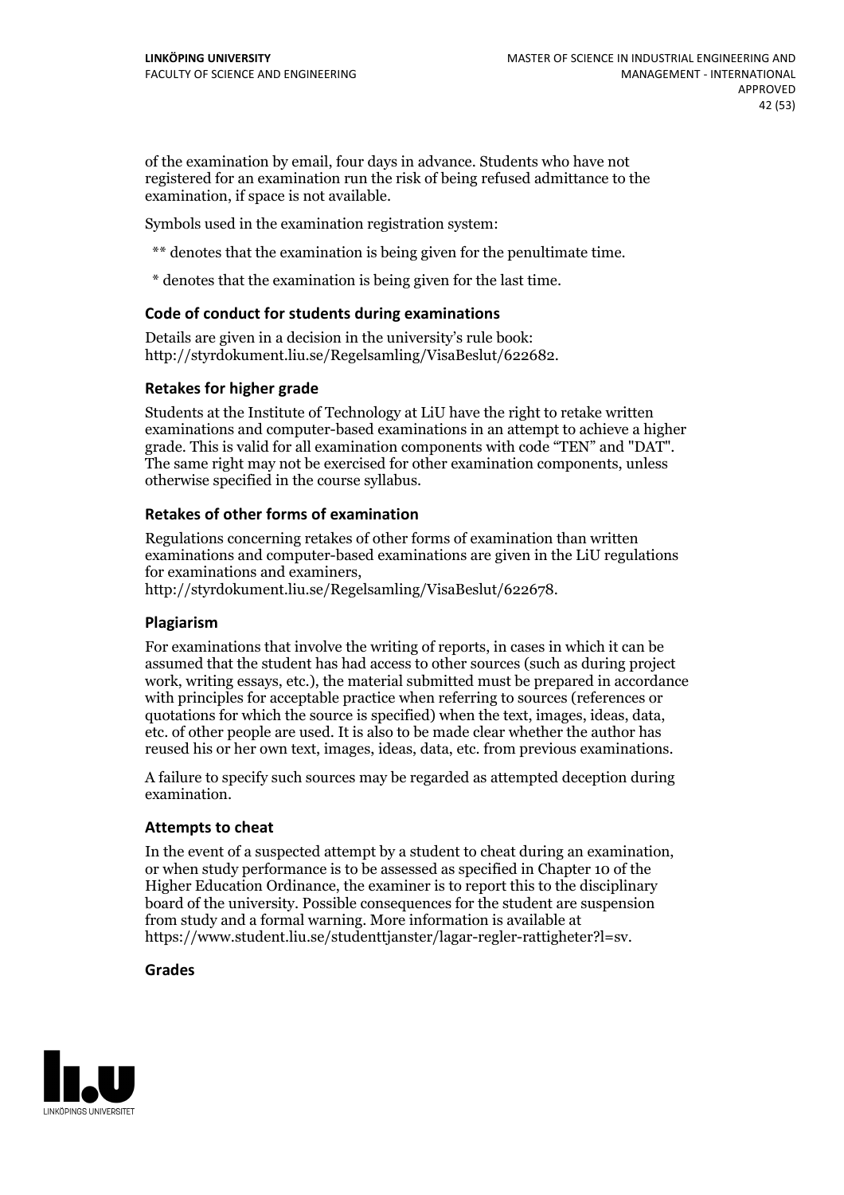of the examination by email, four days in advance. Students who have not registered for an examination run the risk of being refused admittance to the examination, if space is not available.

Symbols used in the examination registration system:

** denotes that the examination is being given for the penultimate time.

* denotes that the examination is being given for the last time.

### Code of conduct for students during examinations

Details are given in a decision in the university's rule book: http://styrdokument.liu.se/Regelsamling/VisaBeslut/622682.

### Retakes for higher grade

Students at the Institute of Technology at LiU have the right to retake written examinations and computer-based examinations in an attempt to achieve a higher grade. This is valid for all examination components with code "TEN" and "DAT". The same right may not be exercised for other examination components, unless otherwise specified in the course syllabus.

### Retakes of other forms of examination

Regulations concerning retakes of other forms of examination than written examinations and computer-based examinations are given in the LiU regulations for examinations and examiners, http://styrdokument.liu.se/Regelsamling/VisaBeslut/622678.

### Plagiarism

For examinations that involve the writing of reports, in cases in which it can be assumed that the student has had access to other sources (such as during project work, writing essays, etc.), the material submitted must be prepared in accordance with principles for acceptable practice when referring to sources (references or quotations for which the source is specified) when the text, images, ideas, data, etc. of other people are used. It is also to be made clear whether the author has reused his or her own text, images, ideas, data, etc. from previous examinations.

A failure to specify such sources may be regarded as attempted deception during examination.

### Attempts to cheat

In the event of a suspected attempt by a student to cheat during an examination, or when study performance is to be assessed as specified in Chapter 10 of the Higher Education Ordinance, the examiner is to report this to the disciplinary board of the university. Possible consequences for the student are suspension from study and a formal warning. More information is available at https://www.student.liu.se/studenttjanster/lagar-regler-rattigheter?l=sv.

### Grades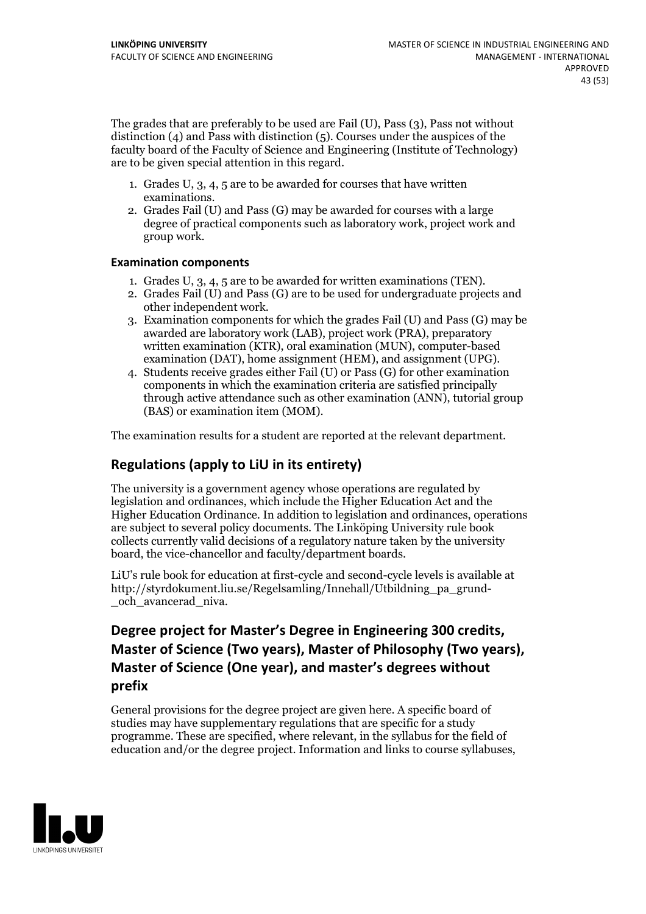The grades that are preferably to be used are Fail (U), Pass (3), Pass not without distinction (4) and Pass with distinction (5). Courses under the auspices of the faculty board of the Faculty of Science and Engineering (Institute of Technology) are to be given special attention in this regard.

1. Grades U, 3, 4, 5 are to be awarded for courses that have written examinations.
2. Grades Fail (U) and Pass (G) may be awarded for courses with a large degree of practical components such as laboratory work, project work and group work.

#### Examination components

1. Grades U, 3, 4, 5 are to be awarded for written examinations (TEN).
2. Grades Fail (U) and Pass (G) are to be used for undergraduate projects and other independent work.
3. Examination components for which the grades Fail (U) and Pass (G) may be awarded are laboratory work (LAB), project work (PRA), preparatory written examination (KTR), oral examination (MUN), computer-based examination (DAT), home assignment (HEM), and assignment (UPG).
4. Students receive grades either Fail (U) or Pass (G) for other examination components in which the examination criteria are satisfied principally through active attendance such as other examination (ANN), tutorial group (BAS) or examination item (MOM).

The examination results for a student are reported at the relevant department.

## Regulations (apply to LiU in its entirety)

The university is a government agency whose operations are regulated by legislation and ordinances, which include the Higher Education Act and the Higher Education Ordinance. In addition to legislation and ordinances, operations are subject to several policy documents. The Linköping University rule book collects currently valid decisions of a regulatory nature taken by the university board, the vice-chancellor and faculty/department boards.

LiU's rule book for education at first-cycle and second-cycle levels is available at http://styrdokument.liu.se/Regelsamling/Innehall/Utbildning_pa_grund-_och_avancerad_niva.

## Degree project for Master's Degree in Engineering 300 credits, Master of Science (Two years), Master of Philosophy (Two years), Master of Science (One year), and master's degrees without prefix

General provisions for the degree project are given here. A specific board of studies may have supplementary regulations that are specific for a study programme. These are specified, where relevant, in the syllabus for the field of education and/or the degree project. Information and links to course syllabuses,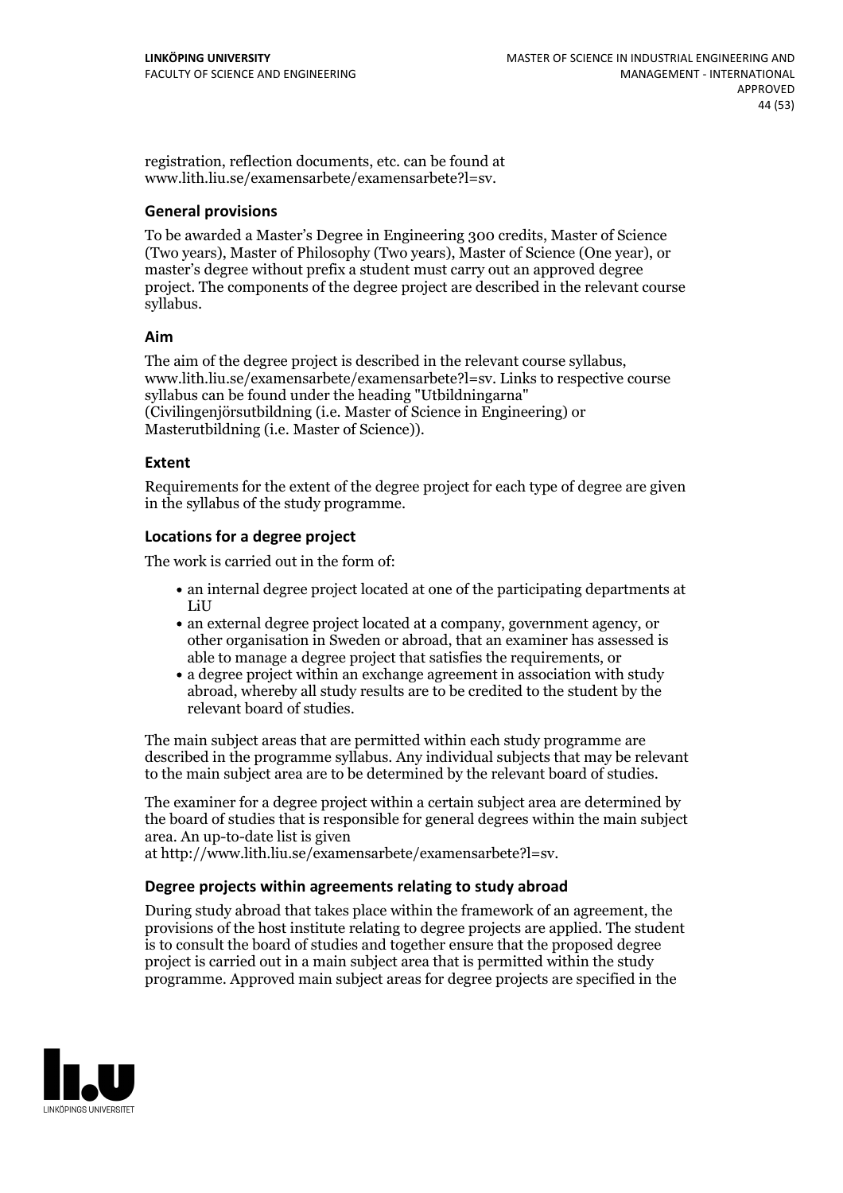registration, reflection documents, etc. can be found at www.lith.liu.se/examensarbete/examensarbete?l=sv.

### General provisions

To be awarded a Master's Degree in Engineering 300 credits, Master of Science (Two years), Master of Philosophy (Two years), Master of Science (One year), or master's degree without prefix a student must carry out an approved degree project. The components of the degree project are described in the relevant course syllabus.

### Aim

The aim of the degree project is described in the relevant course syllabus, www.lith.liu.se/examensarbete/examensarbete?l=sv. Links to respective course syllabus can be found under the heading "Utbildningarna" (Civilingenjörsutbildning (i.e. Master of Science in Engineering) or Masterutbildning (i.e. Master of Science)).

### Extent

Requirements for the extent of the degree project for each type of degree are given in the syllabus of the study programme.

### Locations for a degree project

The work is carried out in the form of:

- an internal degree project located at one of the participating departments at LiU
- an external degree project located at a company, government agency, or other organisation in Sweden or abroad, that an examiner has assessed is able to manage a degree project that satisfies the requirements, or
- a degree project within an exchange agreement in association with study abroad, whereby all study results are to be credited to the student by the relevant board of studies.

The main subject areas that are permitted within each study programme are described in the programme syllabus. Any individual subjects that may be relevant to the main subject area are to be determined by the relevant board of studies.

The examiner for a degree project within a certain subject area are determined by the board of studies that is responsible for general degrees within the main subject area. An up-to-date list is given at http://www.lith.liu.se/examensarbete/examensarbete?l=sv.

### Degree projects within agreements relating to study abroad

During study abroad that takes place within the framework of an agreement, the provisions of the host institute relating to degree projects are applied. The student is to consult the board of studies and together ensure that the proposed degree project is carried out in a main subject area that is permitted within the study programme. Approved main subject areas for degree projects are specified in the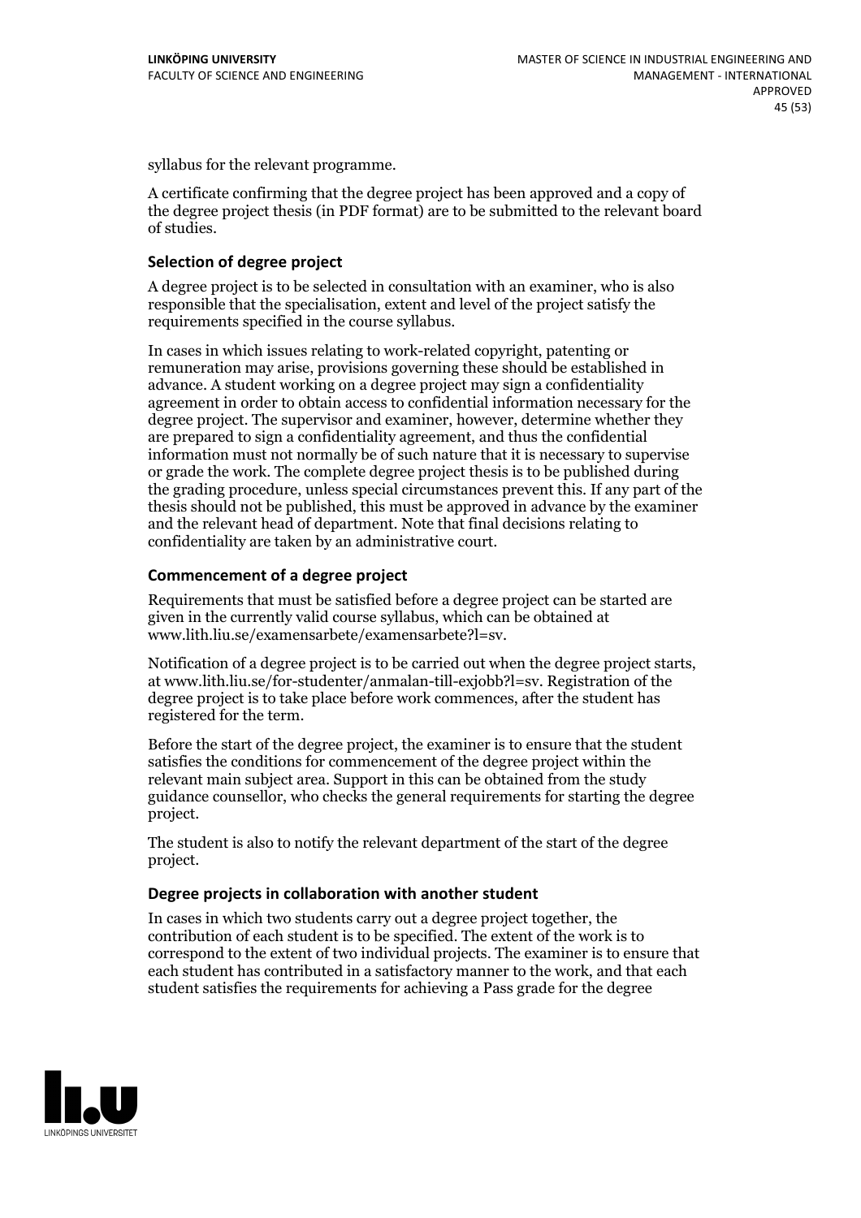syllabus for the relevant programme.

A certificate confirming that the degree project has been approved and a copy of the degree project thesis (in PDF format) are to be submitted to the relevant board of studies.

### Selection of degree project

A degree project is to be selected in consultation with an examiner, who is also responsible that the specialisation, extent and level of the project satisfy the requirements specified in the course syllabus.

In cases in which issues relating to work-related copyright, patenting or remuneration may arise, provisions governing these should be established in advance. A student working on a degree project may sign a confidentiality agreement in order to obtain access to confidential information necessary for the degree project. The supervisor and examiner, however, determine whether they are prepared to sign a confidentiality agreement, and thus the confidential information must not normally be of such nature that it is necessary to supervise or grade the work. The complete degree project thesis is to be published during the grading procedure, unless special circumstances prevent this. If any part of the thesis should not be published, this must be approved in advance by the examiner and the relevant head of department. Note that final decisions relating to confidentiality are taken by an administrative court.

### Commencement of a degree project

Requirements that must be satisfied before a degree project can be started are given in the currently valid course syllabus, which can be obtained at www.lith.liu.se/examensarbete/examensarbete?l=sv.

Notification of a degree project is to be carried out when the degree project starts, at www.lith.liu.se/for-studenter/anmalan-till-exjobb?l=sv. Registration of the degree project is to take place before work commences, after the student has registered for the term.

Before the start of the degree project, the examiner is to ensure that the student satisfies the conditions for commencement of the degree project within the relevant main subject area. Support in this can be obtained from the study guidance counsellor, who checks the general requirements for starting the degree project.

The student is also to notify the relevant department of the start of the degree project.

### Degree projects in collaboration with another student

In cases in which two students carry out a degree project together, the contribution of each student is to be specified. The extent of the work is to correspond to the extent of two individual projects. The examiner is to ensure that each student has contributed in a satisfactory manner to the work, and that each student satisfies the requirements for achieving a Pass grade for the degree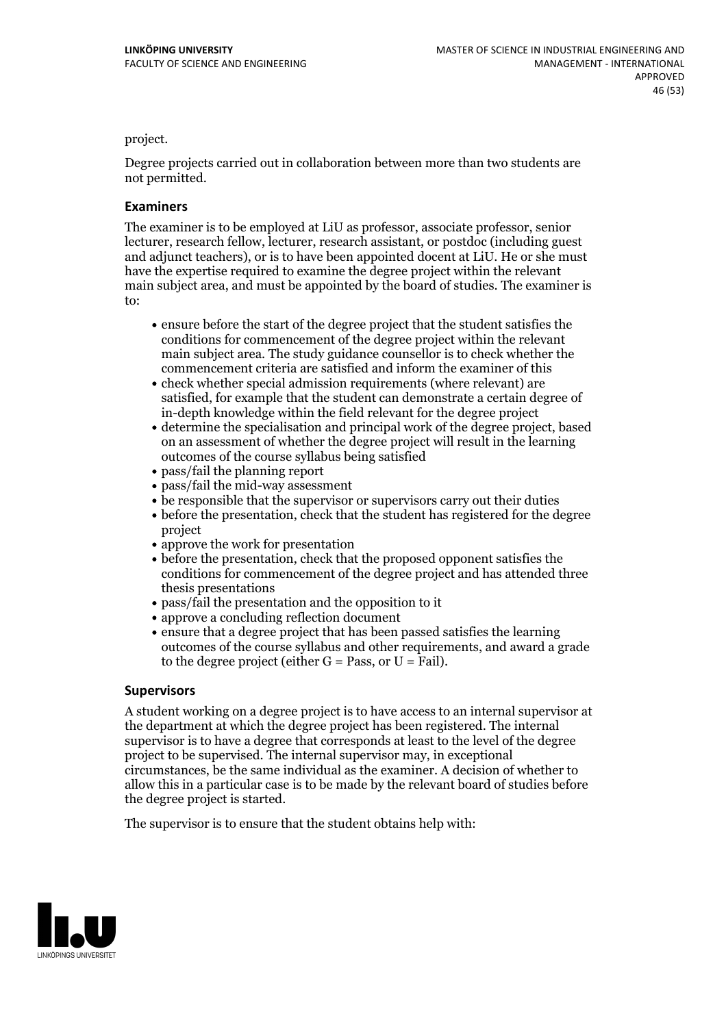project.

Degree projects carried out in collaboration between more than two students are not permitted.

### Examiners

The examiner is to be employed at LiU as professor, associate professor, senior lecturer, research fellow, lecturer, research assistant, or postdoc (including guest and adjunct teachers), or is to have been appointed docent at LiU. He or she must have the expertise required to examine the degree project within the relevant main subject area, and must be appointed by the board of studies. The examiner is to:

- ensure before the start of the degree project that the student satisfies the conditions for commencement of the degree project within the relevant main subject area. The study guidance counsellor is to check whether the commencement criteria are satisfied and inform the examiner of this
- check whether special admission requirements (where relevant) are satisfied, for example that the student can demonstrate a certain degree of in-depth knowledge within the field relevant for the degree project
- determine the specialisation and principal work of the degree project, based on an assessment of whether the degree project will result in the learning outcomes of the course syllabus being satisfied
- pass/fail the planning report
- pass/fail the mid-way assessment
- be responsible that the supervisor or supervisors carry out their duties
- before the presentation, check that the student has registered for the degree project
- approve the work for presentation
- before the presentation, check that the proposed opponent satisfies the conditions for commencement of the degree project and has attended three thesis presentations
- pass/fail the presentation and the opposition to it
- approve a concluding reflection document
- ensure that a degree project that has been passed satisfies the learning outcomes of the course syllabus and other requirements, and award a grade to the degree project (either G = Pass, or U = Fail).

### Supervisors

A student working on a degree project is to have access to an internal supervisor at the department at which the degree project has been registered. The internal supervisor is to have a degree that corresponds at least to the level of the degree project to be supervised. The internal supervisor may, in exceptional circumstances, be the same individual as the examiner. A decision of whether to allow this in a particular case is to be made by the relevant board of studies before the degree project is started.

The supervisor is to ensure that the student obtains help with: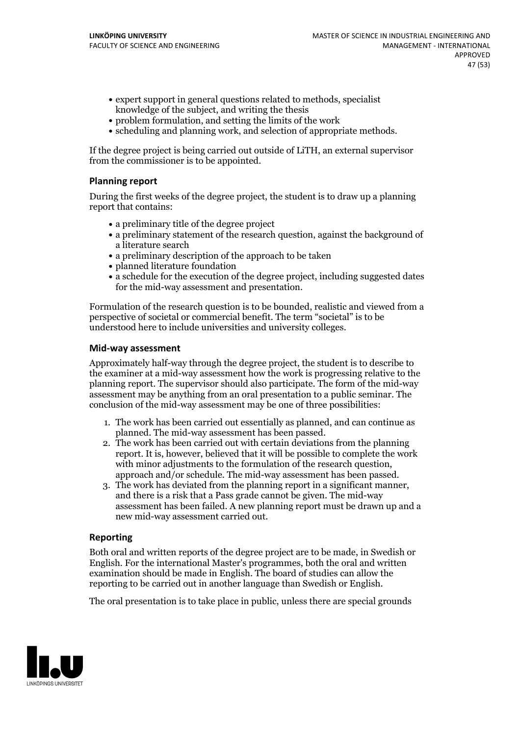- expert support in general questions related to methods, specialist knowledge of the subject, and writing the thesis
- problem formulation, and setting the limits of the work
- scheduling and planning work, and selection of appropriate methods.

If the degree project is being carried out outside of LiTH, an external supervisor from the commissioner is to be appointed.

### Planning report

During the first weeks of the degree project, the student is to draw up a planning report that contains:

- a preliminary title of the degree project
- a preliminary statement of the research question, against the background of a literature search
- a preliminary description of the approach to be taken
- planned literature foundation
- a schedule for the execution of the degree project, including suggested dates for the mid-way assessment and presentation.

Formulation of the research question is to be bounded, realistic and viewed from a perspective of societal or commercial benefit. The term "societal" is to be understood here to include universities and university colleges.

### Mid-way assessment

Approximately half-way through the degree project, the student is to describe to the examiner at a mid-way assessment how the work is progressing relative to the planning report. The supervisor should also participate. The form of the mid-way assessment may be anything from an oral presentation to a public seminar. The conclusion of the mid-way assessment may be one of three possibilities:

1. The work has been carried out essentially as planned, and can continue as planned. The mid-way assessment has been passed.
2. The work has been carried out with certain deviations from the planning report. It is, however, believed that it will be possible to complete the work with minor adjustments to the formulation of the research question, approach and/or schedule. The mid-way assessment has been passed.
3. The work has deviated from the planning report in a significant manner, and there is a risk that a Pass grade cannot be given. The mid-way assessment has been failed. A new planning report must be drawn up and a new mid-way assessment carried out.

### Reporting

Both oral and written reports of the degree project are to be made, in Swedish or English. For the international Master's programmes, both the oral and written examination should be made in English. The board of studies can allow the reporting to be carried out in another language than Swedish or English.

The oral presentation is to take place in public, unless there are special grounds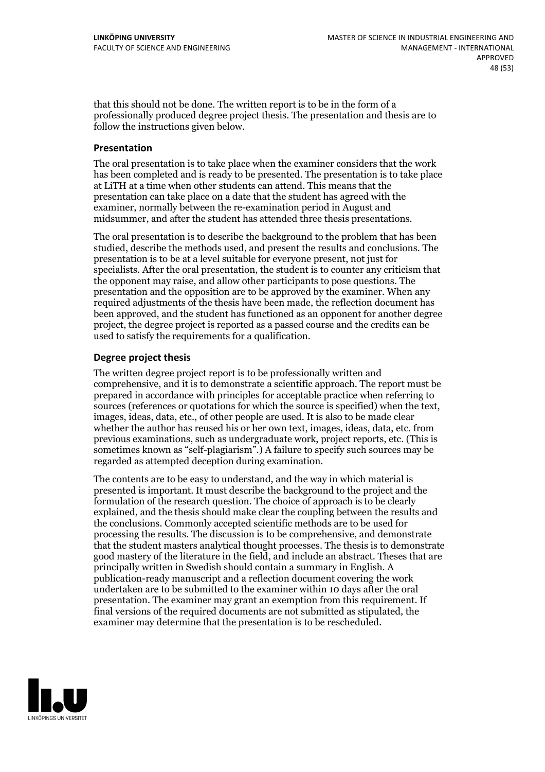that this should not be done. The written report is to be in the form of a professionally produced degree project thesis. The presentation and thesis are to follow the instructions given below.

### Presentation

The oral presentation is to take place when the examiner considers that the work has been completed and is ready to be presented. The presentation is to take place at LiTH at a time when other students can attend. This means that the presentation can take place on a date that the student has agreed with the examiner, normally between the re-examination period in August and midsummer, and after the student has attended three thesis presentations.

The oral presentation is to describe the background to the problem that has been studied, describe the methods used, and present the results and conclusions. The presentation is to be at a level suitable for everyone present, not just for specialists. After the oral presentation, the student is to counter any criticism that the opponent may raise, and allow other participants to pose questions. The presentation and the opposition are to be approved by the examiner. When any required adjustments of the thesis have been made, the reflection document has been approved, and the student has functioned as an opponent for another degree project, the degree project is reported as a passed course and the credits can be used to satisfy the requirements for a qualification.

### Degree project thesis

The written degree project report is to be professionally written and comprehensive, and it is to demonstrate a scientific approach. The report must be prepared in accordance with principles for acceptable practice when referring to sources (references or quotations for which the source is specified) when the text, images, ideas, data, etc., of other people are used. It is also to be made clear whether the author has reused his or her own text, images, ideas, data, etc. from previous examinations, such as undergraduate work, project reports, etc. (This is sometimes known as "self-plagiarism".) A failure to specify such sources may be regarded as attempted deception during examination.

The contents are to be easy to understand, and the way in which material is presented is important. It must describe the background to the project and the formulation of the research question. The choice of approach is to be clearly explained, and the thesis should make clear the coupling between the results and the conclusions. Commonly accepted scientific methods are to be used for processing the results. The discussion is to be comprehensive, and demonstrate that the student masters analytical thought processes. The thesis is to demonstrate good mastery of the literature in the field, and include an abstract. Theses that are principally written in Swedish should contain a summary in English. A publication-ready manuscript and a reflection document covering the work undertaken are to be submitted to the examiner within 10 days after the oral presentation. The examiner may grant an exemption from this requirement. If final versions of the required documents are not submitted as stipulated, the examiner may determine that the presentation is to be rescheduled.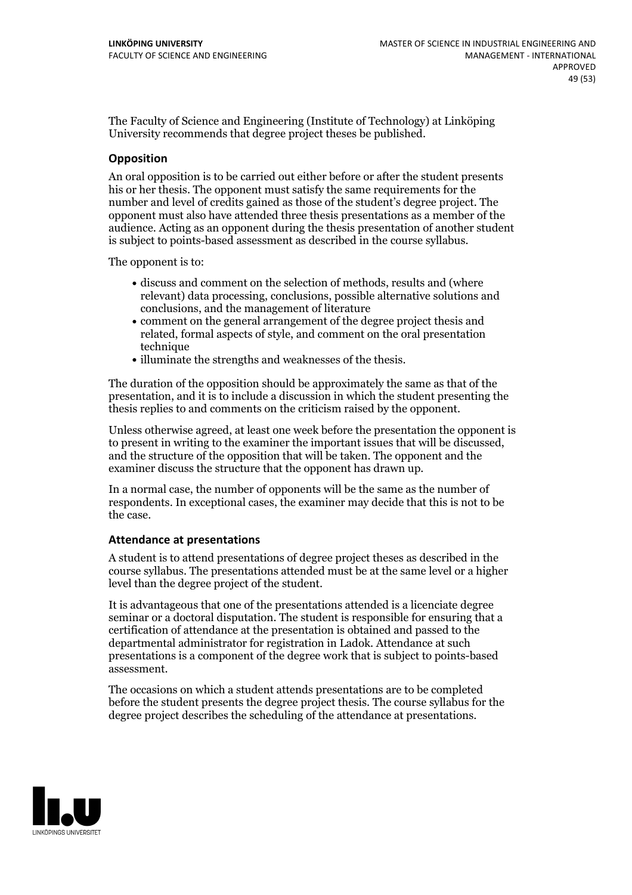The Faculty of Science and Engineering (Institute of Technology) at Linköping University recommends that degree project theses be published.

### Opposition

An oral opposition is to be carried out either before or after the student presents his or her thesis. The opponent must satisfy the same requirements for the number and level of credits gained as those of the student's degree project. The opponent must also have attended three thesis presentations as a member of the audience. Acting as an opponent during the thesis presentation of another student is subject to points-based assessment as described in the course syllabus.

The opponent is to:

- discuss and comment on the selection of methods, results and (where relevant) data processing, conclusions, possible alternative solutions and conclusions, and the management of literature
- comment on the general arrangement of the degree project thesis and related, formal aspects of style, and comment on the oral presentation technique
- illuminate the strengths and weaknesses of the thesis.

The duration of the opposition should be approximately the same as that of the presentation, and it is to include a discussion in which the student presenting the thesis replies to and comments on the criticism raised by the opponent.

Unless otherwise agreed, at least one week before the presentation the opponent is to present in writing to the examiner the important issues that will be discussed, and the structure of the opposition that will be taken. The opponent and the examiner discuss the structure that the opponent has drawn up.

In a normal case, the number of opponents will be the same as the number of respondents. In exceptional cases, the examiner may decide that this is not to be the case.

### Attendance at presentations

A student is to attend presentations of degree project theses as described in the course syllabus. The presentations attended must be at the same level or a higher level than the degree project of the student.

It is advantageous that one of the presentations attended is a licenciate degree seminar or a doctoral disputation. The student is responsible for ensuring that a certification of attendance at the presentation is obtained and passed to the departmental administrator for registration in Ladok. Attendance at such presentations is a component of the degree work that is subject to points-based assessment.

The occasions on which a student attends presentations are to be completed before the student presents the degree project thesis. The course syllabus for the degree project describes the scheduling of the attendance at presentations.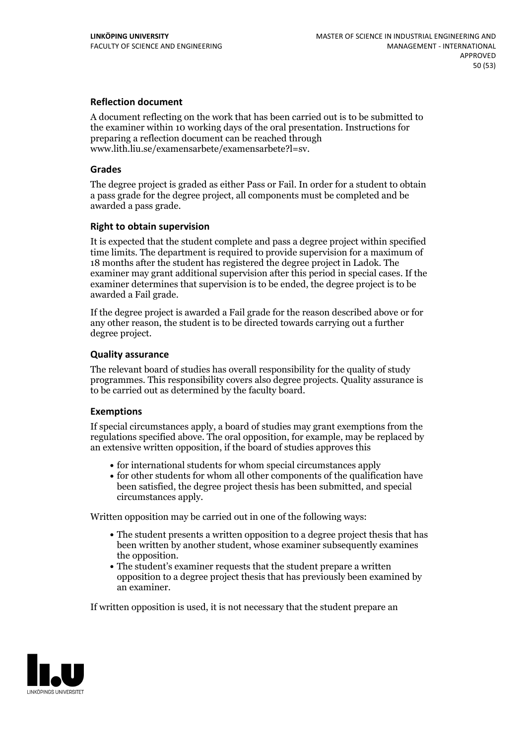### Reflection document

A document reflecting on the work that has been carried out is to be submitted to the examiner within 10 working days of the oral presentation. Instructions for preparing a reflection document can be reached through www.lith.liu.se/examensarbete/examensarbete?l=sv.

### Grades

The degree project is graded as either Pass or Fail. In order for a student to obtain a pass grade for the degree project, all components must be completed and be awarded a pass grade.

### Right to obtain supervision

It is expected that the student complete and pass a degree project within specified time limits. The department is required to provide supervision for a maximum of 18 months after the student has registered the degree project in Ladok. The examiner may grant additional supervision after this period in special cases. If the examiner determines that supervision is to be ended, the degree project is to be awarded a Fail grade.

If the degree project is awarded a Fail grade for the reason described above or for any other reason, the student is to be directed towards carrying out a further degree project.

### Quality assurance

The relevant board of studies has overall responsibility for the quality of study programmes. This responsibility covers also degree projects. Quality assurance is to be carried out as determined by the faculty board.

### Exemptions

If special circumstances apply, a board of studies may grant exemptions from the regulations specified above. The oral opposition, for example, may be replaced by an extensive written opposition, if the board of studies approves this

- for international students for whom special circumstances apply
- for other students for whom all other components of the qualification have been satisfied, the degree project thesis has been submitted, and special circumstances apply.

Written opposition may be carried out in one of the following ways:

- The student presents a written opposition to a degree project thesis that has been written by another student, whose examiner subsequently examines the opposition.
- The student's examiner requests that the student prepare a written opposition to a degree project thesis that has previously been examined by an examiner.

If written opposition is used, it is not necessary that the student prepare an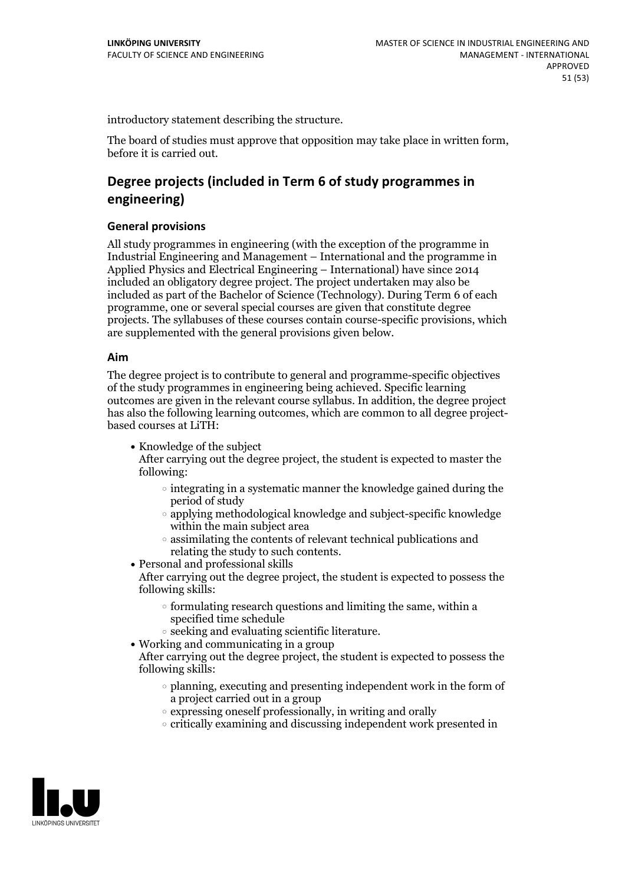introductory statement describing the structure.

The board of studies must approve that opposition may take place in written form, before it is carried out.

## Degree projects (included in Term 6 of study programmes in engineering)

### General provisions

All study programmes in engineering (with the exception of the programme in Industrial Engineering and Management – International and the programme in Applied Physics and Electrical Engineering – International) have since 2014 included an obligatory degree project. The project undertaken may also be included as part of the Bachelor of Science (Technology). During Term 6 of each programme, one or several special courses are given that constitute degree projects. The syllabuses of these courses contain course-specific provisions, which are supplemented with the general provisions given below.

### Aim

The degree project is to contribute to general and programme-specific objectives of the study programmes in engineering being achieved. Specific learning outcomes are given in the relevant course syllabus. In addition, the degree project has also the following learning outcomes, which are common to all degree project-based courses at LiTH:

- Knowledge of the subject
  After carrying out the degree project, the student is expected to master the following:
    - integrating in a systematic manner the knowledge gained during the period of study
    - applying methodological knowledge and subject-specific knowledge within the main subject area
    - assimilating the contents of relevant technical publications and relating the study to such contents.
- Personal and professional skills
  After carrying out the degree project, the student is expected to possess the following skills:
    - formulating research questions and limiting the same, within a specified time schedule
    - seeking and evaluating scientific literature.
- Working and communicating in a group
  After carrying out the degree project, the student is expected to possess the following skills:
    - planning, executing and presenting independent work in the form of a project carried out in a group
    - expressing oneself professionally, in writing and orally
    - critically examining and discussing independent work presented in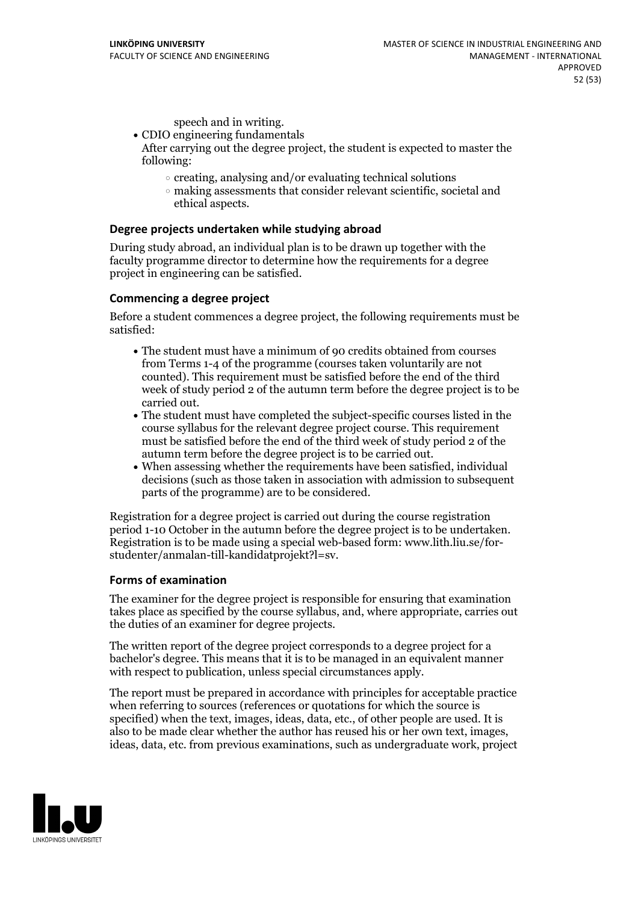speech and in writing.

- CDIO engineering fundamentals
  After carrying out the degree project, the student is expected to master the following:
  - creating, analysing and/or evaluating technical solutions
  - making assessments that consider relevant scientific, societal and ethical aspects.

### Degree projects undertaken while studying abroad

During study abroad, an individual plan is to be drawn up together with the faculty programme director to determine how the requirements for a degree project in engineering can be satisfied.

### Commencing a degree project

Before a student commences a degree project, the following requirements must be satisfied:

- The student must have a minimum of 90 credits obtained from courses from Terms 1-4 of the programme (courses taken voluntarily are not counted). This requirement must be satisfied before the end of the third week of study period 2 of the autumn term before the degree project is to be carried out.
- The student must have completed the subject-specific courses listed in the course syllabus for the relevant degree project course. This requirement must be satisfied before the end of the third week of study period 2 of the autumn term before the degree project is to be carried out.
- When assessing whether the requirements have been satisfied, individual decisions (such as those taken in association with admission to subsequent parts of the programme) are to be considered.

Registration for a degree project is carried out during the course registration period 1-10 October in the autumn before the degree project is to be undertaken. Registration is to be made using a special web-based form: www.lith.liu.se/for-studenter/anmalan-till-kandidatprojekt?l=sv.

### Forms of examination

The examiner for the degree project is responsible for ensuring that examination takes place as specified by the course syllabus, and, where appropriate, carries out the duties of an examiner for degree projects.

The written report of the degree project corresponds to a degree project for a bachelor's degree. This means that it is to be managed in an equivalent manner with respect to publication, unless special circumstances apply.

The report must be prepared in accordance with principles for acceptable practice when referring to sources (references or quotations for which the source is specified) when the text, images, ideas, data, etc., of other people are used. It is also to be made clear whether the author has reused his or her own text, images, ideas, data, etc. from previous examinations, such as undergraduate work, project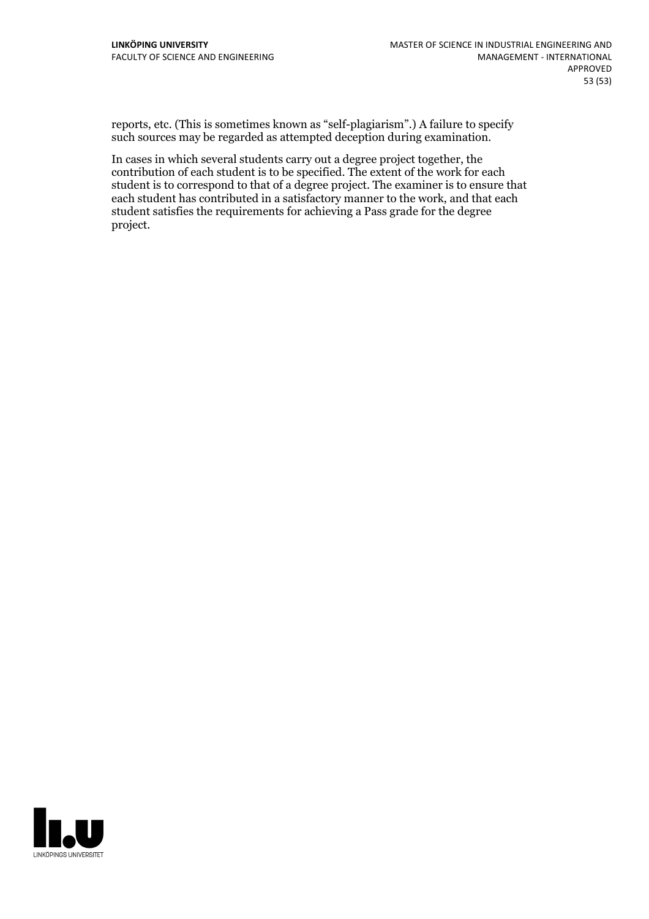reports, etc. (This is sometimes known as “self-plagiarism”.) A failure to specify such sources may be regarded as attempted deception during examination.

In cases in which several students carry out a degree project together, the contribution of each student is to be specified. The extent of the work for each student is to correspond to that of a degree project. The examiner is to ensure that each student has contributed in a satisfactory manner to the work, and that each student satisfies the requirements for achieving a Pass grade for the degree project.